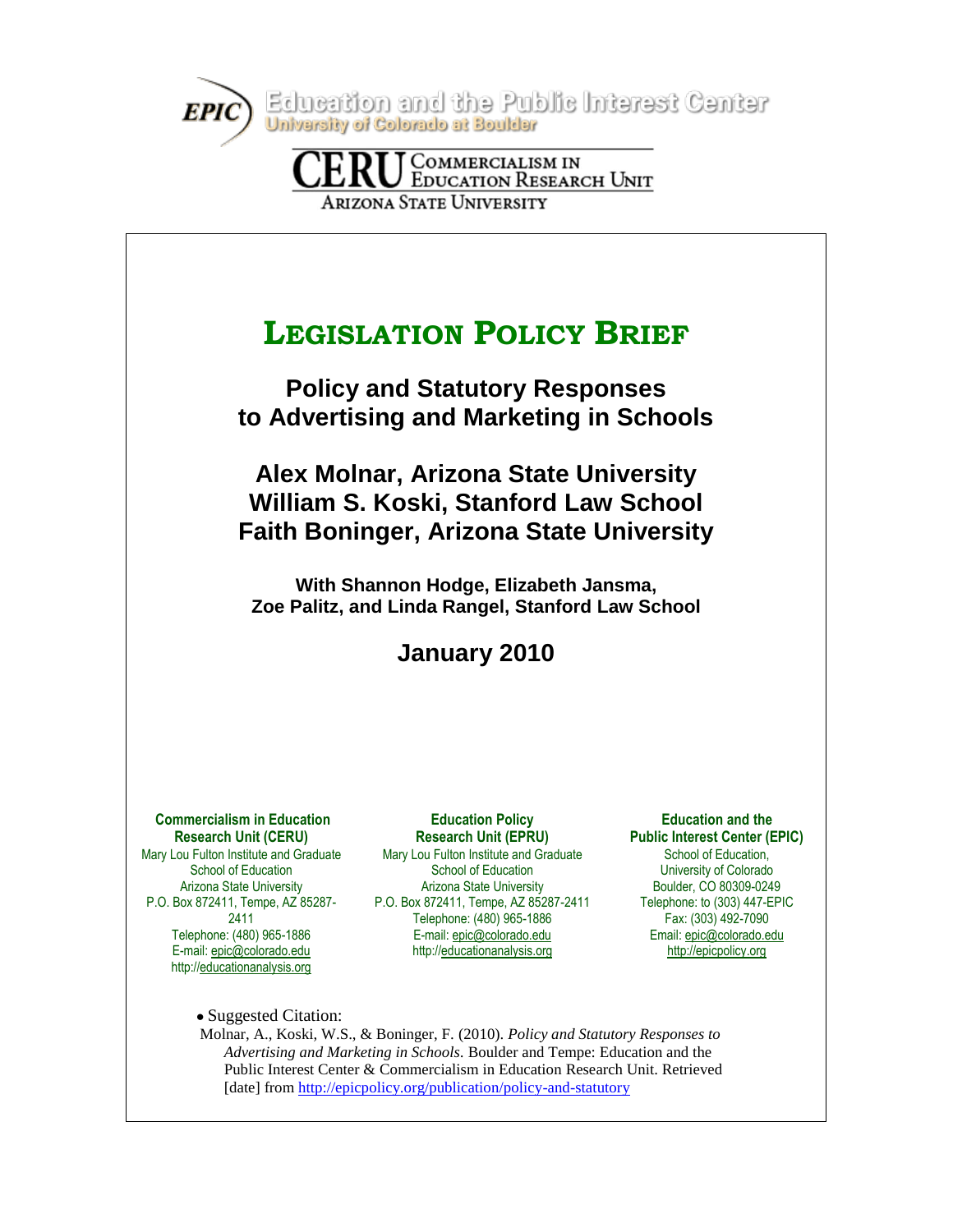Education and the Public Interest Center
University of Colorado at Boulder

CERU Commercialism in Education Research Unit
Arizona State University

# Legislation Policy Brief

## Policy and Statutory Responses to Advertising and Marketing in Schools

**Alex Molnar, Arizona State University**
**William S. Koski, Stanford Law School**
**Faith Boninger, Arizona State University**

**With Shannon Hodge, Elizabeth Jansma, Zoe Palitz, and Linda Rangel, Stanford Law School**

**January 2010**

**Commercialism in Education Research Unit (CERU)**
Mary Lou Fulton Institute and Graduate School of Education
Arizona State University
P.O. Box 872411, Tempe, AZ 85287-2411
Telephone: (480) 965-1886
E-mail: epic@colorado.edu
http://educationanalysis.org

**Education Policy Research Unit (EPRU)**
Mary Lou Fulton Institute and Graduate School of Education
Arizona State University
P.O. Box 872411, Tempe, AZ 85287-2411
Telephone: (480) 965-1886
E-mail: epic@colorado.edu
http://educationanalysis.org

**Education and the Public Interest Center (EPIC)**
School of Education,
University of Colorado
Boulder, CO 80309-0249
Telephone: to (303) 447-EPIC
Fax: (303) 492-7090
Email: epic@colorado.edu
http://epicpolicy.org

- Suggested Citation:

Molnar, A., Koski, W.S., & Boninger, F. (2010). *Policy and Statutory Responses to Advertising and Marketing in Schools.* Boulder and Tempe: Education and the Public Interest Center & Commercialism in Education Research Unit. Retrieved [date] from http://epicpolicy.org/publication/policy-and-statutory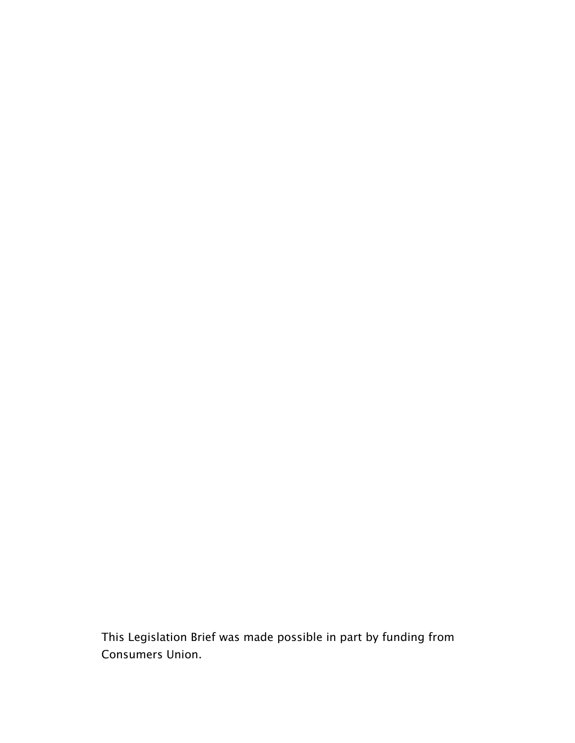This Legislation Brief was made possible in part by funding from Consumers Union.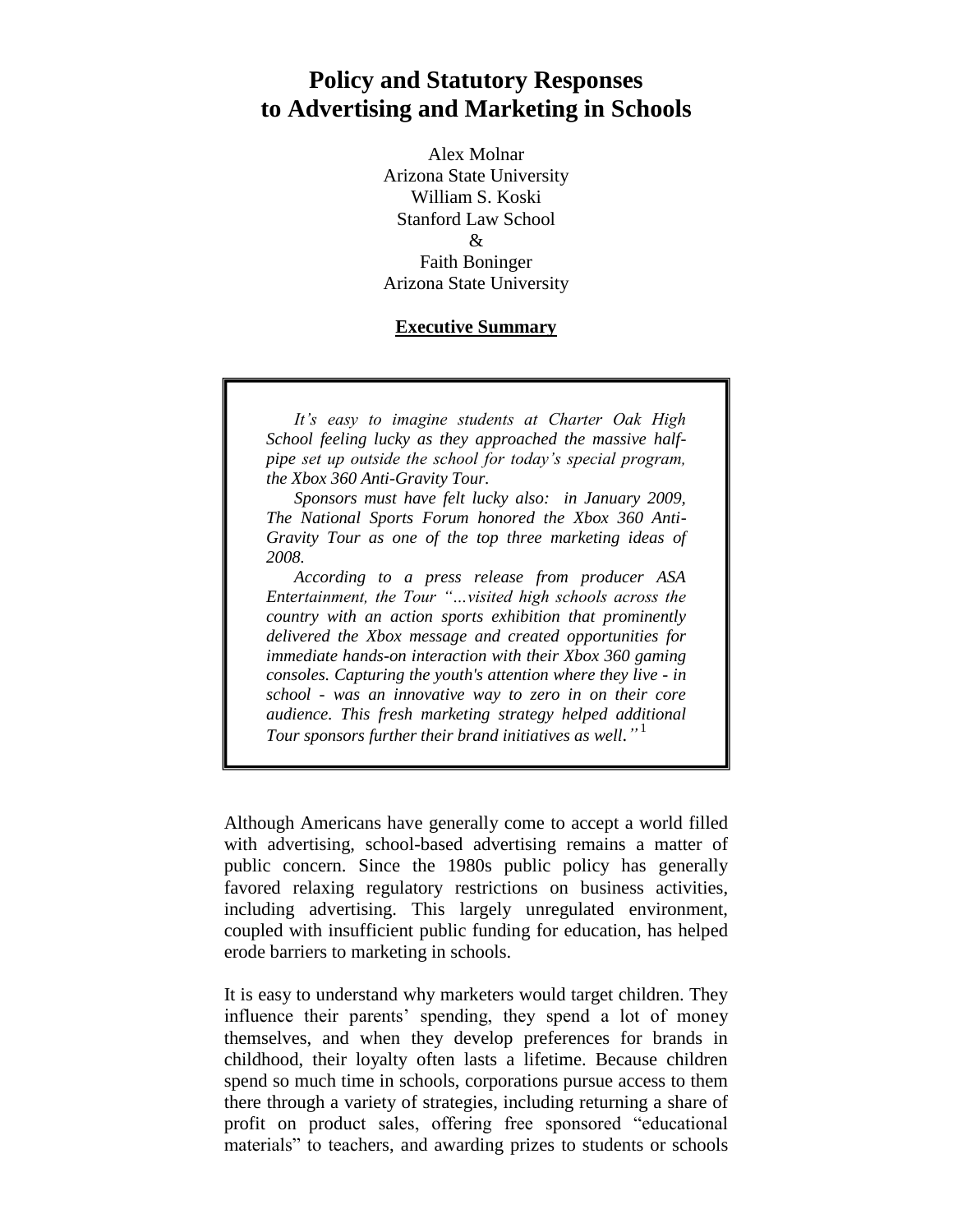# Policy and Statutory Responses to Advertising and Marketing in Schools

Alex Molnar
Arizona State University
William S. Koski
Stanford Law School
&
Faith Boninger
Arizona State University

**Executive Summary**

> *It's easy to imagine students at Charter Oak High School feeling lucky as they approached the massive half-pipe set up outside the school for today's special program, the Xbox 360 Anti-Gravity Tour.*
>
> *Sponsors must have felt lucky also: in January 2009, The National Sports Forum honored the Xbox 360 Anti-Gravity Tour as one of the top three marketing ideas of 2008.*
>
> *According to a press release from producer ASA Entertainment, the Tour "…visited high schools across the country with an action sports exhibition that prominently delivered the Xbox message and created opportunities for immediate hands-on interaction with their Xbox 360 gaming consoles. Capturing the youth's attention where they live - in school - was an innovative way to zero in on their core audience. This fresh marketing strategy helped additional Tour sponsors further their brand initiatives as well."*[1]

Although Americans have generally come to accept a world filled with advertising, school-based advertising remains a matter of public concern. Since the 1980s public policy has generally favored relaxing regulatory restrictions on business activities, including advertising. This largely unregulated environment, coupled with insufficient public funding for education, has helped erode barriers to marketing in schools.

It is easy to understand why marketers would target children. They influence their parents' spending, they spend a lot of money themselves, and when they develop preferences for brands in childhood, their loyalty often lasts a lifetime. Because children spend so much time in schools, corporations pursue access to them there through a variety of strategies, including returning a share of profit on product sales, offering free sponsored "educational materials" to teachers, and awarding prizes to students or schools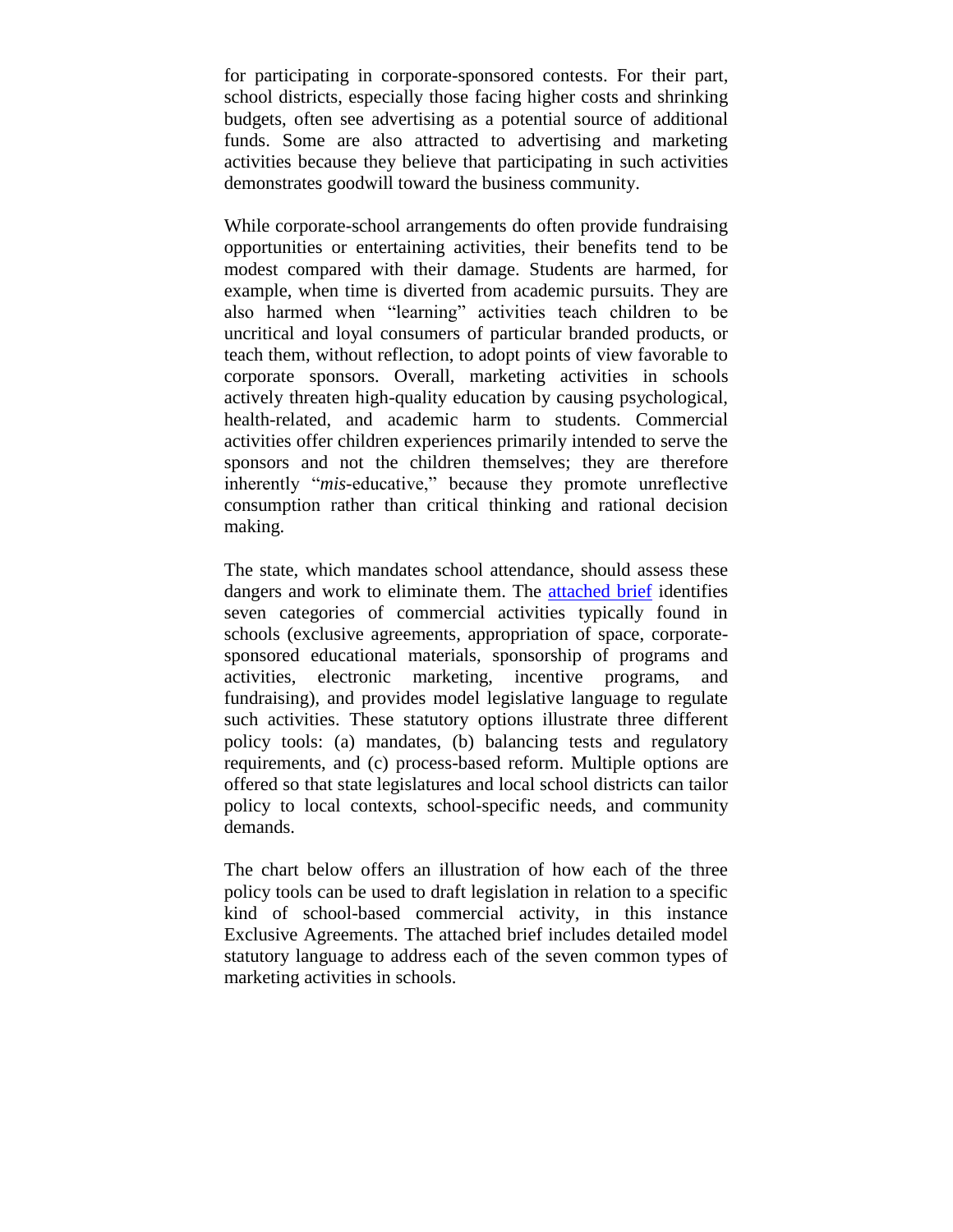for participating in corporate-sponsored contests. For their part, school districts, especially those facing higher costs and shrinking budgets, often see advertising as a potential source of additional funds. Some are also attracted to advertising and marketing activities because they believe that participating in such activities demonstrates goodwill toward the business community.

While corporate-school arrangements do often provide fundraising opportunities or entertaining activities, their benefits tend to be modest compared with their damage. Students are harmed, for example, when time is diverted from academic pursuits. They are also harmed when "learning" activities teach children to be uncritical and loyal consumers of particular branded products, or teach them, without reflection, to adopt points of view favorable to corporate sponsors. Overall, marketing activities in schools actively threaten high-quality education by causing psychological, health-related, and academic harm to students. Commercial activities offer children experiences primarily intended to serve the sponsors and not the children themselves; they are therefore inherently "*mis*-educative," because they promote unreflective consumption rather than critical thinking and rational decision making.

The state, which mandates school attendance, should assess these dangers and work to eliminate them. The attached brief identifies seven categories of commercial activities typically found in schools (exclusive agreements, appropriation of space, corporate-sponsored educational materials, sponsorship of programs and activities, electronic marketing, incentive programs, and fundraising), and provides model legislative language to regulate such activities. These statutory options illustrate three different policy tools: (a) mandates, (b) balancing tests and regulatory requirements, and (c) process-based reform. Multiple options are offered so that state legislatures and local school districts can tailor policy to local contexts, school-specific needs, and community demands.

The chart below offers an illustration of how each of the three policy tools can be used to draft legislation in relation to a specific kind of school-based commercial activity, in this instance Exclusive Agreements. The attached brief includes detailed model statutory language to address each of the seven common types of marketing activities in schools.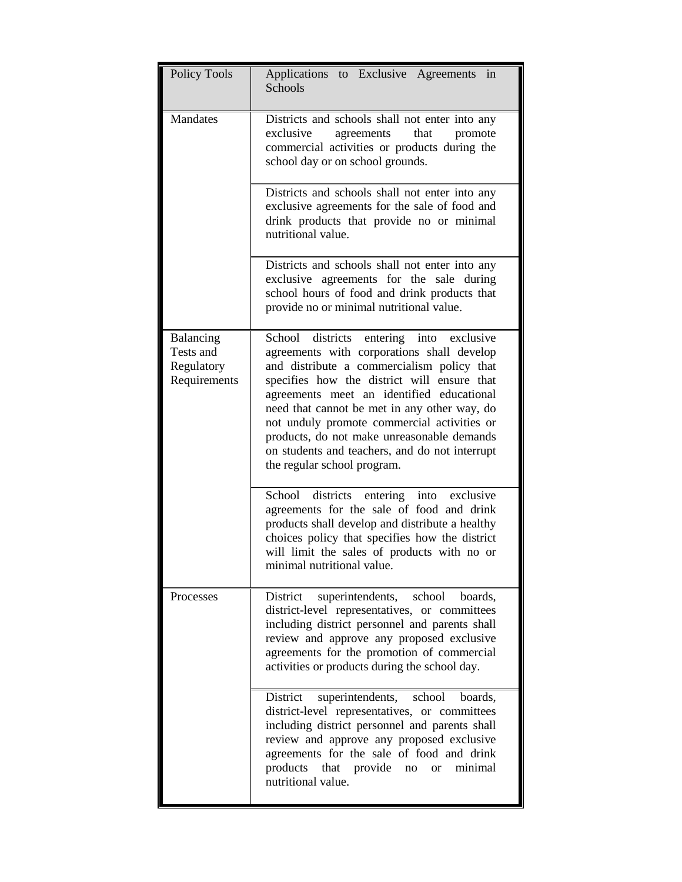| Policy Tools | Applications to Exclusive Agreements in Schools |
| --- | --- |
| Mandates | Districts and schools shall not enter into any exclusive agreements that promote commercial activities or products during the school day or on school grounds. |
| | Districts and schools shall not enter into any exclusive agreements for the sale of food and drink products that provide no or minimal nutritional value. |
| | Districts and schools shall not enter into any exclusive agreements for the sale during school hours of food and drink products that provide no or minimal nutritional value. |
| Balancing Tests and Regulatory Requirements | School districts entering into exclusive agreements with corporations shall develop and distribute a commercialism policy that specifies how the district will ensure that agreements meet an identified educational need that cannot be met in any other way, do not unduly promote commercial activities or products, do not make unreasonable demands on students and teachers, and do not interrupt the regular school program. |
| | School districts entering into exclusive agreements for the sale of food and drink products shall develop and distribute a healthy choices policy that specifies how the district will limit the sales of products with no or minimal nutritional value. |
| Processes | District superintendents, school boards, district-level representatives, or committees including district personnel and parents shall review and approve any proposed exclusive agreements for the promotion of commercial activities or products during the school day. |
| | District superintendents, school boards, district-level representatives, or committees including district personnel and parents shall review and approve any proposed exclusive agreements for the sale of food and drink products that provide no or minimal nutritional value. |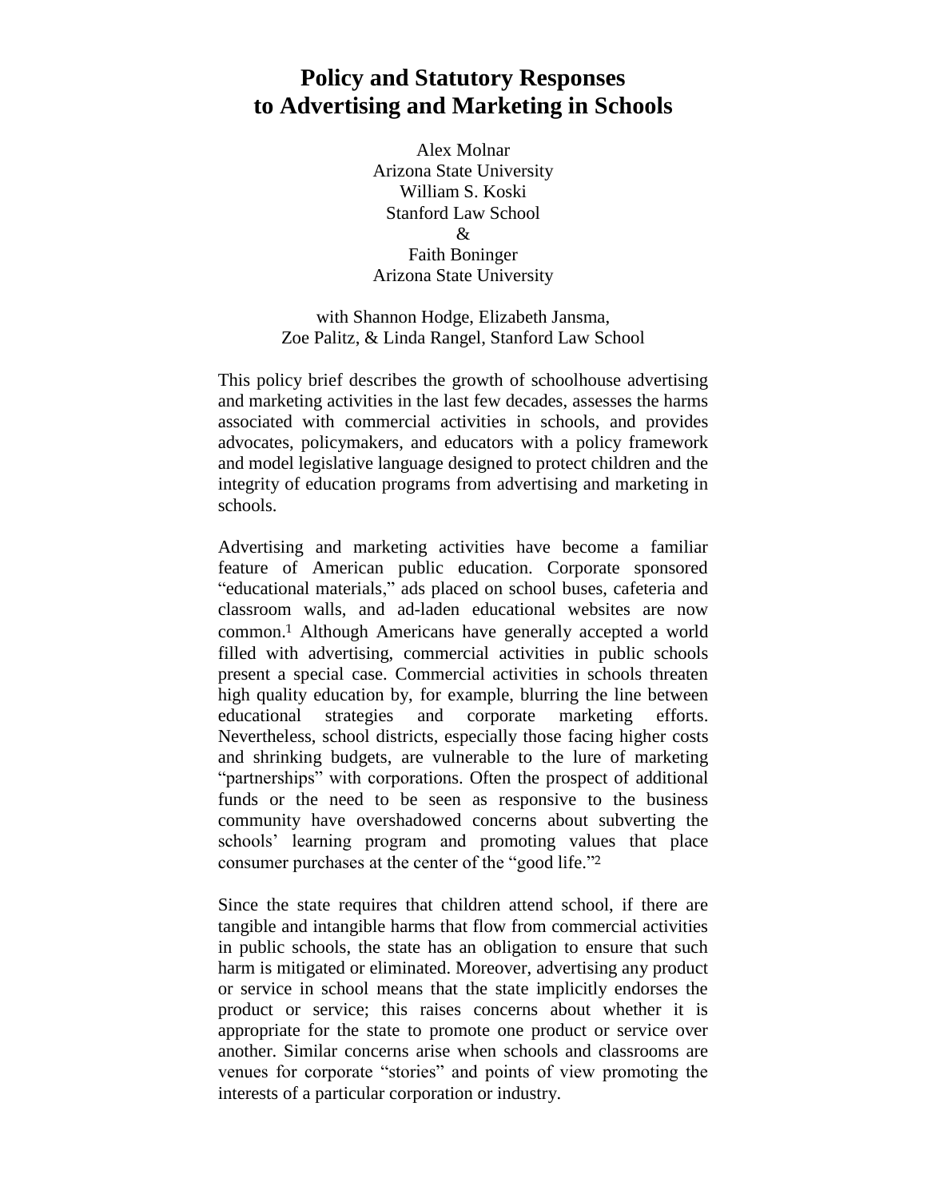# Policy and Statutory Responses to Advertising and Marketing in Schools

Alex Molnar
Arizona State University
William S. Koski
Stanford Law School
&
Faith Boninger
Arizona State University

with Shannon Hodge, Elizabeth Jansma,
Zoe Palitz, & Linda Rangel, Stanford Law School

This policy brief describes the growth of schoolhouse advertising and marketing activities in the last few decades, assesses the harms associated with commercial activities in schools, and provides advocates, policymakers, and educators with a policy framework and model legislative language designed to protect children and the integrity of education programs from advertising and marketing in schools.

Advertising and marketing activities have become a familiar feature of American public education. Corporate sponsored "educational materials," ads placed on school buses, cafeteria and classroom walls, and ad-laden educational websites are now common.[1] Although Americans have generally accepted a world filled with advertising, commercial activities in public schools present a special case. Commercial activities in schools threaten high quality education by, for example, blurring the line between educational strategies and corporate marketing efforts. Nevertheless, school districts, especially those facing higher costs and shrinking budgets, are vulnerable to the lure of marketing "partnerships" with corporations. Often the prospect of additional funds or the need to be seen as responsive to the business community have overshadowed concerns about subverting the schools' learning program and promoting values that place consumer purchases at the center of the "good life."[2]

Since the state requires that children attend school, if there are tangible and intangible harms that flow from commercial activities in public schools, the state has an obligation to ensure that such harm is mitigated or eliminated. Moreover, advertising any product or service in school means that the state implicitly endorses the product or service; this raises concerns about whether it is appropriate for the state to promote one product or service over another. Similar concerns arise when schools and classrooms are venues for corporate "stories" and points of view promoting the interests of a particular corporation or industry.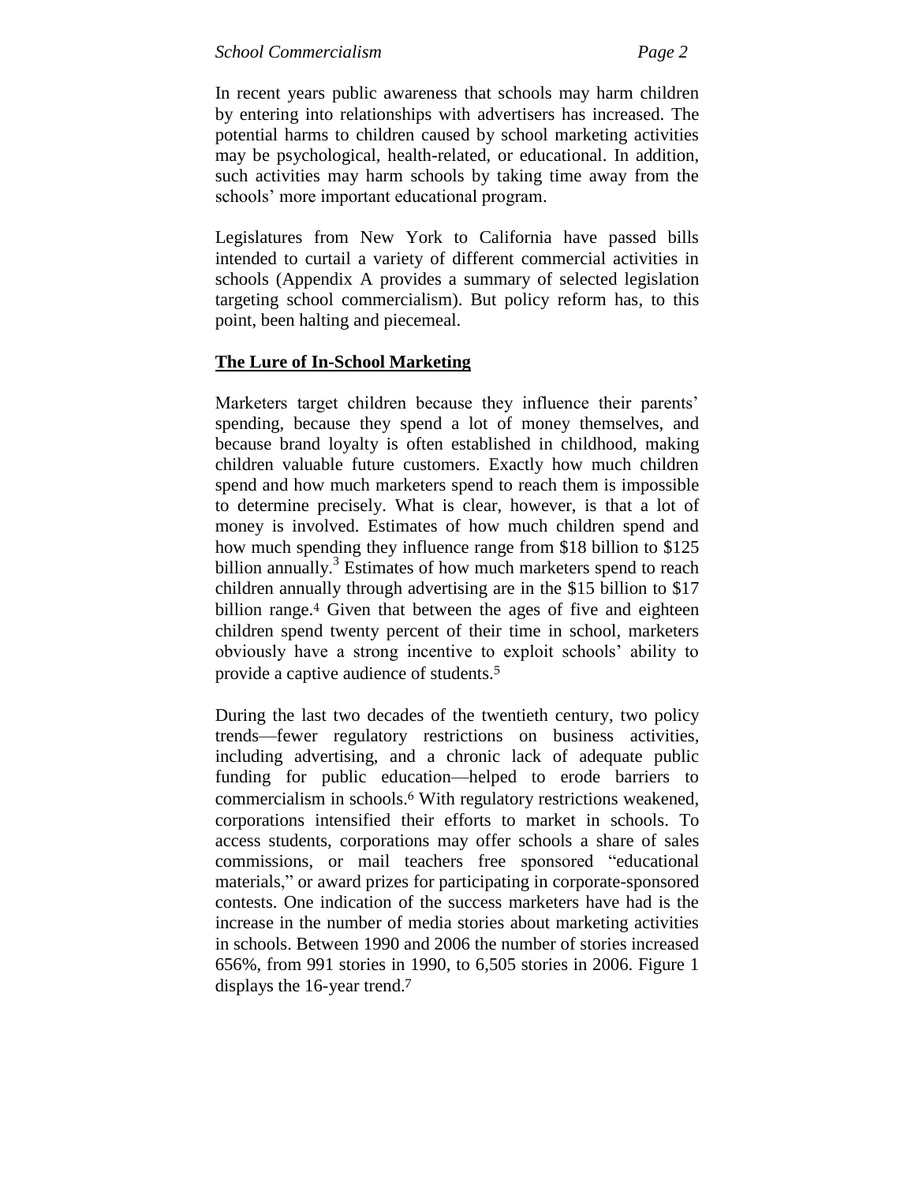In recent years public awareness that schools may harm children by entering into relationships with advertisers has increased. The potential harms to children caused by school marketing activities may be psychological, health-related, or educational. In addition, such activities may harm schools by taking time away from the schools' more important educational program.

Legislatures from New York to California have passed bills intended to curtail a variety of different commercial activities in schools (Appendix A provides a summary of selected legislation targeting school commercialism). But policy reform has, to this point, been halting and piecemeal.

## The Lure of In-School Marketing

Marketers target children because they influence their parents' spending, because they spend a lot of money themselves, and because brand loyalty is often established in childhood, making children valuable future customers. Exactly how much children spend and how much marketers spend to reach them is impossible to determine precisely. What is clear, however, is that a lot of money is involved. Estimates of how much children spend and how much spending they influence range from \$18 billion to \$125 billion annually.[3] Estimates of how much marketers spend to reach children annually through advertising are in the \$15 billion to \$17 billion range.[4] Given that between the ages of five and eighteen children spend twenty percent of their time in school, marketers obviously have a strong incentive to exploit schools' ability to provide a captive audience of students.[5]

During the last two decades of the twentieth century, two policy trends—fewer regulatory restrictions on business activities, including advertising, and a chronic lack of adequate public funding for public education—helped to erode barriers to commercialism in schools.[6] With regulatory restrictions weakened, corporations intensified their efforts to market in schools. To access students, corporations may offer schools a share of sales commissions, or mail teachers free sponsored "educational materials," or award prizes for participating in corporate-sponsored contests. One indication of the success marketers have had is the increase in the number of media stories about marketing activities in schools. Between 1990 and 2006 the number of stories increased 656%, from 991 stories in 1990, to 6,505 stories in 2006. Figure 1 displays the 16-year trend.[7]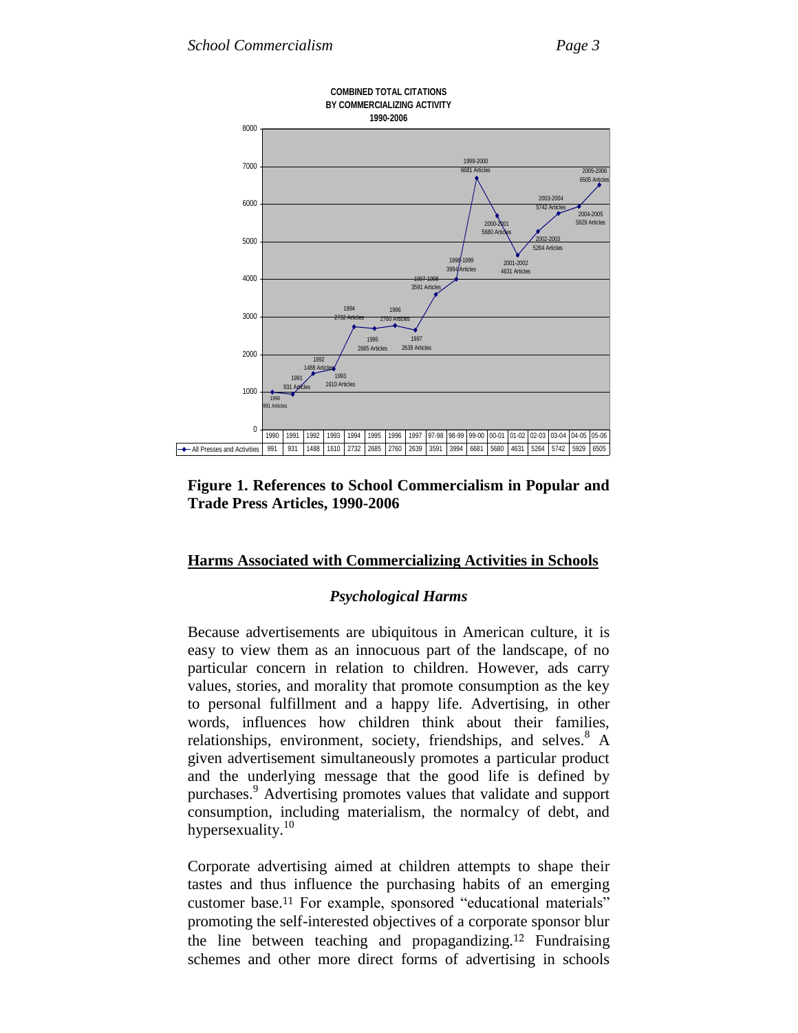**COMBINED TOTAL CITATIONS BY COMMERCIALIZING ACTIVITY 1990-2006**

| | 1990 | 1991 | 1992 | 1993 | 1994 | 1995 | 1996 | 1997 | 97-98 | 98-99 | 99-00 | 00-01 | 01-02 | 02-03 | 03-04 | 04-05 | 05-06 |
|---|---|---|---|---|---|---|---|---|---|---|---|---|---|---|---|---|---|
| All Presses and Activities | 991 | 931 | 1488 | 1610 | 2732 | 2685 | 2760 | 2639 | 3591 | 3994 | 6681 | 5680 | 4631 | 5264 | 5742 | 5929 | 6505 |

**Figure 1. References to School Commercialism in Popular and Trade Press Articles, 1990-2006**

## Harms Associated with Commercializing Activities in Schools

### *Psychological Harms*

Because advertisements are ubiquitous in American culture, it is easy to view them as an innocuous part of the landscape, of no particular concern in relation to children. However, ads carry values, stories, and morality that promote consumption as the key to personal fulfillment and a happy life. Advertising, in other words, influences how children think about their families, relationships, environment, society, friendships, and selves.[8] A given advertisement simultaneously promotes a particular product and the underlying message that the good life is defined by purchases.[9] Advertising promotes values that validate and support consumption, including materialism, the normalcy of debt, and hypersexuality.[10]

Corporate advertising aimed at children attempts to shape their tastes and thus influence the purchasing habits of an emerging customer base.[11] For example, sponsored "educational materials" promoting the self-interested objectives of a corporate sponsor blur the line between teaching and propagandizing.[12] Fundraising schemes and other more direct forms of advertising in schools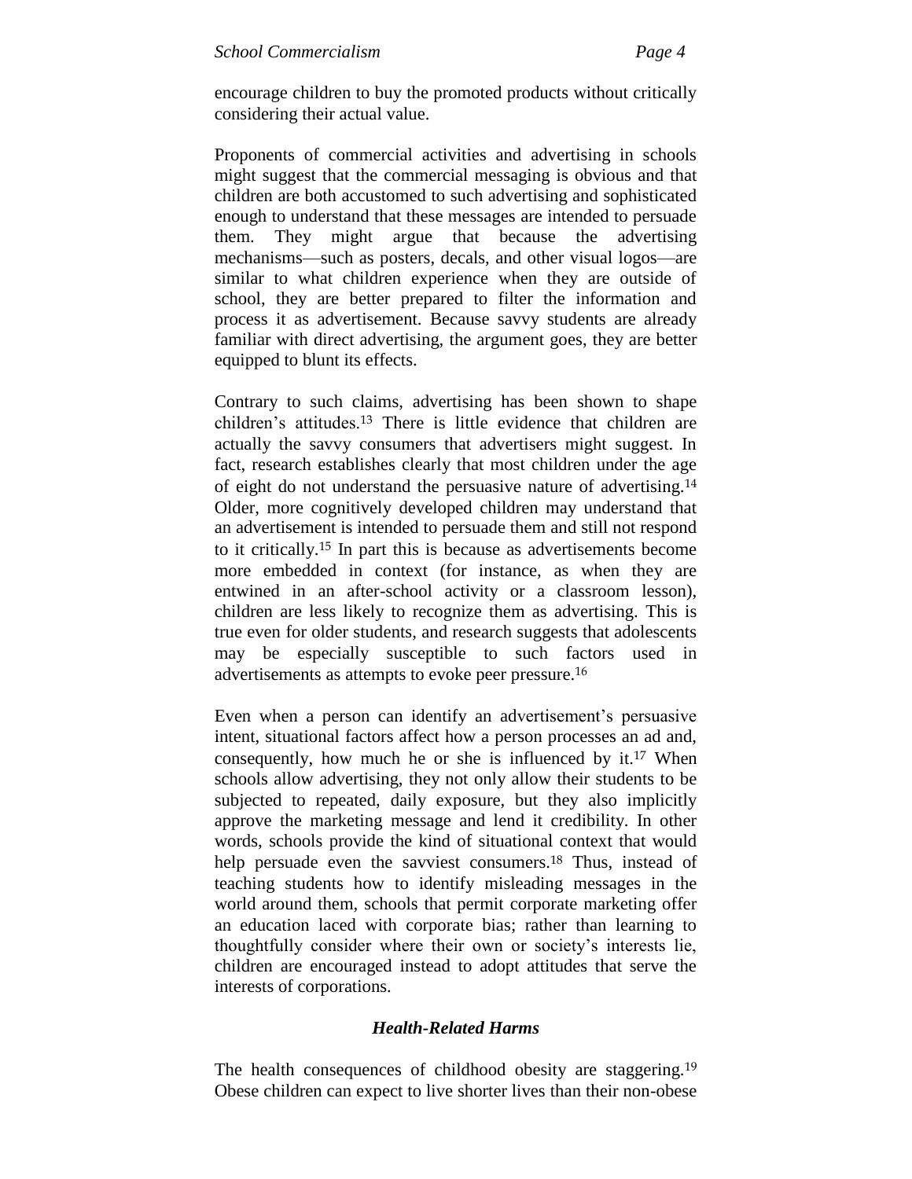encourage children to buy the promoted products without critically considering their actual value.

Proponents of commercial activities and advertising in schools might suggest that the commercial messaging is obvious and that children are both accustomed to such advertising and sophisticated enough to understand that these messages are intended to persuade them. They might argue that because the advertising mechanisms—such as posters, decals, and other visual logos—are similar to what children experience when they are outside of school, they are better prepared to filter the information and process it as advertisement. Because savvy students are already familiar with direct advertising, the argument goes, they are better equipped to blunt its effects.

Contrary to such claims, advertising has been shown to shape children's attitudes.[13] There is little evidence that children are actually the savvy consumers that advertisers might suggest. In fact, research establishes clearly that most children under the age of eight do not understand the persuasive nature of advertising.[14] Older, more cognitively developed children may understand that an advertisement is intended to persuade them and still not respond to it critically.[15] In part this is because as advertisements become more embedded in context (for instance, as when they are entwined in an after-school activity or a classroom lesson), children are less likely to recognize them as advertising. This is true even for older students, and research suggests that adolescents may be especially susceptible to such factors used in advertisements as attempts to evoke peer pressure.[16]

Even when a person can identify an advertisement's persuasive intent, situational factors affect how a person processes an ad and, consequently, how much he or she is influenced by it.[17] When schools allow advertising, they not only allow their students to be subjected to repeated, daily exposure, but they also implicitly approve the marketing message and lend it credibility. In other words, schools provide the kind of situational context that would help persuade even the savviest consumers.[18] Thus, instead of teaching students how to identify misleading messages in the world around them, schools that permit corporate marketing offer an education laced with corporate bias; rather than learning to thoughtfully consider where their own or society's interests lie, children are encouraged instead to adopt attitudes that serve the interests of corporations.

### *Health-Related Harms*

The health consequences of childhood obesity are staggering.[19] Obese children can expect to live shorter lives than their non-obese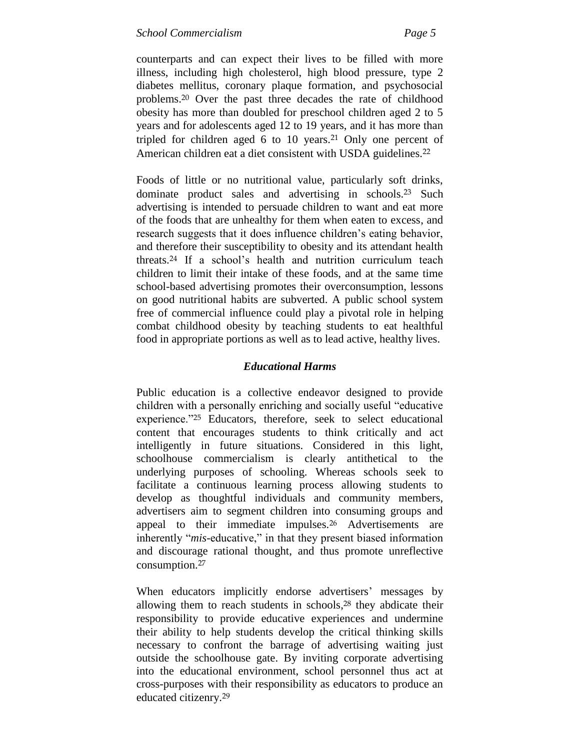counterparts and can expect their lives to be filled with more illness, including high cholesterol, high blood pressure, type 2 diabetes mellitus, coronary plaque formation, and psychosocial problems.[20] Over the past three decades the rate of childhood obesity has more than doubled for preschool children aged 2 to 5 years and for adolescents aged 12 to 19 years, and it has more than tripled for children aged 6 to 10 years.[21] Only one percent of American children eat a diet consistent with USDA guidelines.[22]

Foods of little or no nutritional value, particularly soft drinks, dominate product sales and advertising in schools.[23] Such advertising is intended to persuade children to want and eat more of the foods that are unhealthy for them when eaten to excess, and research suggests that it does influence children's eating behavior, and therefore their susceptibility to obesity and its attendant health threats.[24] If a school's health and nutrition curriculum teach children to limit their intake of these foods, and at the same time school-based advertising promotes their overconsumption, lessons on good nutritional habits are subverted. A public school system free of commercial influence could play a pivotal role in helping combat childhood obesity by teaching students to eat healthful food in appropriate portions as well as to lead active, healthy lives.

### *Educational Harms*

Public education is a collective endeavor designed to provide children with a personally enriching and socially useful "educative experience."[25] Educators, therefore, seek to select educational content that encourages students to think critically and act intelligently in future situations. Considered in this light, schoolhouse commercialism is clearly antithetical to the underlying purposes of schooling. Whereas schools seek to facilitate a continuous learning process allowing students to develop as thoughtful individuals and community members, advertisers aim to segment children into consuming groups and appeal to their immediate impulses.[26] Advertisements are inherently "*mis*-educative," in that they present biased information and discourage rational thought, and thus promote unreflective consumption.[27]

When educators implicitly endorse advertisers' messages by allowing them to reach students in schools,[28] they abdicate their responsibility to provide educative experiences and undermine their ability to help students develop the critical thinking skills necessary to confront the barrage of advertising waiting just outside the schoolhouse gate. By inviting corporate advertising into the educational environment, school personnel thus act at cross-purposes with their responsibility as educators to produce an educated citizenry.[29]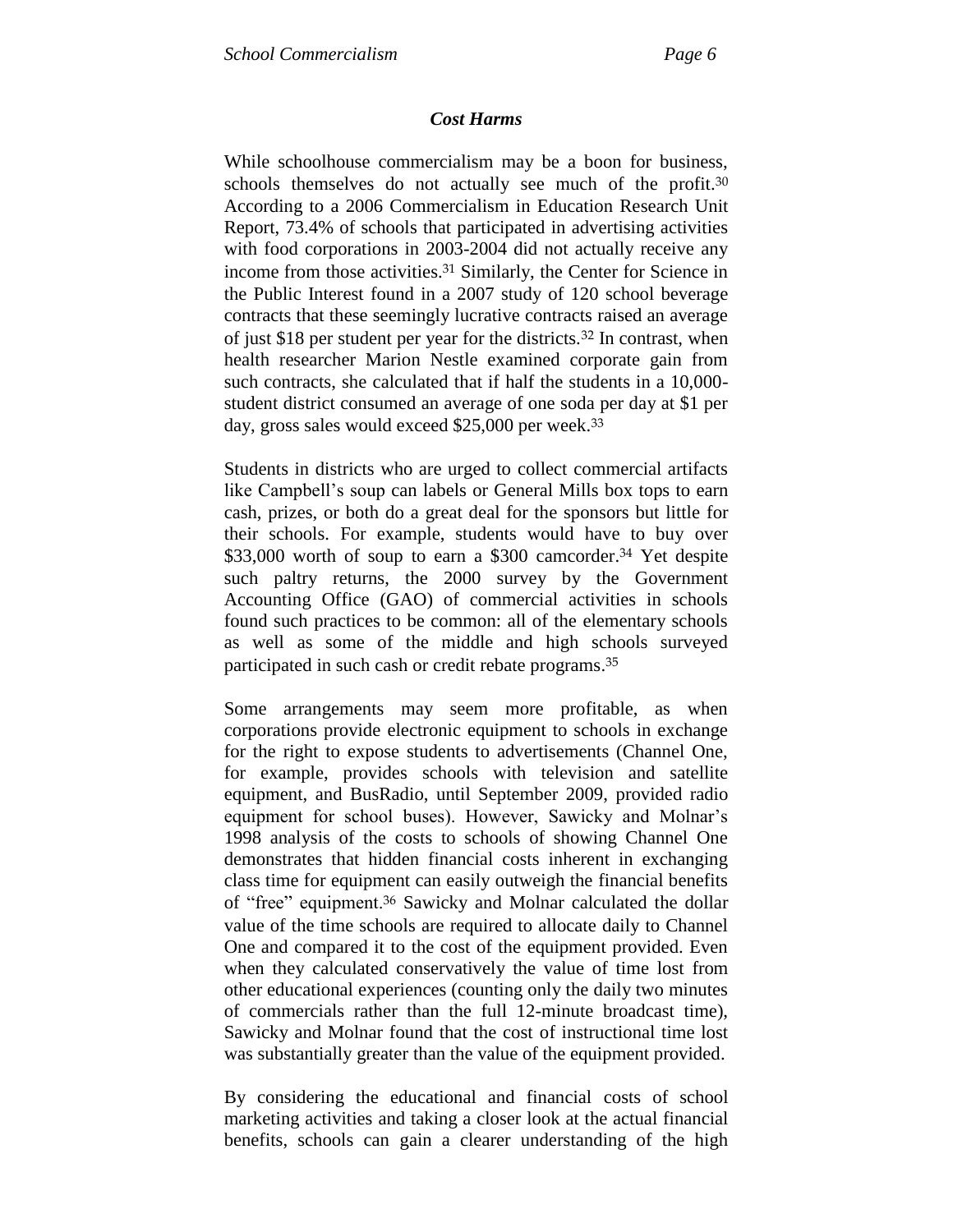### *Cost Harms*

While schoolhouse commercialism may be a boon for business, schools themselves do not actually see much of the profit.[30] According to a 2006 Commercialism in Education Research Unit Report, 73.4% of schools that participated in advertising activities with food corporations in 2003-2004 did not actually receive any income from those activities.[31] Similarly, the Center for Science in the Public Interest found in a 2007 study of 120 school beverage contracts that these seemingly lucrative contracts raised an average of just $18 per student per year for the districts.[32] In contrast, when health researcher Marion Nestle examined corporate gain from such contracts, she calculated that if half the students in a 10,000-student district consumed an average of one soda per day at $1 per day, gross sales would exceed $25,000 per week.[33]

Students in districts who are urged to collect commercial artifacts like Campbell's soup can labels or General Mills box tops to earn cash, prizes, or both do a great deal for the sponsors but little for their schools. For example, students would have to buy over $33,000 worth of soup to earn a $300 camcorder.[34] Yet despite such paltry returns, the 2000 survey by the Government Accounting Office (GAO) of commercial activities in schools found such practices to be common: all of the elementary schools as well as some of the middle and high schools surveyed participated in such cash or credit rebate programs.[35]

Some arrangements may seem more profitable, as when corporations provide electronic equipment to schools in exchange for the right to expose students to advertisements (Channel One, for example, provides schools with television and satellite equipment, and BusRadio, until September 2009, provided radio equipment for school buses). However, Sawicky and Molnar's 1998 analysis of the costs to schools of showing Channel One demonstrates that hidden financial costs inherent in exchanging class time for equipment can easily outweigh the financial benefits of "free" equipment.[36] Sawicky and Molnar calculated the dollar value of the time schools are required to allocate daily to Channel One and compared it to the cost of the equipment provided. Even when they calculated conservatively the value of time lost from other educational experiences (counting only the daily two minutes of commercials rather than the full 12-minute broadcast time), Sawicky and Molnar found that the cost of instructional time lost was substantially greater than the value of the equipment provided.

By considering the educational and financial costs of school marketing activities and taking a closer look at the actual financial benefits, schools can gain a clearer understanding of the high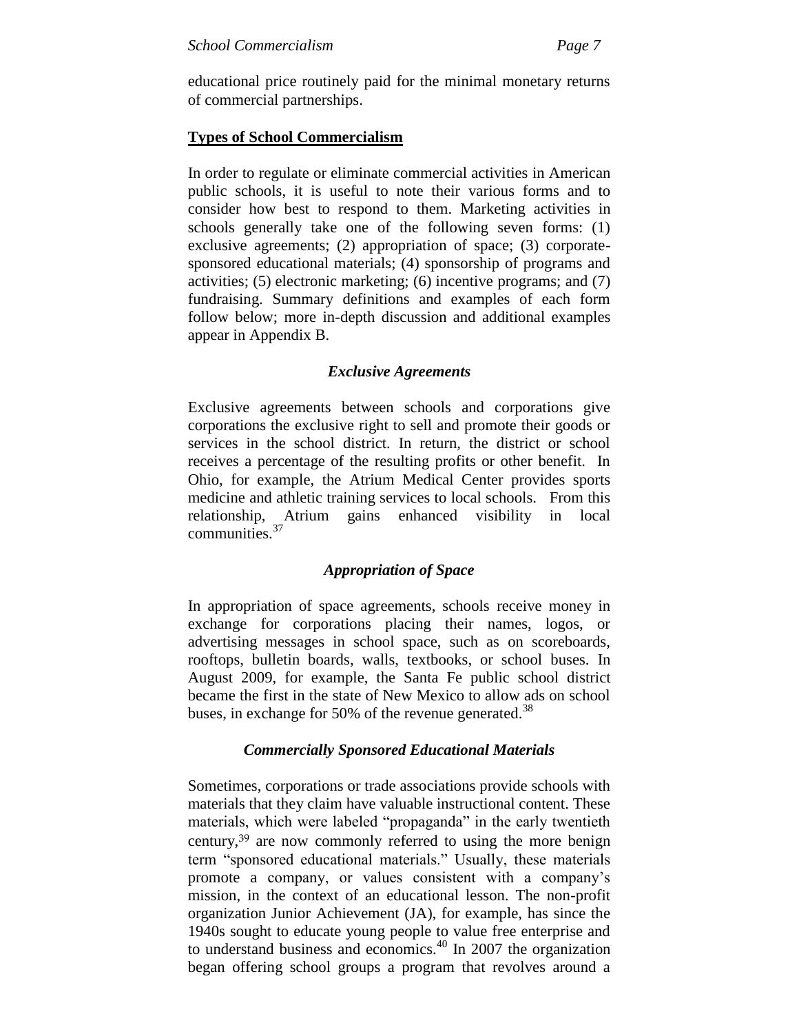educational price routinely paid for the minimal monetary returns of commercial partnerships.

## Types of School Commercialism

In order to regulate or eliminate commercial activities in American public schools, it is useful to note their various forms and to consider how best to respond to them. Marketing activities in schools generally take one of the following seven forms: (1) exclusive agreements; (2) appropriation of space; (3) corporate-sponsored educational materials; (4) sponsorship of programs and activities; (5) electronic marketing; (6) incentive programs; and (7) fundraising. Summary definitions and examples of each form follow below; more in-depth discussion and additional examples appear in Appendix B.

### *Exclusive Agreements*

Exclusive agreements between schools and corporations give corporations the exclusive right to sell and promote their goods or services in the school district. In return, the district or school receives a percentage of the resulting profits or other benefit. In Ohio, for example, the Atrium Medical Center provides sports medicine and athletic training services to local schools. From this relationship, Atrium gains enhanced visibility in local communities.[37]

### *Appropriation of Space*

In appropriation of space agreements, schools receive money in exchange for corporations placing their names, logos, or advertising messages in school space, such as on scoreboards, rooftops, bulletin boards, walls, textbooks, or school buses. In August 2009, for example, the Santa Fe public school district became the first in the state of New Mexico to allow ads on school buses, in exchange for 50% of the revenue generated.[38]

### *Commercially Sponsored Educational Materials*

Sometimes, corporations or trade associations provide schools with materials that they claim have valuable instructional content. These materials, which were labeled "propaganda" in the early twentieth century,[39] are now commonly referred to using the more benign term "sponsored educational materials." Usually, these materials promote a company, or values consistent with a company's mission, in the context of an educational lesson. The non-profit organization Junior Achievement (JA), for example, has since the 1940s sought to educate young people to value free enterprise and to understand business and economics.[40] In 2007 the organization began offering school groups a program that revolves around a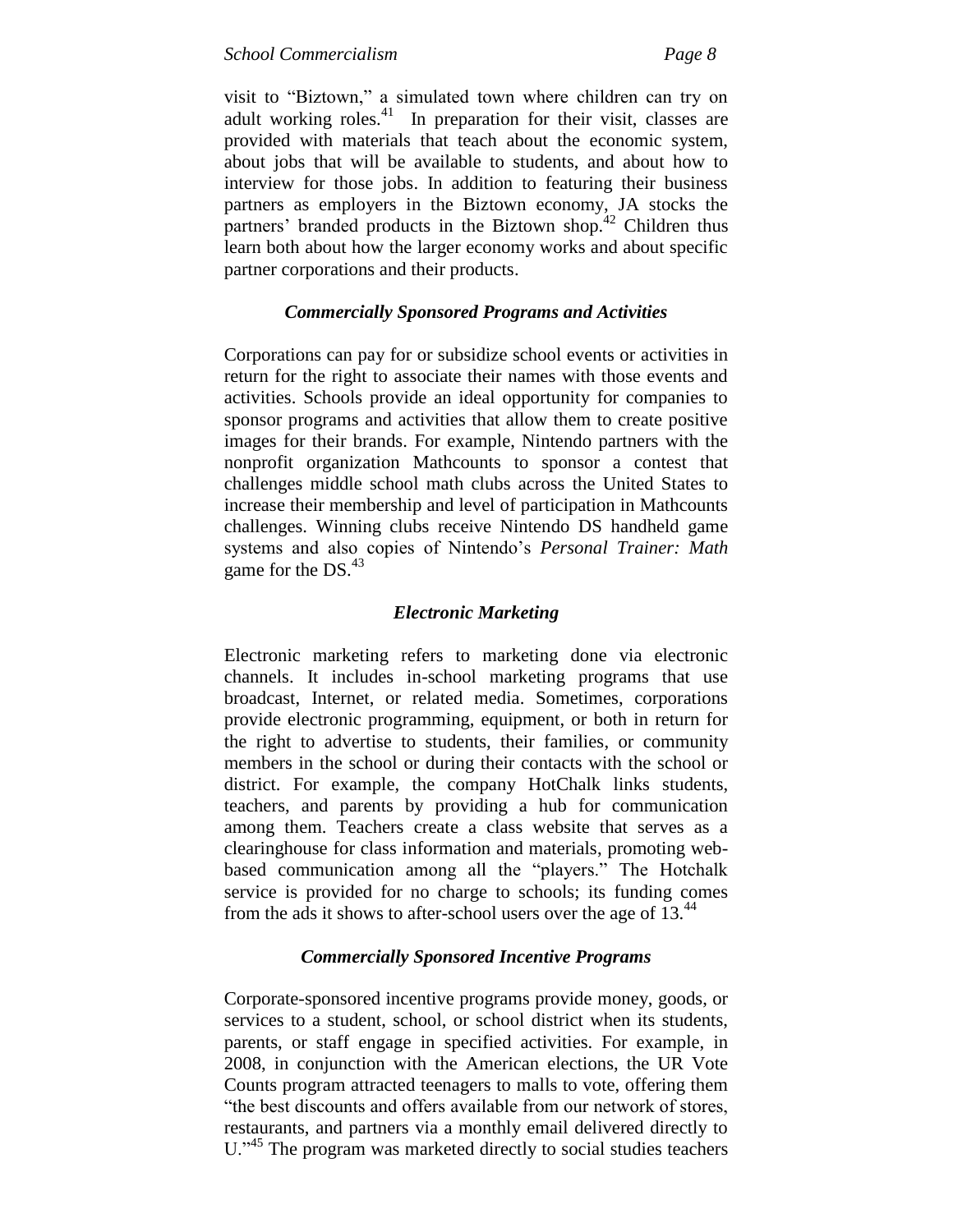visit to "Biztown," a simulated town where children can try on adult working roles.[41] In preparation for their visit, classes are provided with materials that teach about the economic system, about jobs that will be available to students, and about how to interview for those jobs. In addition to featuring their business partners as employers in the Biztown economy, JA stocks the partners' branded products in the Biztown shop.[42] Children thus learn both about how the larger economy works and about specific partner corporations and their products.

### *Commercially Sponsored Programs and Activities*

Corporations can pay for or subsidize school events or activities in return for the right to associate their names with those events and activities. Schools provide an ideal opportunity for companies to sponsor programs and activities that allow them to create positive images for their brands. For example, Nintendo partners with the nonprofit organization Mathcounts to sponsor a contest that challenges middle school math clubs across the United States to increase their membership and level of participation in Mathcounts challenges. Winning clubs receive Nintendo DS handheld game systems and also copies of Nintendo's *Personal Trainer: Math* game for the DS.[43]

### *Electronic Marketing*

Electronic marketing refers to marketing done via electronic channels. It includes in-school marketing programs that use broadcast, Internet, or related media. Sometimes, corporations provide electronic programming, equipment, or both in return for the right to advertise to students, their families, or community members in the school or during their contacts with the school or district. For example, the company HotChalk links students, teachers, and parents by providing a hub for communication among them. Teachers create a class website that serves as a clearinghouse for class information and materials, promoting web-based communication among all the "players." The Hotchalk service is provided for no charge to schools; its funding comes from the ads it shows to after-school users over the age of 13.[44]

### *Commercially Sponsored Incentive Programs*

Corporate-sponsored incentive programs provide money, goods, or services to a student, school, or school district when its students, parents, or staff engage in specified activities. For example, in 2008, in conjunction with the American elections, the UR Vote Counts program attracted teenagers to malls to vote, offering them "the best discounts and offers available from our network of stores, restaurants, and partners via a monthly email delivered directly to U."[45] The program was marketed directly to social studies teachers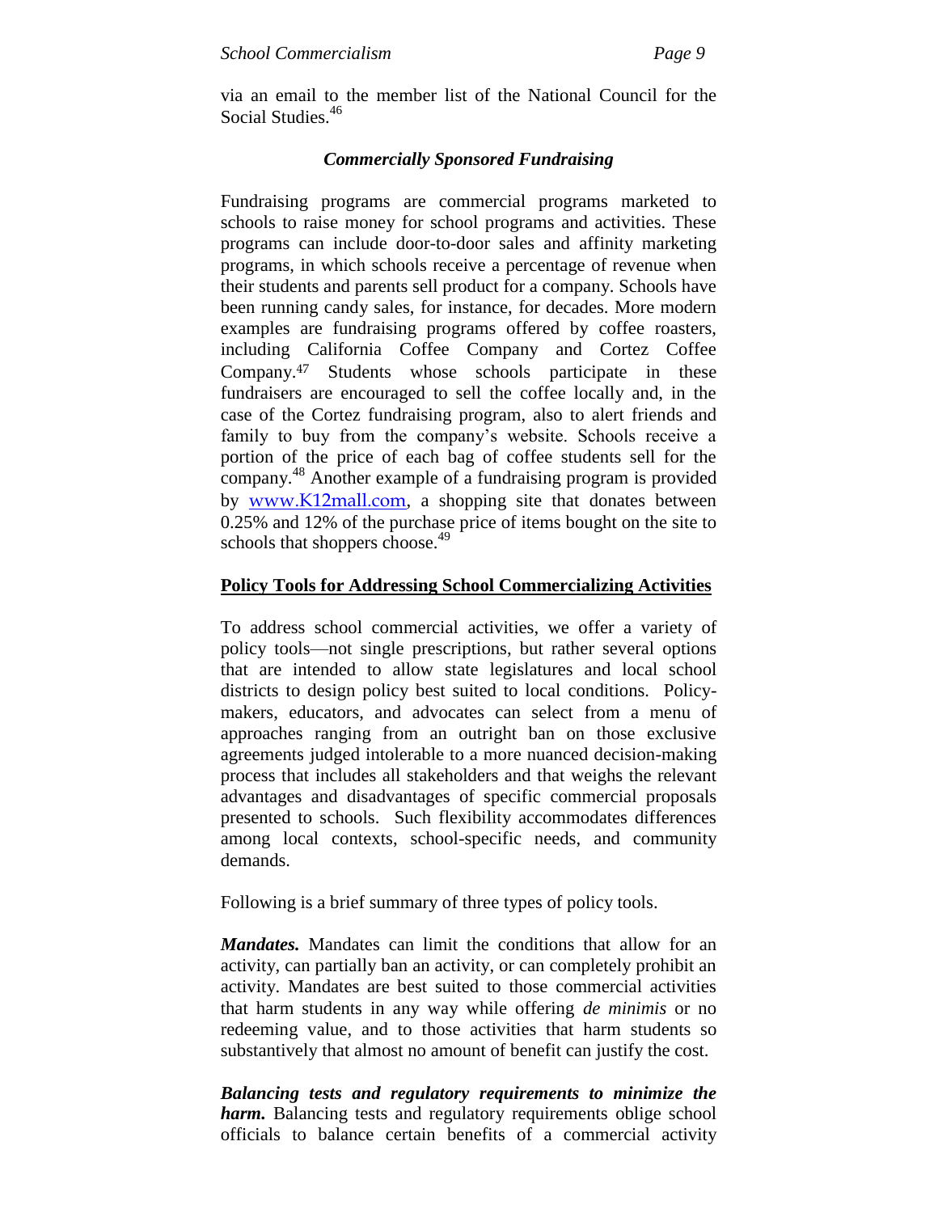via an email to the member list of the National Council for the Social Studies.[46]

### *Commercially Sponsored Fundraising*

Fundraising programs are commercial programs marketed to schools to raise money for school programs and activities. These programs can include door-to-door sales and affinity marketing programs, in which schools receive a percentage of revenue when their students and parents sell product for a company. Schools have been running candy sales, for instance, for decades. More modern examples are fundraising programs offered by coffee roasters, including California Coffee Company and Cortez Coffee Company.[47] Students whose schools participate in these fundraisers are encouraged to sell the coffee locally and, in the case of the Cortez fundraising program, also to alert friends and family to buy from the company's website. Schools receive a portion of the price of each bag of coffee students sell for the company.[48] Another example of a fundraising program is provided by www.K12mall.com, a shopping site that donates between 0.25% and 12% of the purchase price of items bought on the site to schools that shoppers choose.[49]

## Policy Tools for Addressing School Commercializing Activities

To address school commercial activities, we offer a variety of policy tools—not single prescriptions, but rather several options that are intended to allow state legislatures and local school districts to design policy best suited to local conditions. Policy-makers, educators, and advocates can select from a menu of approaches ranging from an outright ban on those exclusive agreements judged intolerable to a more nuanced decision-making process that includes all stakeholders and that weighs the relevant advantages and disadvantages of specific commercial proposals presented to schools. Such flexibility accommodates differences among local contexts, school-specific needs, and community demands.

Following is a brief summary of three types of policy tools.

***Mandates.*** Mandates can limit the conditions that allow for an activity, can partially ban an activity, or can completely prohibit an activity. Mandates are best suited to those commercial activities that harm students in any way while offering *de minimis* or no redeeming value, and to those activities that harm students so substantively that almost no amount of benefit can justify the cost.

***Balancing tests and regulatory requirements to minimize the harm.*** Balancing tests and regulatory requirements oblige school officials to balance certain benefits of a commercial activity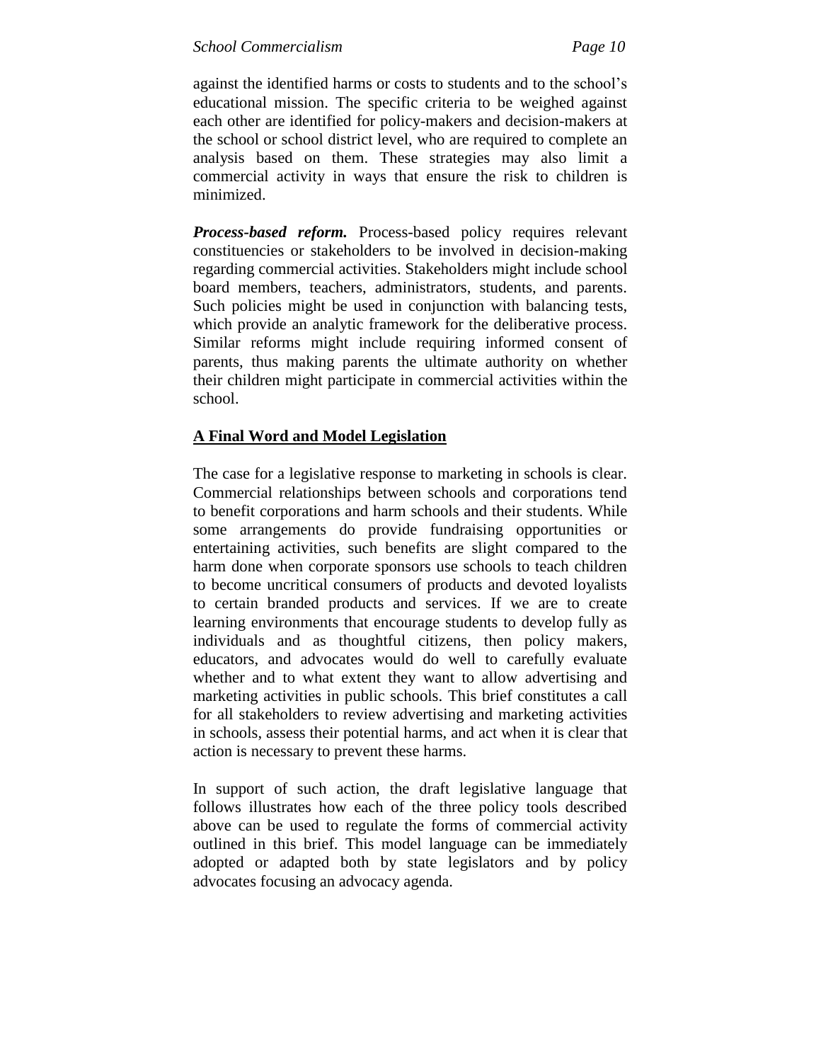against the identified harms or costs to students and to the school's educational mission. The specific criteria to be weighed against each other are identified for policy-makers and decision-makers at the school or school district level, who are required to complete an analysis based on them. These strategies may also limit a commercial activity in ways that ensure the risk to children is minimized.

***Process-based reform.*** Process-based policy requires relevant constituencies or stakeholders to be involved in decision-making regarding commercial activities. Stakeholders might include school board members, teachers, administrators, students, and parents. Such policies might be used in conjunction with balancing tests, which provide an analytic framework for the deliberative process. Similar reforms might include requiring informed consent of parents, thus making parents the ultimate authority on whether their children might participate in commercial activities within the school.

## A Final Word and Model Legislation

The case for a legislative response to marketing in schools is clear. Commercial relationships between schools and corporations tend to benefit corporations and harm schools and their students. While some arrangements do provide fundraising opportunities or entertaining activities, such benefits are slight compared to the harm done when corporate sponsors use schools to teach children to become uncritical consumers of products and devoted loyalists to certain branded products and services. If we are to create learning environments that encourage students to develop fully as individuals and as thoughtful citizens, then policy makers, educators, and advocates would do well to carefully evaluate whether and to what extent they want to allow advertising and marketing activities in public schools. This brief constitutes a call for all stakeholders to review advertising and marketing activities in schools, assess their potential harms, and act when it is clear that action is necessary to prevent these harms.

In support of such action, the draft legislative language that follows illustrates how each of the three policy tools described above can be used to regulate the forms of commercial activity outlined in this brief. This model language can be immediately adopted or adapted both by state legislators and by policy advocates focusing an advocacy agenda.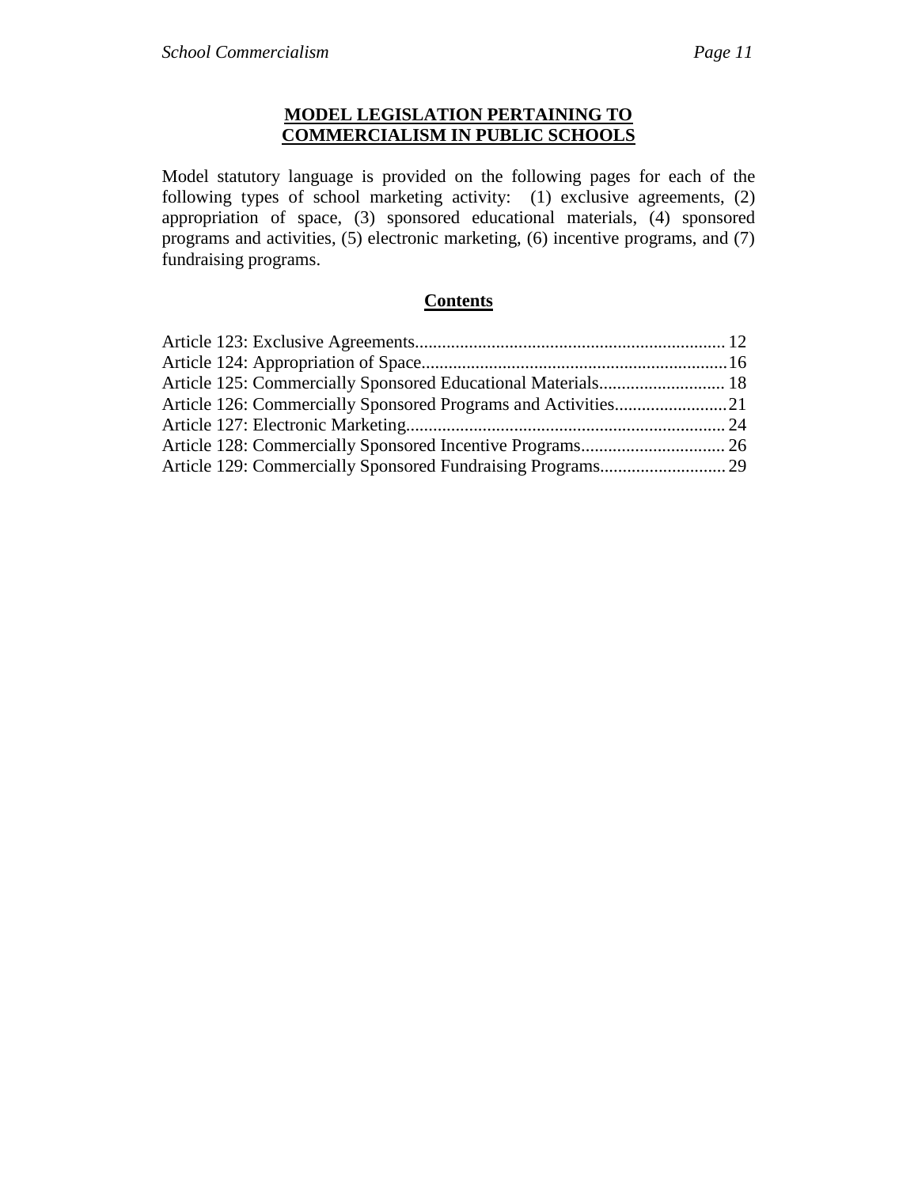# MODEL LEGISLATION PERTAINING TO COMMERCIALISM IN PUBLIC SCHOOLS

Model statutory language is provided on the following pages for each of the following types of school marketing activity: (1) exclusive agreements, (2) appropriation of space, (3) sponsored educational materials, (4) sponsored programs and activities, (5) electronic marketing, (6) incentive programs, and (7) fundraising programs.

## Contents

Article 123: Exclusive Agreements.................................................................... 12
Article 124: Appropriation of Space...................................................................16
Article 125: Commercially Sponsored Educational Materials............................ 18
Article 126: Commercially Sponsored Programs and Activities.........................21
Article 127: Electronic Marketing....................................................................... 24
Article 128: Commercially Sponsored Incentive Programs................................ 26
Article 129: Commercially Sponsored Fundraising Programs............................ 29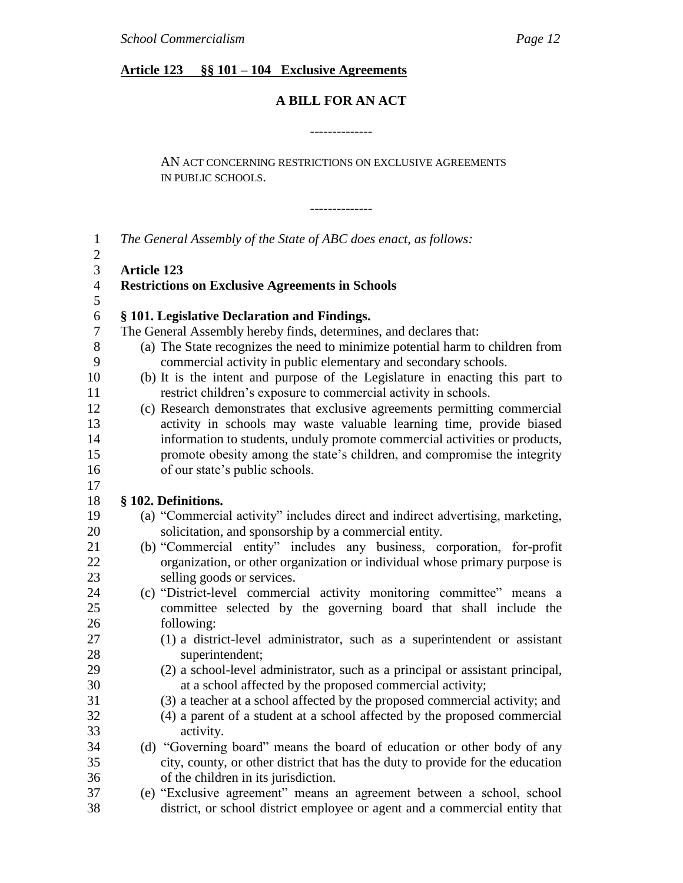**Article 123 §§ 101 – 104 Exclusive Agreements**

**A BILL FOR AN ACT**

--------------

AN ACT CONCERNING RESTRICTIONS ON EXCLUSIVE AGREEMENTS IN PUBLIC SCHOOLS.

--------------

*The General Assembly of the State of ABC does enact, as follows:*

**Article 123**
**Restrictions on Exclusive Agreements in Schools**

**§ 101. Legislative Declaration and Findings.**

The General Assembly hereby finds, determines, and declares that:

(a) The State recognizes the need to minimize potential harm to children from commercial activity in public elementary and secondary schools.

(b) It is the intent and purpose of the Legislature in enacting this part to restrict children's exposure to commercial activity in schools.

(c) Research demonstrates that exclusive agreements permitting commercial activity in schools may waste valuable learning time, provide biased information to students, unduly promote commercial activities or products, promote obesity among the state's children, and compromise the integrity of our state's public schools.

**§ 102. Definitions.**

(a) "Commercial activity" includes direct and indirect advertising, marketing, solicitation, and sponsorship by a commercial entity.

(b) "Commercial entity" includes any business, corporation, for-profit organization, or other organization or individual whose primary purpose is selling goods or services.

(c) "District-level commercial activity monitoring committee" means a committee selected by the governing board that shall include the following:

(1) a district-level administrator, such as a superintendent or assistant superintendent;

(2) a school-level administrator, such as a principal or assistant principal, at a school affected by the proposed commercial activity;

(3) a teacher at a school affected by the proposed commercial activity; and

(4) a parent of a student at a school affected by the proposed commercial activity.

(d) "Governing board" means the board of education or other body of any city, county, or other district that has the duty to provide for the education of the children in its jurisdiction.

(e) "Exclusive agreement" means an agreement between a school, school district, or school district employee or agent and a commercial entity that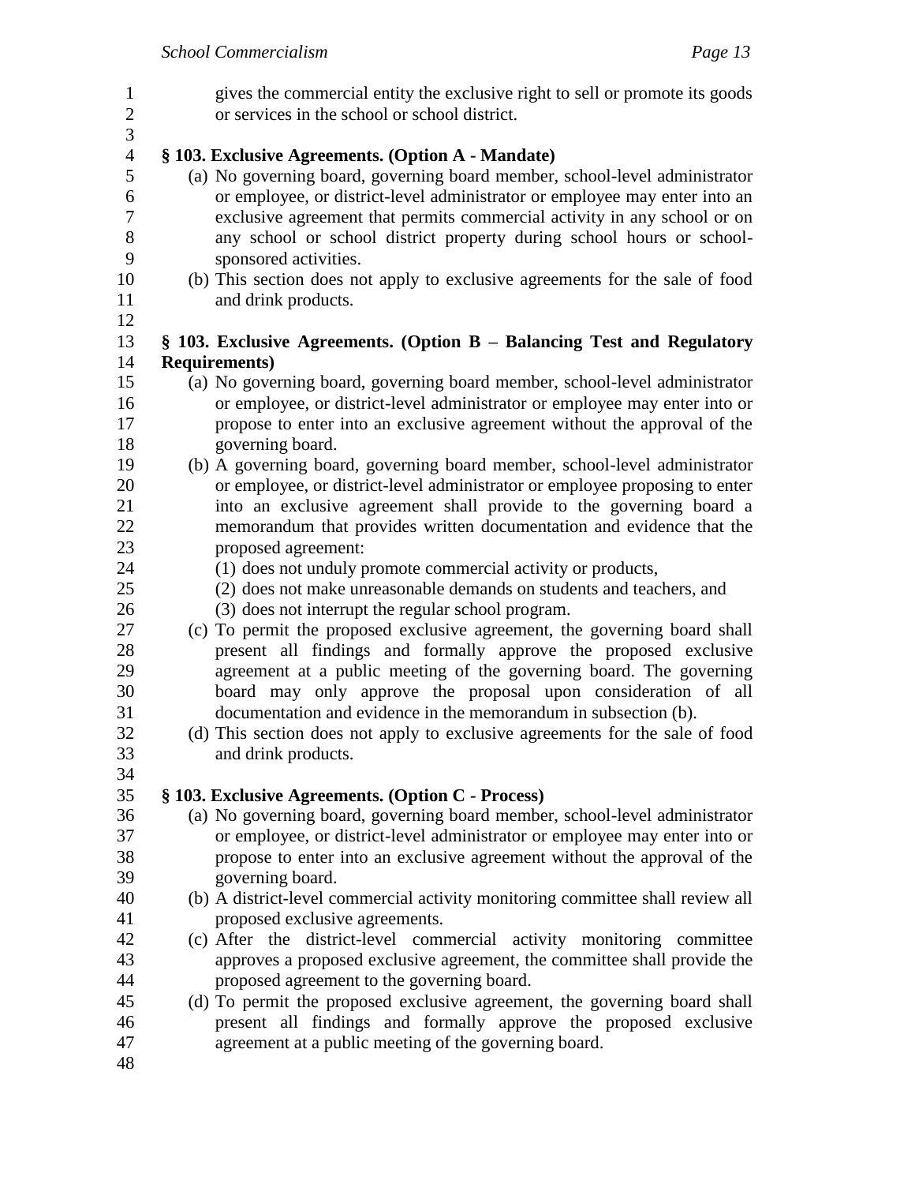gives the commercial entity the exclusive right to sell or promote its goods or services in the school or school district.

**§ 103. Exclusive Agreements. (Option A - Mandate)**

(a) No governing board, governing board member, school-level administrator or employee, or district-level administrator or employee may enter into an exclusive agreement that permits commercial activity in any school or on any school or school district property during school hours or school-sponsored activities.

(b) This section does not apply to exclusive agreements for the sale of food and drink products.

**§ 103. Exclusive Agreements. (Option B – Balancing Test and Regulatory Requirements)**

(a) No governing board, governing board member, school-level administrator or employee, or district-level administrator or employee may enter into or propose to enter into an exclusive agreement without the approval of the governing board.

(b) A governing board, governing board member, school-level administrator or employee, or district-level administrator or employee proposing to enter into an exclusive agreement shall provide to the governing board a memorandum that provides written documentation and evidence that the proposed agreement:

(1) does not unduly promote commercial activity or products,

(2) does not make unreasonable demands on students and teachers, and

(3) does not interrupt the regular school program.

(c) To permit the proposed exclusive agreement, the governing board shall present all findings and formally approve the proposed exclusive agreement at a public meeting of the governing board. The governing board may only approve the proposal upon consideration of all documentation and evidence in the memorandum in subsection (b).

(d) This section does not apply to exclusive agreements for the sale of food and drink products.

**§ 103. Exclusive Agreements. (Option C - Process)**

(a) No governing board, governing board member, school-level administrator or employee, or district-level administrator or employee may enter into or propose to enter into an exclusive agreement without the approval of the governing board.

(b) A district-level commercial activity monitoring committee shall review all proposed exclusive agreements.

(c) After the district-level commercial activity monitoring committee approves a proposed exclusive agreement, the committee shall provide the proposed agreement to the governing board.

(d) To permit the proposed exclusive agreement, the governing board shall present all findings and formally approve the proposed exclusive agreement at a public meeting of the governing board.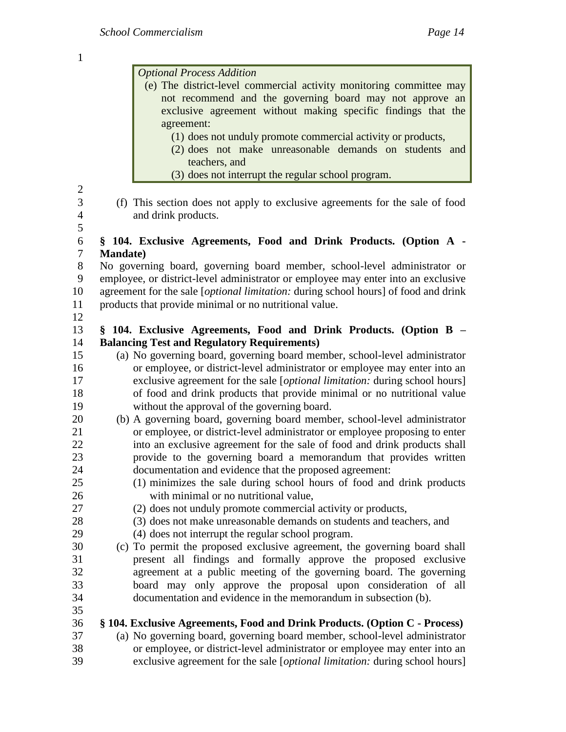*Optional Process Addition*

(e) The district-level commercial activity monitoring committee may not recommend and the governing board may not approve an exclusive agreement without making specific findings that the agreement:

(1) does not unduly promote commercial activity or products,

(2) does not make unreasonable demands on students and teachers, and

(3) does not interrupt the regular school program.

(f) This section does not apply to exclusive agreements for the sale of food and drink products.

**§ 104. Exclusive Agreements, Food and Drink Products. (Option A - Mandate)**

No governing board, governing board member, school-level administrator or employee, or district-level administrator or employee may enter into an exclusive agreement for the sale [*optional limitation:* during school hours] of food and drink products that provide minimal or no nutritional value.

**§ 104. Exclusive Agreements, Food and Drink Products. (Option B – Balancing Test and Regulatory Requirements)**

(a) No governing board, governing board member, school-level administrator or employee, or district-level administrator or employee may enter into an exclusive agreement for the sale [*optional limitation:* during school hours] of food and drink products that provide minimal or no nutritional value without the approval of the governing board.

(b) A governing board, governing board member, school-level administrator or employee, or district-level administrator or employee proposing to enter into an exclusive agreement for the sale of food and drink products shall provide to the governing board a memorandum that provides written documentation and evidence that the proposed agreement:

(1) minimizes the sale during school hours of food and drink products with minimal or no nutritional value,

(2) does not unduly promote commercial activity or products,

(3) does not make unreasonable demands on students and teachers, and

(4) does not interrupt the regular school program.

(c) To permit the proposed exclusive agreement, the governing board shall present all findings and formally approve the proposed exclusive agreement at a public meeting of the governing board. The governing board may only approve the proposal upon consideration of all documentation and evidence in the memorandum in subsection (b).

**§ 104. Exclusive Agreements, Food and Drink Products. (Option C - Process)**

(a) No governing board, governing board member, school-level administrator or employee, or district-level administrator or employee may enter into an exclusive agreement for the sale [*optional limitation:* during school hours]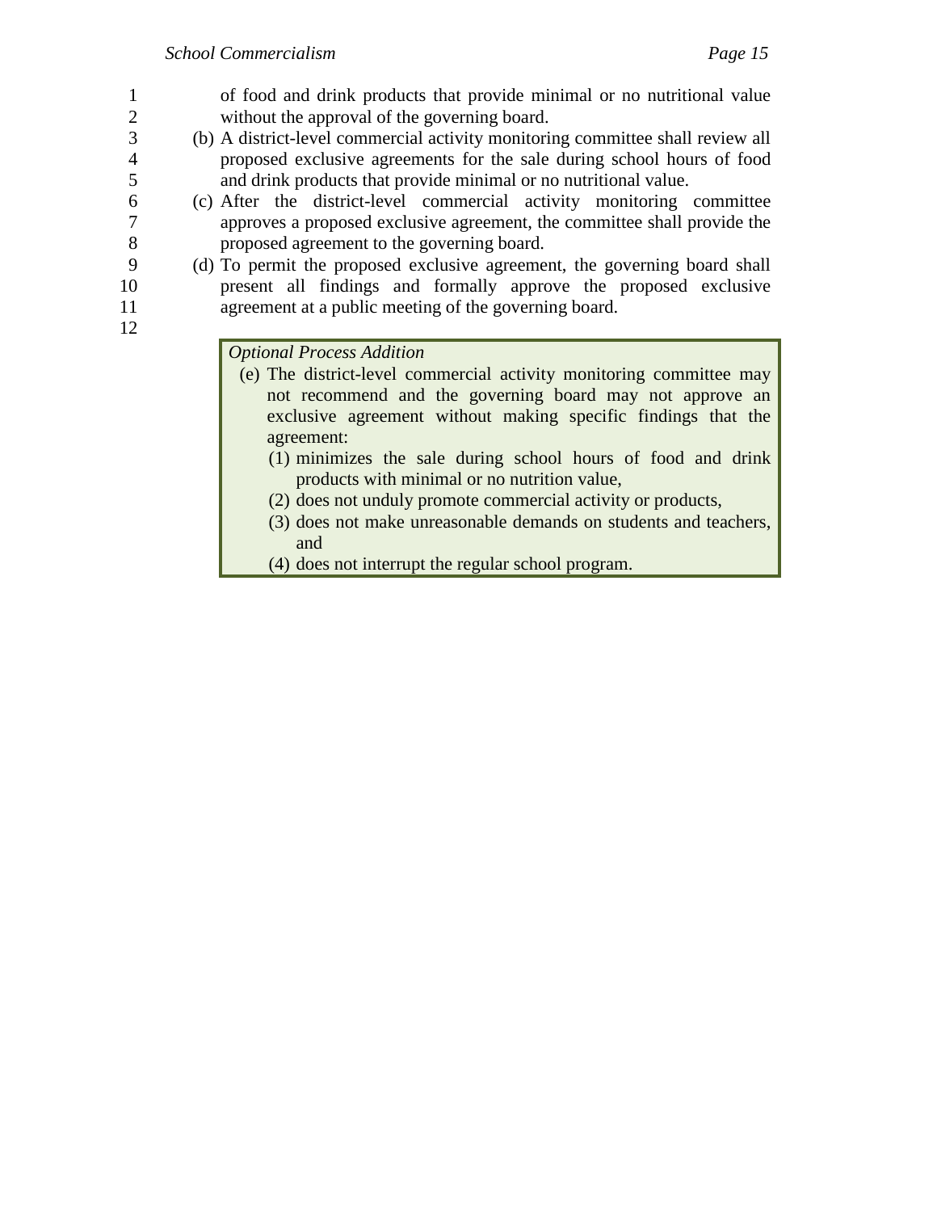of food and drink products that provide minimal or no nutritional value without the approval of the governing board.

(b) A district-level commercial activity monitoring committee shall review all proposed exclusive agreements for the sale during school hours of food and drink products that provide minimal or no nutritional value.

(c) After the district-level commercial activity monitoring committee approves a proposed exclusive agreement, the committee shall provide the proposed agreement to the governing board.

(d) To permit the proposed exclusive agreement, the governing board shall present all findings and formally approve the proposed exclusive agreement at a public meeting of the governing board.

> *Optional Process Addition*
>
> (e) The district-level commercial activity monitoring committee may not recommend and the governing board may not approve an exclusive agreement without making specific findings that the agreement:
>
> (1) minimizes the sale during school hours of food and drink products with minimal or no nutrition value,
>
> (2) does not unduly promote commercial activity or products,
>
> (3) does not make unreasonable demands on students and teachers, and
>
> (4) does not interrupt the regular school program.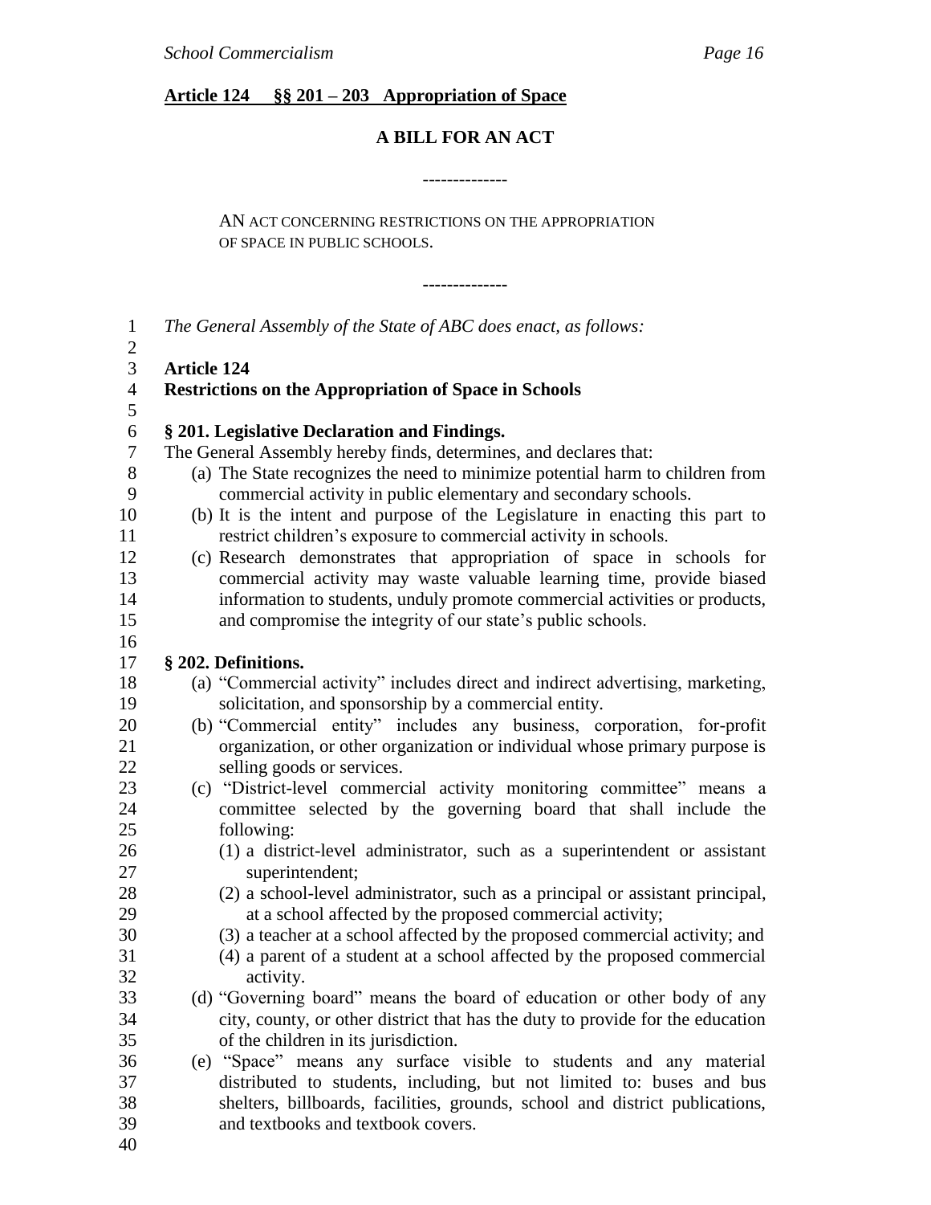**Article 124 §§ 201 – 203 Appropriation of Space**

**A BILL FOR AN ACT**

--------------

AN ACT CONCERNING RESTRICTIONS ON THE APPROPRIATION OF SPACE IN PUBLIC SCHOOLS.

--------------

*The General Assembly of the State of ABC does enact, as follows:*

**Article 124**
**Restrictions on the Appropriation of Space in Schools**

**§ 201. Legislative Declaration and Findings.**

The General Assembly hereby finds, determines, and declares that:

(a) The State recognizes the need to minimize potential harm to children from commercial activity in public elementary and secondary schools.

(b) It is the intent and purpose of the Legislature in enacting this part to restrict children's exposure to commercial activity in schools.

(c) Research demonstrates that appropriation of space in schools for commercial activity may waste valuable learning time, provide biased information to students, unduly promote commercial activities or products, and compromise the integrity of our state's public schools.

**§ 202. Definitions.**

(a) "Commercial activity" includes direct and indirect advertising, marketing, solicitation, and sponsorship by a commercial entity.

(b) "Commercial entity" includes any business, corporation, for-profit organization, or other organization or individual whose primary purpose is selling goods or services.

(c) "District-level commercial activity monitoring committee" means a committee selected by the governing board that shall include the following:

  (1) a district-level administrator, such as a superintendent or assistant superintendent;

  (2) a school-level administrator, such as a principal or assistant principal, at a school affected by the proposed commercial activity;

  (3) a teacher at a school affected by the proposed commercial activity; and

  (4) a parent of a student at a school affected by the proposed commercial activity.

(d) "Governing board" means the board of education or other body of any city, county, or other district that has the duty to provide for the education of the children in its jurisdiction.

(e) "Space" means any surface visible to students and any material distributed to students, including, but not limited to: buses and bus shelters, billboards, facilities, grounds, school and district publications, and textbooks and textbook covers.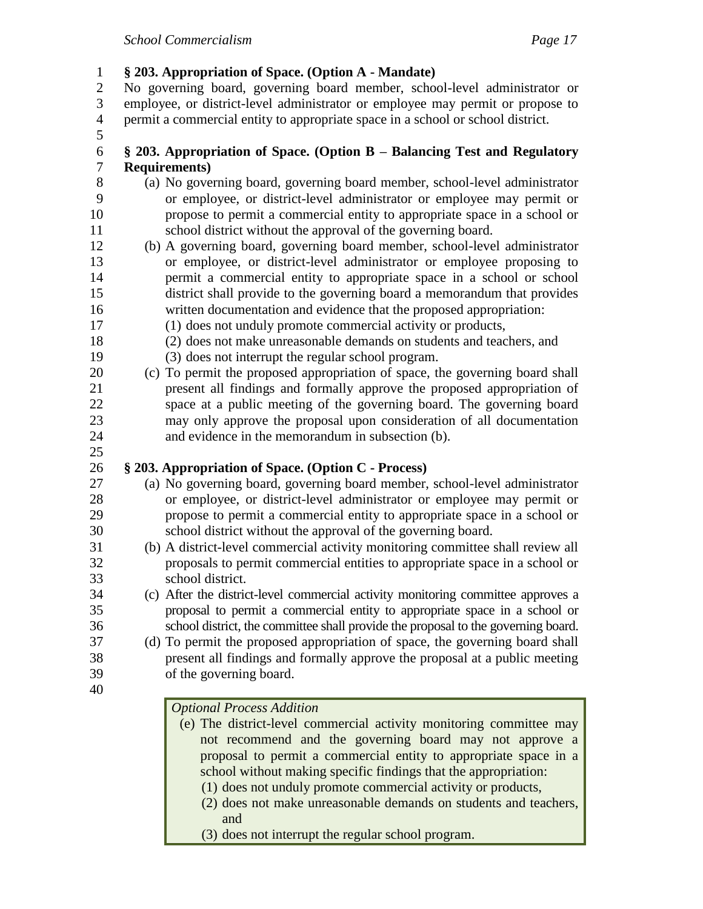**§ 203. Appropriation of Space. (Option A - Mandate)**

No governing board, governing board member, school-level administrator or employee, or district-level administrator or employee may permit or propose to permit a commercial entity to appropriate space in a school or school district.

**§ 203. Appropriation of Space. (Option B – Balancing Test and Regulatory Requirements)**

(a) No governing board, governing board member, school-level administrator or employee, or district-level administrator or employee may permit or propose to permit a commercial entity to appropriate space in a school or school district without the approval of the governing board.

(b) A governing board, governing board member, school-level administrator or employee, or district-level administrator or employee proposing to permit a commercial entity to appropriate space in a school or school district shall provide to the governing board a memorandum that provides written documentation and evidence that the proposed appropriation:

  (1) does not unduly promote commercial activity or products,

  (2) does not make unreasonable demands on students and teachers, and

  (3) does not interrupt the regular school program.

(c) To permit the proposed appropriation of space, the governing board shall present all findings and formally approve the proposed appropriation of space at a public meeting of the governing board. The governing board may only approve the proposal upon consideration of all documentation and evidence in the memorandum in subsection (b).

**§ 203. Appropriation of Space. (Option C - Process)**

(a) No governing board, governing board member, school-level administrator or employee, or district-level administrator or employee may permit or propose to permit a commercial entity to appropriate space in a school or school district without the approval of the governing board.

(b) A district-level commercial activity monitoring committee shall review all proposals to permit commercial entities to appropriate space in a school or school district.

(c) After the district-level commercial activity monitoring committee approves a proposal to permit a commercial entity to appropriate space in a school or school district, the committee shall provide the proposal to the governing board.

(d) To permit the proposed appropriation of space, the governing board shall present all findings and formally approve the proposal at a public meeting of the governing board.

*Optional Process Addition*

(e) The district-level commercial activity monitoring committee may not recommend and the governing board may not approve a proposal to permit a commercial entity to appropriate space in a school without making specific findings that the appropriation:

  (1) does not unduly promote commercial activity or products,

  (2) does not make unreasonable demands on students and teachers, and

  (3) does not interrupt the regular school program.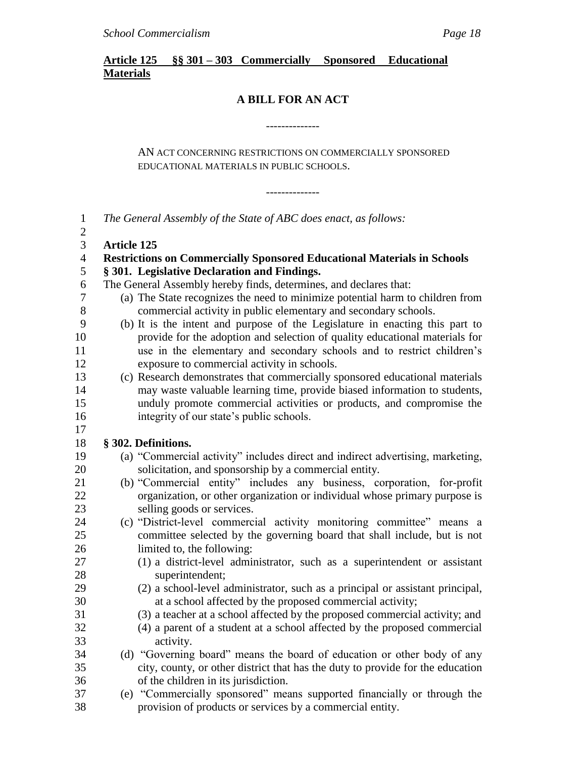**Article 125 §§ 301 – 303 Commercially Sponsored Educational Materials**

## A BILL FOR AN ACT

--------------

AN ACT CONCERNING RESTRICTIONS ON COMMERCIALLY SPONSORED EDUCATIONAL MATERIALS IN PUBLIC SCHOOLS.

--------------

*The General Assembly of the State of ABC does enact, as follows:*

**Article 125**

**Restrictions on Commercially Sponsored Educational Materials in Schools**

**§ 301. Legislative Declaration and Findings.**

The General Assembly hereby finds, determines, and declares that:

(a) The State recognizes the need to minimize potential harm to children from commercial activity in public elementary and secondary schools.

(b) It is the intent and purpose of the Legislature in enacting this part to provide for the adoption and selection of quality educational materials for use in the elementary and secondary schools and to restrict children's exposure to commercial activity in schools.

(c) Research demonstrates that commercially sponsored educational materials may waste valuable learning time, provide biased information to students, unduly promote commercial activities or products, and compromise the integrity of our state's public schools.

**§ 302. Definitions.**

(a) "Commercial activity" includes direct and indirect advertising, marketing, solicitation, and sponsorship by a commercial entity.

(b) "Commercial entity" includes any business, corporation, for-profit organization, or other organization or individual whose primary purpose is selling goods or services.

(c) "District-level commercial activity monitoring committee" means a committee selected by the governing board that shall include, but is not limited to, the following:

(1) a district-level administrator, such as a superintendent or assistant superintendent;

(2) a school-level administrator, such as a principal or assistant principal, at a school affected by the proposed commercial activity;

(3) a teacher at a school affected by the proposed commercial activity; and

(4) a parent of a student at a school affected by the proposed commercial activity.

(d) "Governing board" means the board of education or other body of any city, county, or other district that has the duty to provide for the education of the children in its jurisdiction.

(e) "Commercially sponsored" means supported financially or through the provision of products or services by a commercial entity.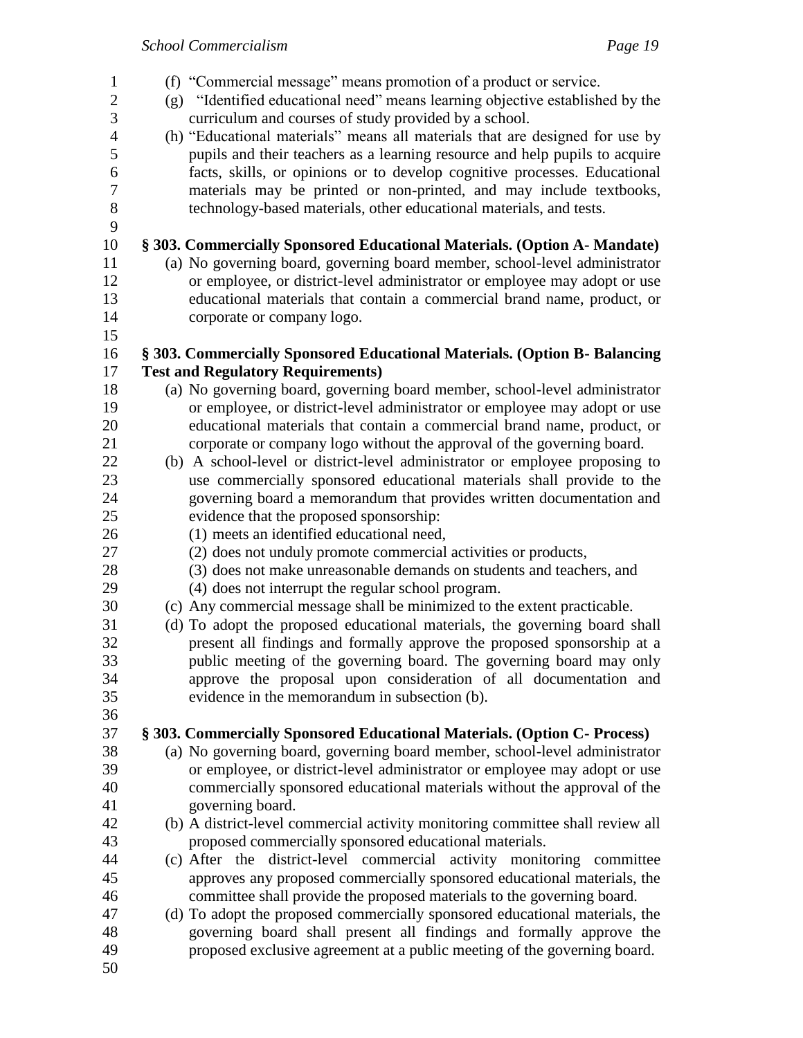(f) "Commercial message" means promotion of a product or service.

(g) "Identified educational need" means learning objective established by the curriculum and courses of study provided by a school.

(h) "Educational materials" means all materials that are designed for use by pupils and their teachers as a learning resource and help pupils to acquire facts, skills, or opinions or to develop cognitive processes. Educational materials may be printed or non-printed, and may include textbooks, technology-based materials, other educational materials, and tests.

**§ 303. Commercially Sponsored Educational Materials. (Option A- Mandate)**

(a) No governing board, governing board member, school-level administrator or employee, or district-level administrator or employee may adopt or use educational materials that contain a commercial brand name, product, or corporate or company logo.

**§ 303. Commercially Sponsored Educational Materials. (Option B- Balancing Test and Regulatory Requirements)**

(a) No governing board, governing board member, school-level administrator or employee, or district-level administrator or employee may adopt or use educational materials that contain a commercial brand name, product, or corporate or company logo without the approval of the governing board.

(b) A school-level or district-level administrator or employee proposing to use commercially sponsored educational materials shall provide to the governing board a memorandum that provides written documentation and evidence that the proposed sponsorship:

(1) meets an identified educational need,

(2) does not unduly promote commercial activities or products,

(3) does not make unreasonable demands on students and teachers, and

(4) does not interrupt the regular school program.

(c) Any commercial message shall be minimized to the extent practicable.

(d) To adopt the proposed educational materials, the governing board shall present all findings and formally approve the proposed sponsorship at a public meeting of the governing board. The governing board may only approve the proposal upon consideration of all documentation and evidence in the memorandum in subsection (b).

**§ 303. Commercially Sponsored Educational Materials. (Option C- Process)**

(a) No governing board, governing board member, school-level administrator or employee, or district-level administrator or employee may adopt or use commercially sponsored educational materials without the approval of the governing board.

(b) A district-level commercial activity monitoring committee shall review all proposed commercially sponsored educational materials.

(c) After the district-level commercial activity monitoring committee approves any proposed commercially sponsored educational materials, the committee shall provide the proposed materials to the governing board.

(d) To adopt the proposed commercially sponsored educational materials, the governing board shall present all findings and formally approve the proposed exclusive agreement at a public meeting of the governing board.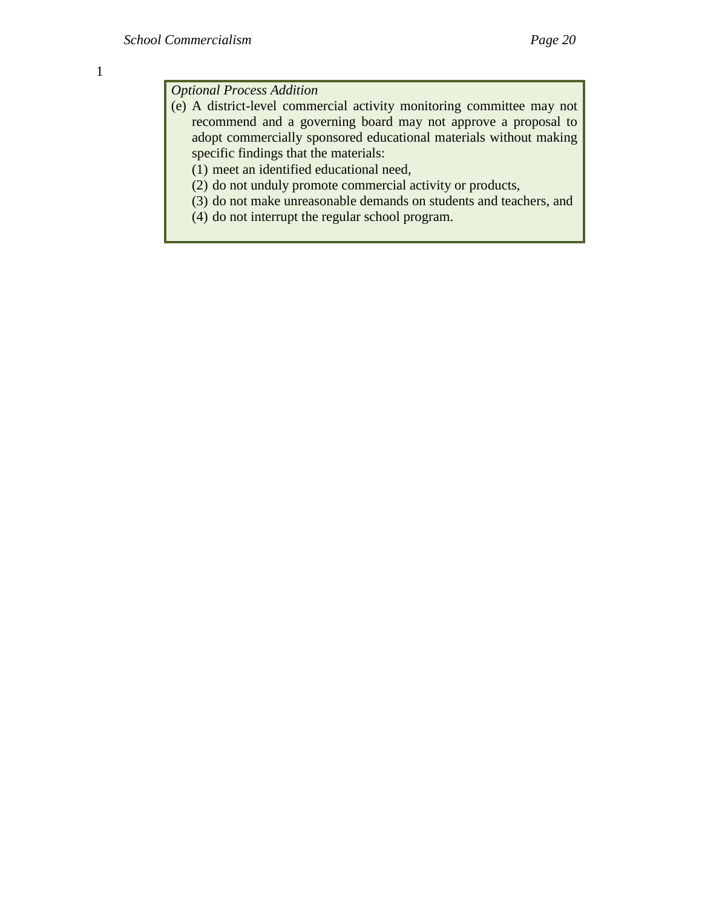*Optional Process Addition*

(e) A district-level commercial activity monitoring committee may not recommend and a governing board may not approve a proposal to adopt commercially sponsored educational materials without making specific findings that the materials:

(1) meet an identified educational need,

(2) do not unduly promote commercial activity or products,

(3) do not make unreasonable demands on students and teachers, and

(4) do not interrupt the regular school program.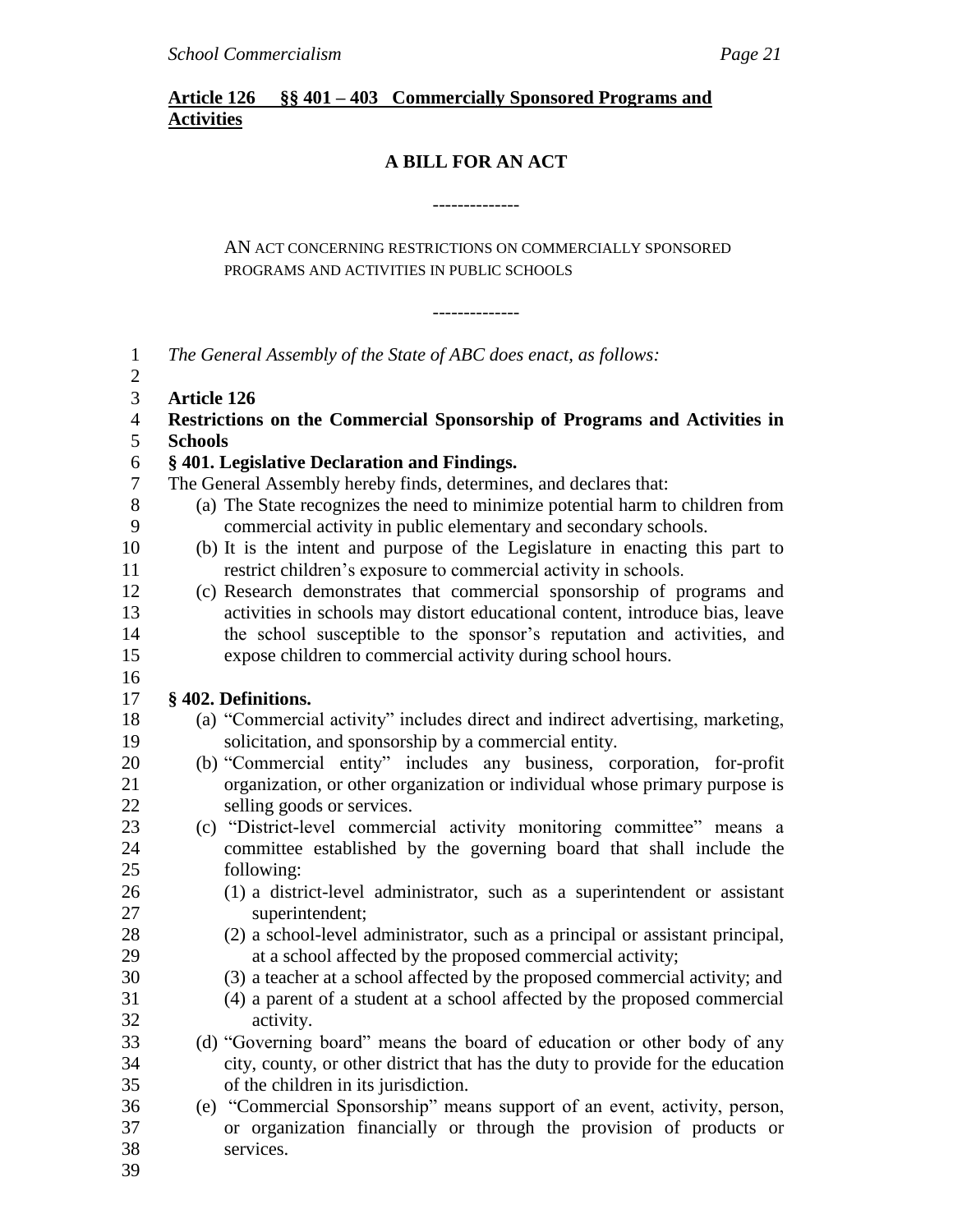**<u>Article 126 §§ 401 – 403 Commercially Sponsored Programs and Activities</u>**

**A BILL FOR AN ACT**

--------------

AN ACT CONCERNING RESTRICTIONS ON COMMERCIALLY SPONSORED PROGRAMS AND ACTIVITIES IN PUBLIC SCHOOLS

--------------

*The General Assembly of the State of ABC does enact, as follows:*

**Article 126**

**Restrictions on the Commercial Sponsorship of Programs and Activities in Schools**

**§ 401. Legislative Declaration and Findings.**

The General Assembly hereby finds, determines, and declares that:

(a) The State recognizes the need to minimize potential harm to children from commercial activity in public elementary and secondary schools.

(b) It is the intent and purpose of the Legislature in enacting this part to restrict children's exposure to commercial activity in schools.

(c) Research demonstrates that commercial sponsorship of programs and activities in schools may distort educational content, introduce bias, leave the school susceptible to the sponsor's reputation and activities, and expose children to commercial activity during school hours.

**§ 402. Definitions.**

(a) "Commercial activity" includes direct and indirect advertising, marketing, solicitation, and sponsorship by a commercial entity.

(b) "Commercial entity" includes any business, corporation, for-profit organization, or other organization or individual whose primary purpose is selling goods or services.

(c) "District-level commercial activity monitoring committee" means a committee established by the governing board that shall include the following:

(1) a district-level administrator, such as a superintendent or assistant superintendent;

(2) a school-level administrator, such as a principal or assistant principal, at a school affected by the proposed commercial activity;

(3) a teacher at a school affected by the proposed commercial activity; and

(4) a parent of a student at a school affected by the proposed commercial activity.

(d) "Governing board" means the board of education or other body of any city, county, or other district that has the duty to provide for the education of the children in its jurisdiction.

(e) "Commercial Sponsorship" means support of an event, activity, person, or organization financially or through the provision of products or services.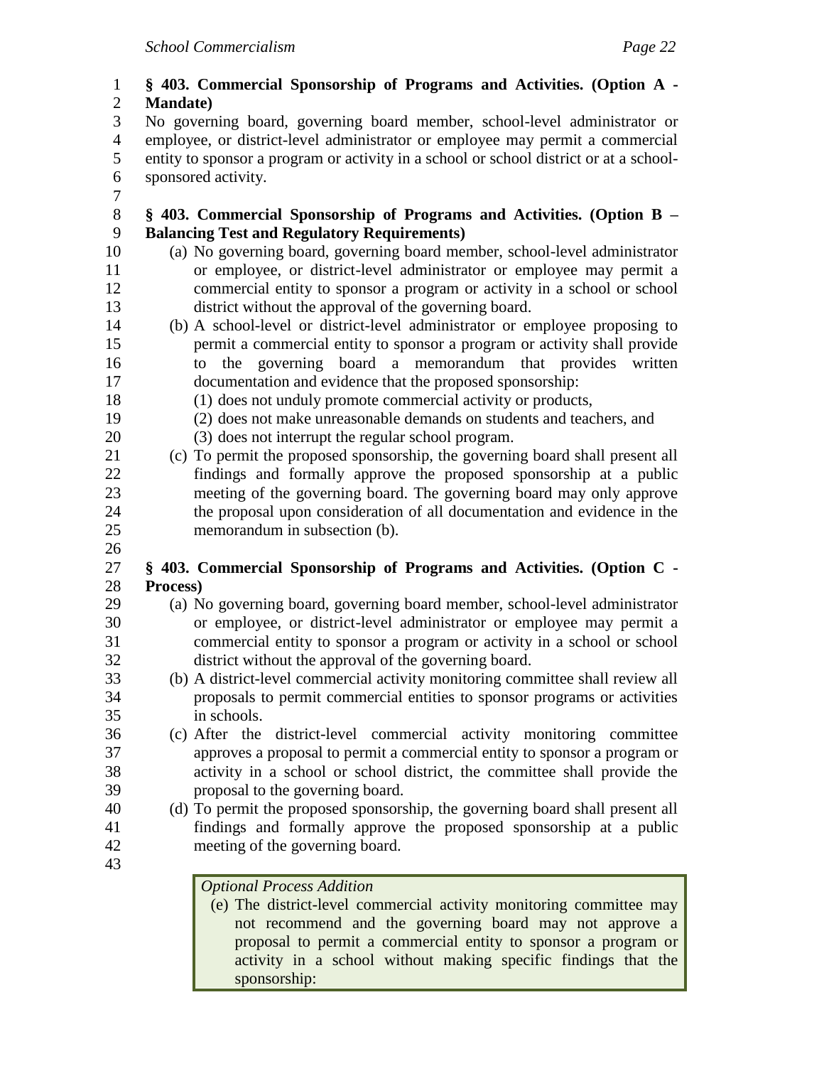**§ 403. Commercial Sponsorship of Programs and Activities. (Option A - Mandate)**

No governing board, governing board member, school-level administrator or employee, or district-level administrator or employee may permit a commercial entity to sponsor a program or activity in a school or school district or at a school-sponsored activity.

**§ 403. Commercial Sponsorship of Programs and Activities. (Option B – Balancing Test and Regulatory Requirements)**

(a) No governing board, governing board member, school-level administrator or employee, or district-level administrator or employee may permit a commercial entity to sponsor a program or activity in a school or school district without the approval of the governing board.

(b) A school-level or district-level administrator or employee proposing to permit a commercial entity to sponsor a program or activity shall provide to the governing board a memorandum that provides written documentation and evidence that the proposed sponsorship:

(1) does not unduly promote commercial activity or products,

(2) does not make unreasonable demands on students and teachers, and

(3) does not interrupt the regular school program.

(c) To permit the proposed sponsorship, the governing board shall present all findings and formally approve the proposed sponsorship at a public meeting of the governing board. The governing board may only approve the proposal upon consideration of all documentation and evidence in the memorandum in subsection (b).

**§ 403. Commercial Sponsorship of Programs and Activities. (Option C - Process)**

(a) No governing board, governing board member, school-level administrator or employee, or district-level administrator or employee may permit a commercial entity to sponsor a program or activity in a school or school district without the approval of the governing board.

(b) A district-level commercial activity monitoring committee shall review all proposals to permit commercial entities to sponsor programs or activities in schools.

(c) After the district-level commercial activity monitoring committee approves a proposal to permit a commercial entity to sponsor a program or activity in a school or school district, the committee shall provide the proposal to the governing board.

(d) To permit the proposed sponsorship, the governing board shall present all findings and formally approve the proposed sponsorship at a public meeting of the governing board.

*Optional Process Addition*

(e) The district-level commercial activity monitoring committee may not recommend and the governing board may not approve a proposal to permit a commercial entity to sponsor a program or activity in a school without making specific findings that the sponsorship: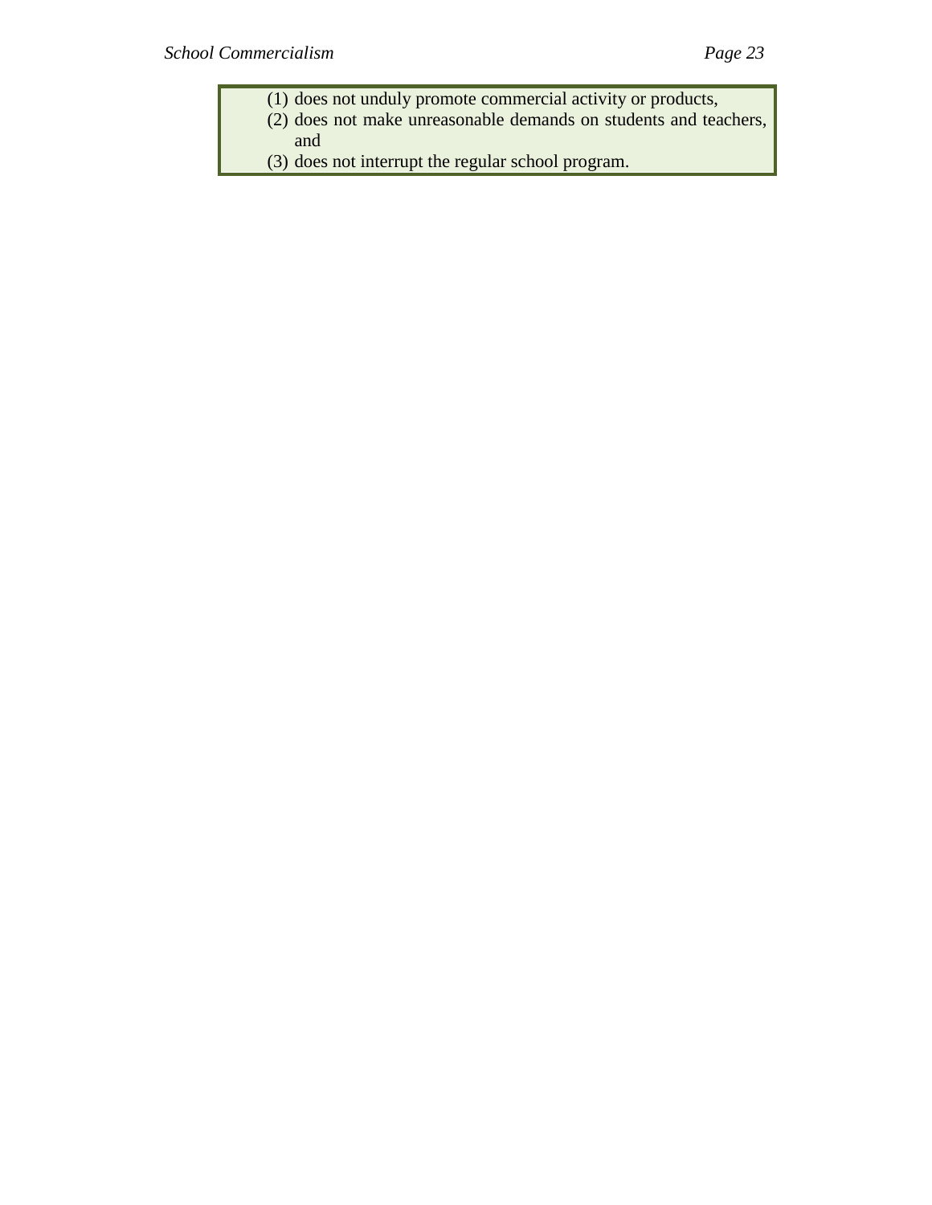(1) does not unduly promote commercial activity or products,
(2) does not make unreasonable demands on students and teachers, and
(3) does not interrupt the regular school program.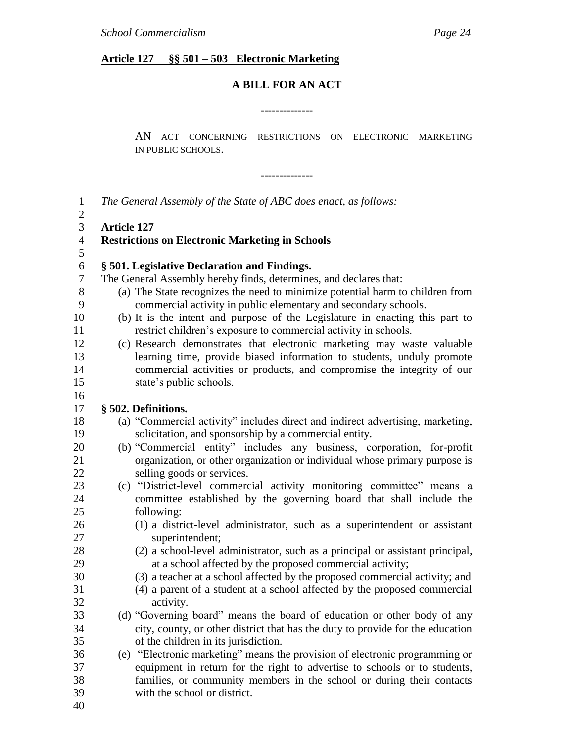**Article 127 §§ 501 – 503 Electronic Marketing**

**A BILL FOR AN ACT**

--------------

AN ACT CONCERNING RESTRICTIONS ON ELECTRONIC MARKETING IN PUBLIC SCHOOLS.

--------------

*The General Assembly of the State of ABC does enact, as follows:*

**Article 127**
**Restrictions on Electronic Marketing in Schools**

**§ 501. Legislative Declaration and Findings.**
The General Assembly hereby finds, determines, and declares that:

(a) The State recognizes the need to minimize potential harm to children from commercial activity in public elementary and secondary schools.

(b) It is the intent and purpose of the Legislature in enacting this part to restrict children's exposure to commercial activity in schools.

(c) Research demonstrates that electronic marketing may waste valuable learning time, provide biased information to students, unduly promote commercial activities or products, and compromise the integrity of our state's public schools.

**§ 502. Definitions.**

(a) "Commercial activity" includes direct and indirect advertising, marketing, solicitation, and sponsorship by a commercial entity.

(b) "Commercial entity" includes any business, corporation, for-profit organization, or other organization or individual whose primary purpose is selling goods or services.

(c) "District-level commercial activity monitoring committee" means a committee established by the governing board that shall include the following:

  (1) a district-level administrator, such as a superintendent or assistant superintendent;

  (2) a school-level administrator, such as a principal or assistant principal, at a school affected by the proposed commercial activity;

  (3) a teacher at a school affected by the proposed commercial activity; and

  (4) a parent of a student at a school affected by the proposed commercial activity.

(d) "Governing board" means the board of education or other body of any city, county, or other district that has the duty to provide for the education of the children in its jurisdiction.

(e) "Electronic marketing" means the provision of electronic programming or equipment in return for the right to advertise to schools or to students, families, or community members in the school or during their contacts with the school or district.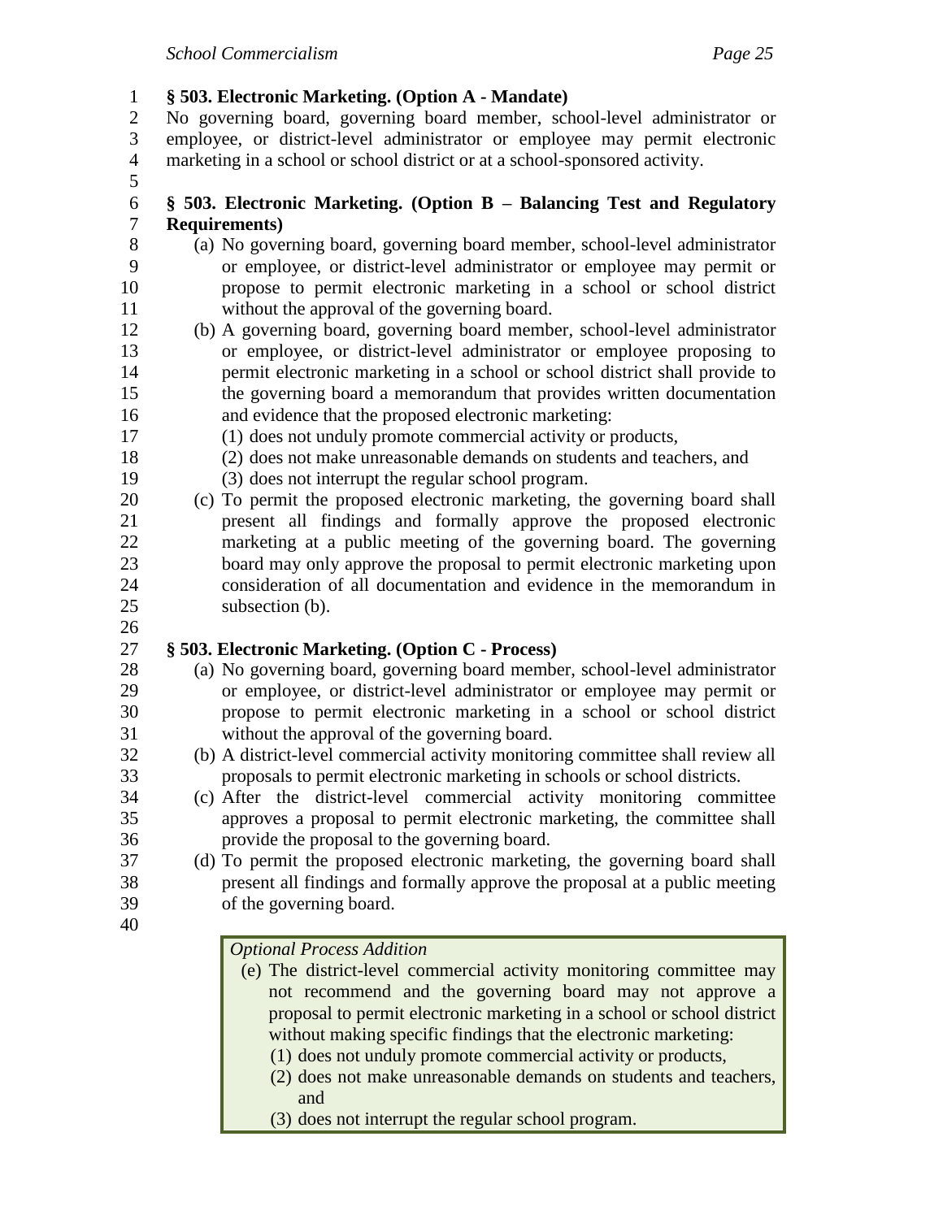**§ 503. Electronic Marketing. (Option A - Mandate)**

No governing board, governing board member, school-level administrator or employee, or district-level administrator or employee may permit electronic marketing in a school or school district or at a school-sponsored activity.

**§ 503. Electronic Marketing. (Option B – Balancing Test and Regulatory Requirements)**

(a) No governing board, governing board member, school-level administrator or employee, or district-level administrator or employee may permit or propose to permit electronic marketing in a school or school district without the approval of the governing board.

(b) A governing board, governing board member, school-level administrator or employee, or district-level administrator or employee proposing to permit electronic marketing in a school or school district shall provide to the governing board a memorandum that provides written documentation and evidence that the proposed electronic marketing:

(1) does not unduly promote commercial activity or products,

(2) does not make unreasonable demands on students and teachers, and

(3) does not interrupt the regular school program.

(c) To permit the proposed electronic marketing, the governing board shall present all findings and formally approve the proposed electronic marketing at a public meeting of the governing board. The governing board may only approve the proposal to permit electronic marketing upon consideration of all documentation and evidence in the memorandum in subsection (b).

**§ 503. Electronic Marketing. (Option C - Process)**

(a) No governing board, governing board member, school-level administrator or employee, or district-level administrator or employee may permit or propose to permit electronic marketing in a school or school district without the approval of the governing board.

(b) A district-level commercial activity monitoring committee shall review all proposals to permit electronic marketing in schools or school districts.

(c) After the district-level commercial activity monitoring committee approves a proposal to permit electronic marketing, the committee shall provide the proposal to the governing board.

(d) To permit the proposed electronic marketing, the governing board shall present all findings and formally approve the proposal at a public meeting of the governing board.

*Optional Process Addition*

(e) The district-level commercial activity monitoring committee may not recommend and the governing board may not approve a proposal to permit electronic marketing in a school or school district without making specific findings that the electronic marketing:

(1) does not unduly promote commercial activity or products,

(2) does not make unreasonable demands on students and teachers, and

(3) does not interrupt the regular school program.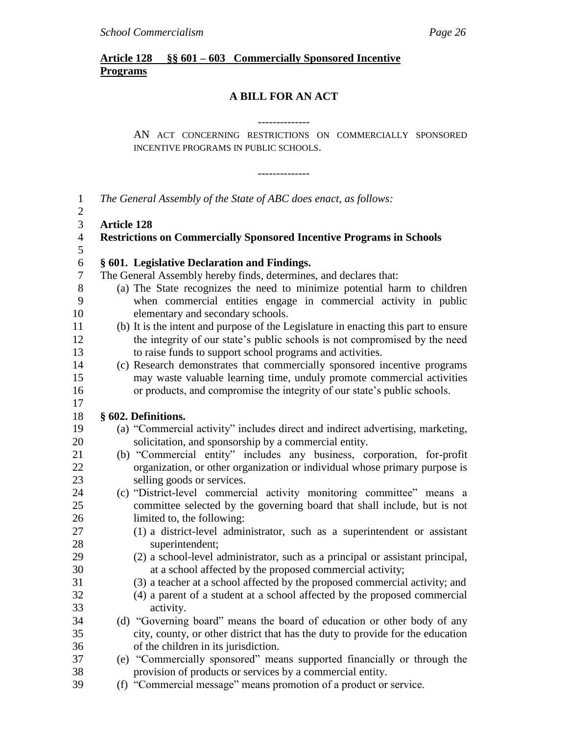**Article 128 §§ 601 – 603 Commercially Sponsored Incentive Programs**

## A BILL FOR AN ACT

--------------

AN ACT CONCERNING RESTRICTIONS ON COMMERCIALLY SPONSORED INCENTIVE PROGRAMS IN PUBLIC SCHOOLS.

--------------

*The General Assembly of the State of ABC does enact, as follows:*

**Article 128**
**Restrictions on Commercially Sponsored Incentive Programs in Schools**

**§ 601. Legislative Declaration and Findings.**

The General Assembly hereby finds, determines, and declares that:

(a) The State recognizes the need to minimize potential harm to children when commercial entities engage in commercial activity in public elementary and secondary schools.

(b) It is the intent and purpose of the Legislature in enacting this part to ensure the integrity of our state's public schools is not compromised by the need to raise funds to support school programs and activities.

(c) Research demonstrates that commercially sponsored incentive programs may waste valuable learning time, unduly promote commercial activities or products, and compromise the integrity of our state's public schools.

**§ 602. Definitions.**

(a) "Commercial activity" includes direct and indirect advertising, marketing, solicitation, and sponsorship by a commercial entity.

(b) "Commercial entity" includes any business, corporation, for-profit organization, or other organization or individual whose primary purpose is selling goods or services.

(c) "District-level commercial activity monitoring committee" means a committee selected by the governing board that shall include, but is not limited to, the following:

(1) a district-level administrator, such as a superintendent or assistant superintendent;

(2) a school-level administrator, such as a principal or assistant principal, at a school affected by the proposed commercial activity;

(3) a teacher at a school affected by the proposed commercial activity; and

(4) a parent of a student at a school affected by the proposed commercial activity.

(d) "Governing board" means the board of education or other body of any city, county, or other district that has the duty to provide for the education of the children in its jurisdiction.

(e) "Commercially sponsored" means supported financially or through the provision of products or services by a commercial entity.

(f) "Commercial message" means promotion of a product or service.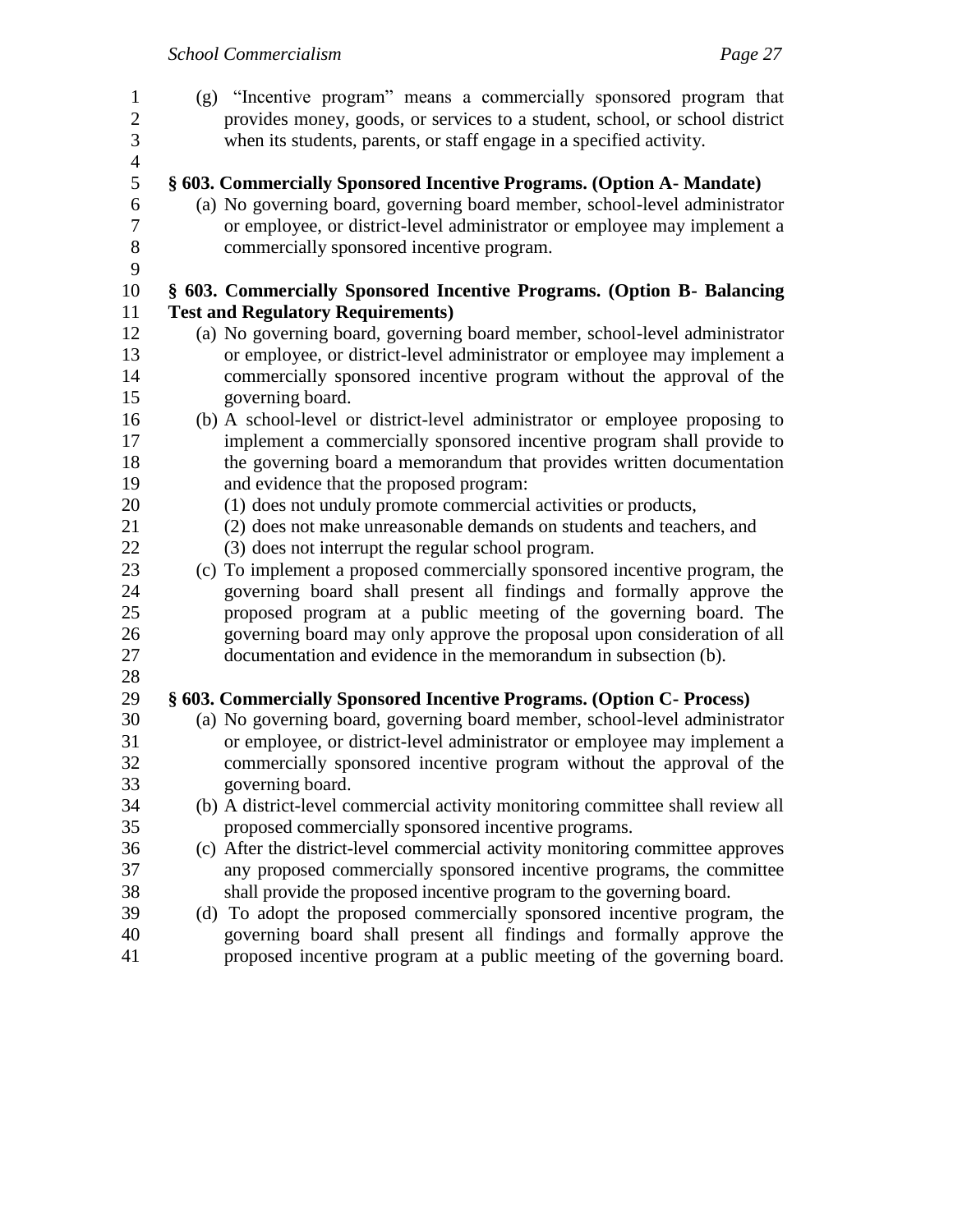(g) "Incentive program" means a commercially sponsored program that provides money, goods, or services to a student, school, or school district when its students, parents, or staff engage in a specified activity.

**§ 603. Commercially Sponsored Incentive Programs. (Option A- Mandate)**

(a) No governing board, governing board member, school-level administrator or employee, or district-level administrator or employee may implement a commercially sponsored incentive program.

**§ 603. Commercially Sponsored Incentive Programs. (Option B- Balancing Test and Regulatory Requirements)**

(a) No governing board, governing board member, school-level administrator or employee, or district-level administrator or employee may implement a commercially sponsored incentive program without the approval of the governing board.

(b) A school-level or district-level administrator or employee proposing to implement a commercially sponsored incentive program shall provide to the governing board a memorandum that provides written documentation and evidence that the proposed program:

(1) does not unduly promote commercial activities or products,

(2) does not make unreasonable demands on students and teachers, and

(3) does not interrupt the regular school program.

(c) To implement a proposed commercially sponsored incentive program, the governing board shall present all findings and formally approve the proposed program at a public meeting of the governing board. The governing board may only approve the proposal upon consideration of all documentation and evidence in the memorandum in subsection (b).

**§ 603. Commercially Sponsored Incentive Programs. (Option C- Process)**

(a) No governing board, governing board member, school-level administrator or employee, or district-level administrator or employee may implement a commercially sponsored incentive program without the approval of the governing board.

(b) A district-level commercial activity monitoring committee shall review all proposed commercially sponsored incentive programs.

(c) After the district-level commercial activity monitoring committee approves any proposed commercially sponsored incentive programs, the committee shall provide the proposed incentive program to the governing board.

(d) To adopt the proposed commercially sponsored incentive program, the governing board shall present all findings and formally approve the proposed incentive program at a public meeting of the governing board.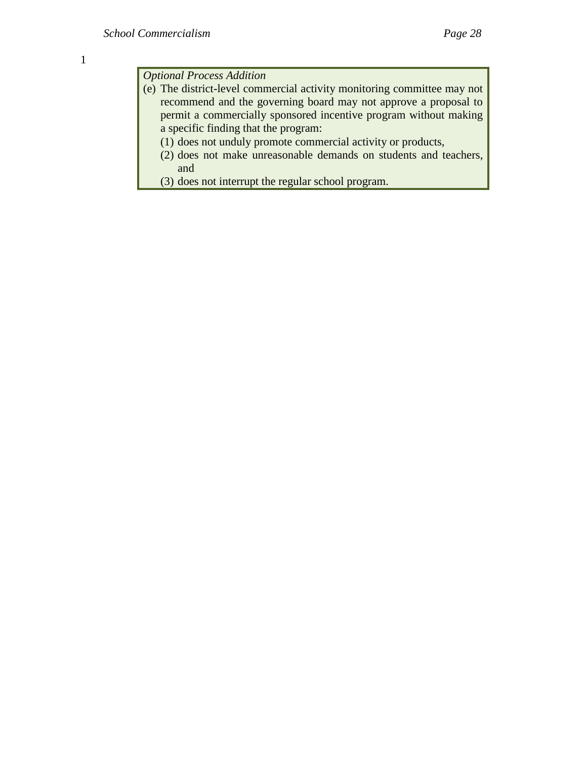*Optional Process Addition*

(e) The district-level commercial activity monitoring committee may not recommend and the governing board may not approve a proposal to permit a commercially sponsored incentive program without making a specific finding that the program:

(1) does not unduly promote commercial activity or products,

(2) does not make unreasonable demands on students and teachers, and

(3) does not interrupt the regular school program.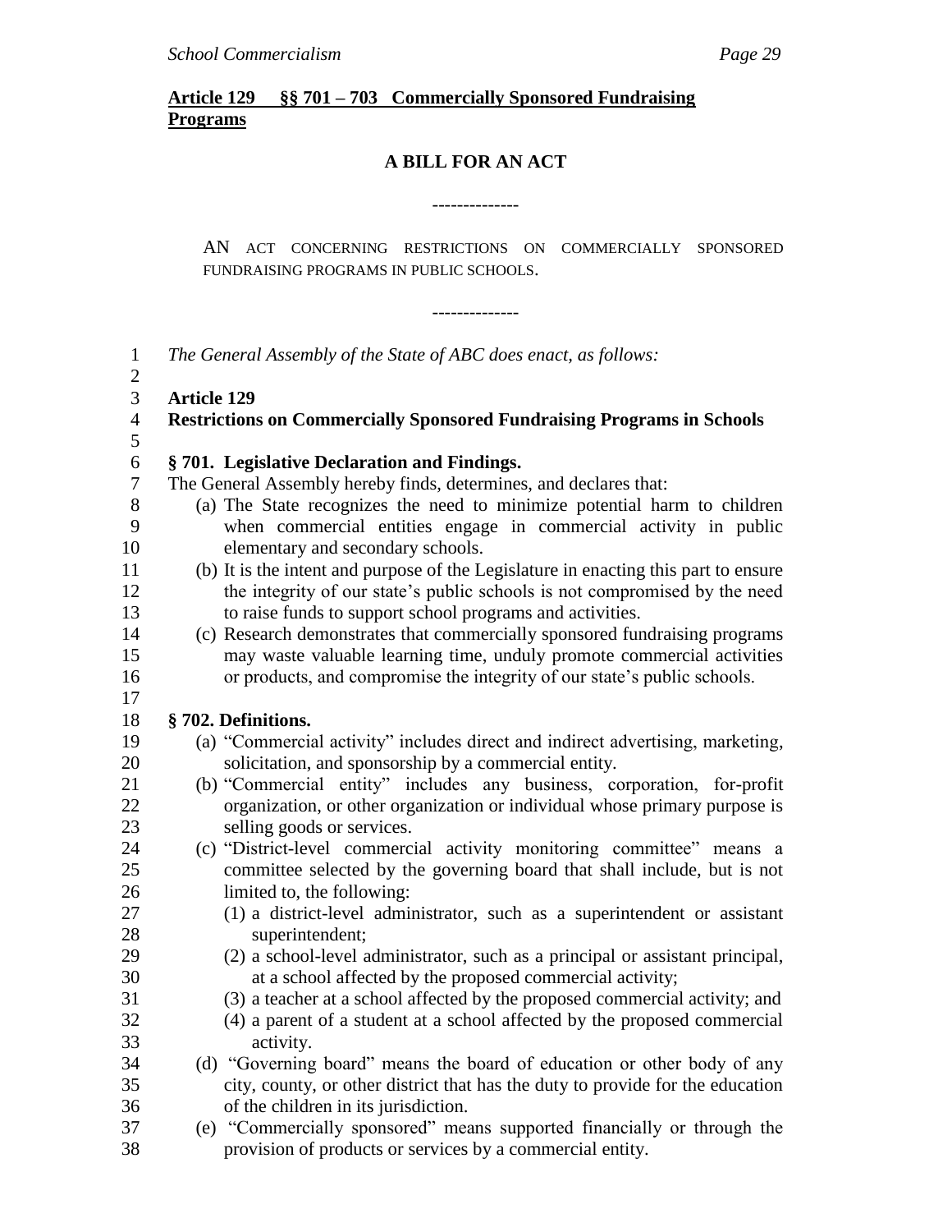**Article 129 §§ 701 – 703 Commercially Sponsored Fundraising Programs**

**A BILL FOR AN ACT**

--------------

AN ACT CONCERNING RESTRICTIONS ON COMMERCIALLY SPONSORED FUNDRAISING PROGRAMS IN PUBLIC SCHOOLS.

--------------

*The General Assembly of the State of ABC does enact, as follows:*

**Article 129**
**Restrictions on Commercially Sponsored Fundraising Programs in Schools**

**§ 701. Legislative Declaration and Findings.**

The General Assembly hereby finds, determines, and declares that:

(a) The State recognizes the need to minimize potential harm to children when commercial entities engage in commercial activity in public elementary and secondary schools.

(b) It is the intent and purpose of the Legislature in enacting this part to ensure the integrity of our state's public schools is not compromised by the need to raise funds to support school programs and activities.

(c) Research demonstrates that commercially sponsored fundraising programs may waste valuable learning time, unduly promote commercial activities or products, and compromise the integrity of our state's public schools.

**§ 702. Definitions.**

(a) "Commercial activity" includes direct and indirect advertising, marketing, solicitation, and sponsorship by a commercial entity.

(b) "Commercial entity" includes any business, corporation, for-profit organization, or other organization or individual whose primary purpose is selling goods or services.

(c) "District-level commercial activity monitoring committee" means a committee selected by the governing board that shall include, but is not limited to, the following:

(1) a district-level administrator, such as a superintendent or assistant superintendent;

(2) a school-level administrator, such as a principal or assistant principal, at a school affected by the proposed commercial activity;

(3) a teacher at a school affected by the proposed commercial activity; and

(4) a parent of a student at a school affected by the proposed commercial activity.

(d) "Governing board" means the board of education or other body of any city, county, or other district that has the duty to provide for the education of the children in its jurisdiction.

(e) "Commercially sponsored" means supported financially or through the provision of products or services by a commercial entity.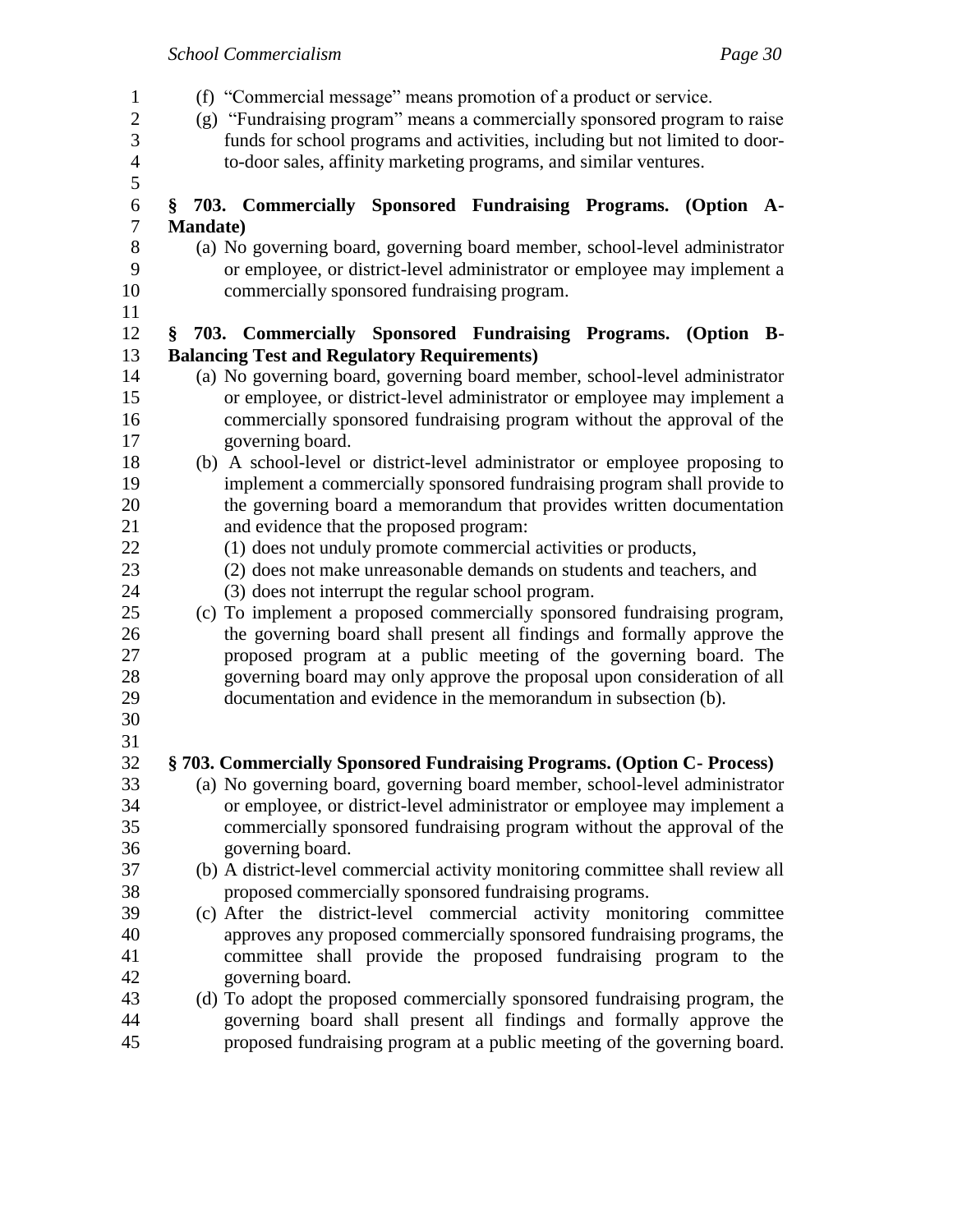(f) "Commercial message" means promotion of a product or service.

(g) "Fundraising program" means a commercially sponsored program to raise funds for school programs and activities, including but not limited to door-to-door sales, affinity marketing programs, and similar ventures.

**§ 703. Commercially Sponsored Fundraising Programs. (Option A-Mandate)**

(a) No governing board, governing board member, school-level administrator or employee, or district-level administrator or employee may implement a commercially sponsored fundraising program.

**§ 703. Commercially Sponsored Fundraising Programs. (Option B-Balancing Test and Regulatory Requirements)**

(a) No governing board, governing board member, school-level administrator or employee, or district-level administrator or employee may implement a commercially sponsored fundraising program without the approval of the governing board.

(b) A school-level or district-level administrator or employee proposing to implement a commercially sponsored fundraising program shall provide to the governing board a memorandum that provides written documentation and evidence that the proposed program:

(1) does not unduly promote commercial activities or products,

(2) does not make unreasonable demands on students and teachers, and

(3) does not interrupt the regular school program.

(c) To implement a proposed commercially sponsored fundraising program, the governing board shall present all findings and formally approve the proposed program at a public meeting of the governing board. The governing board may only approve the proposal upon consideration of all documentation and evidence in the memorandum in subsection (b).

**§ 703. Commercially Sponsored Fundraising Programs. (Option C- Process)**

(a) No governing board, governing board member, school-level administrator or employee, or district-level administrator or employee may implement a commercially sponsored fundraising program without the approval of the governing board.

(b) A district-level commercial activity monitoring committee shall review all proposed commercially sponsored fundraising programs.

(c) After the district-level commercial activity monitoring committee approves any proposed commercially sponsored fundraising programs, the committee shall provide the proposed fundraising program to the governing board.

(d) To adopt the proposed commercially sponsored fundraising program, the governing board shall present all findings and formally approve the proposed fundraising program at a public meeting of the governing board.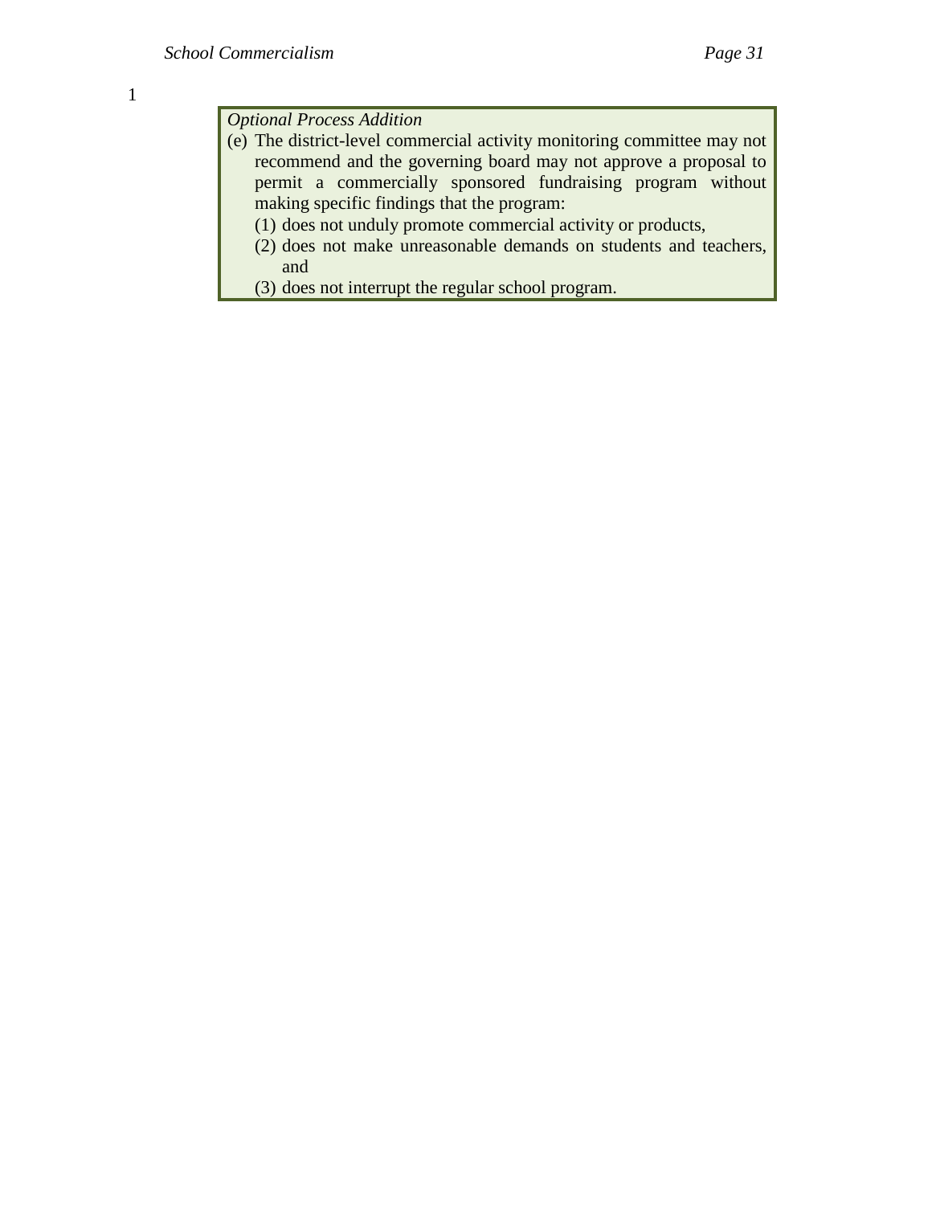*Optional Process Addition*

(e) The district-level commercial activity monitoring committee may not recommend and the governing board may not approve a proposal to permit a commercially sponsored fundraising program without making specific findings that the program:

   (1) does not unduly promote commercial activity or products,

   (2) does not make unreasonable demands on students and teachers, and

   (3) does not interrupt the regular school program.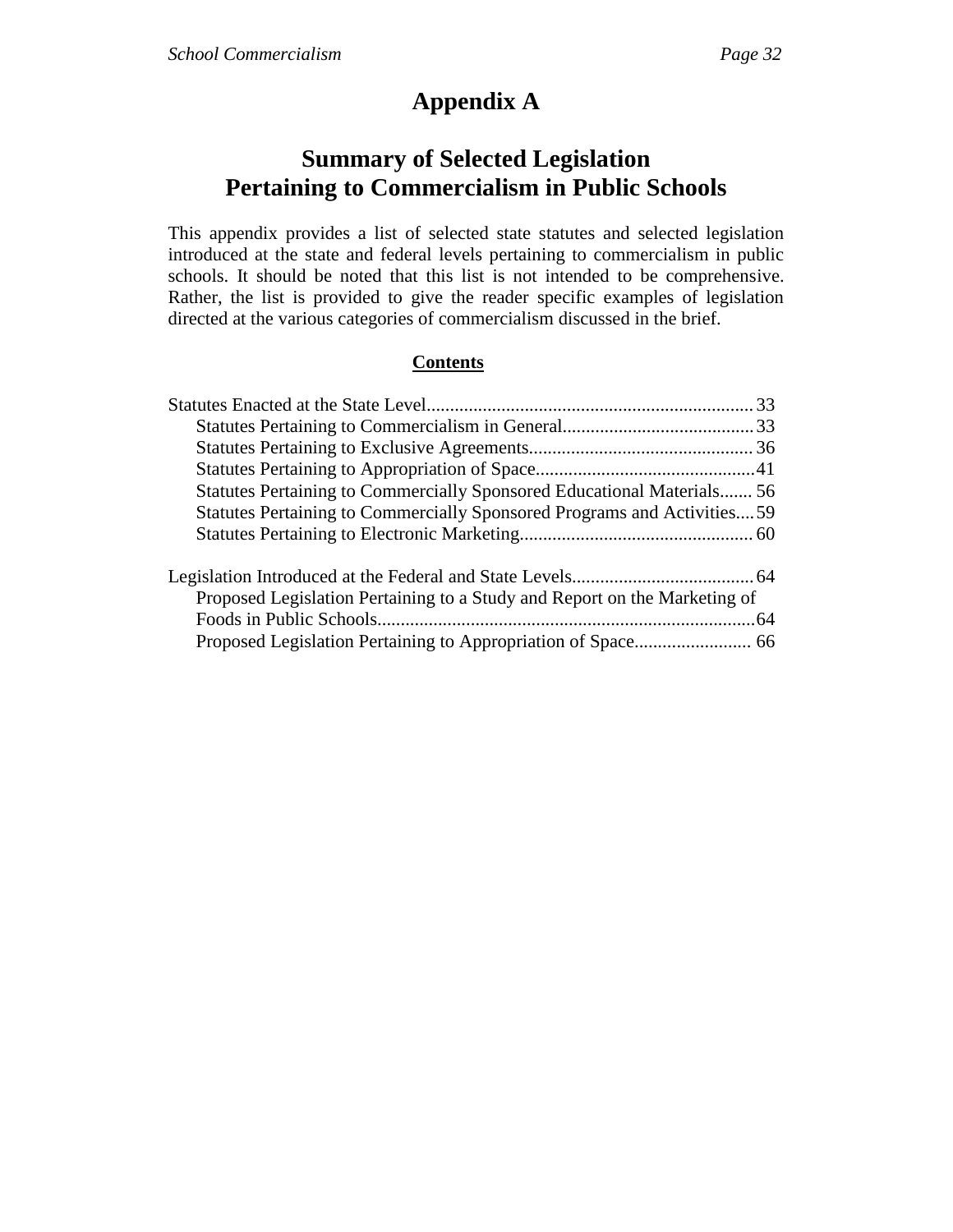# Appendix A

## Summary of Selected Legislation Pertaining to Commercialism in Public Schools

This appendix provides a list of selected state statutes and selected legislation introduced at the state and federal levels pertaining to commercialism in public schools. It should be noted that this list is not intended to be comprehensive. Rather, the list is provided to give the reader specific examples of legislation directed at the various categories of commercialism discussed in the brief.

**Contents**

Statutes Enacted at the State Level...................................................................... 33
- Statutes Pertaining to Commercialism in General......................................... 33
- Statutes Pertaining to Exclusive Agreements................................................ 36
- Statutes Pertaining to Appropriation of Space............................................... 41
- Statutes Pertaining to Commercially Sponsored Educational Materials....... 56
- Statutes Pertaining to Commercially Sponsored Programs and Activities.... 59
- Statutes Pertaining to Electronic Marketing.................................................. 60

Legislation Introduced at the Federal and State Levels....................................... 64
- Proposed Legislation Pertaining to a Study and Report on the Marketing of Foods in Public Schools................................................................................ 64
- Proposed Legislation Pertaining to Appropriation of Space......................... 66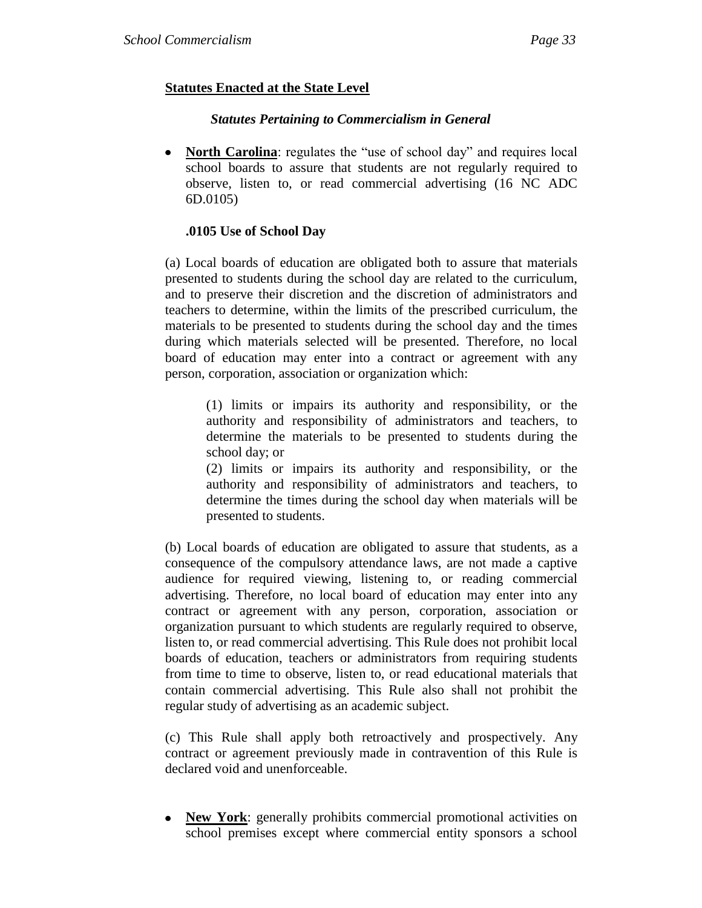## Statutes Enacted at the State Level

### *Statutes Pertaining to Commercialism in General*

- **North Carolina**: regulates the "use of school day" and requires local school boards to assure that students are not regularly required to observe, listen to, or read commercial advertising (16 NC ADC 6D.0105)

**.0105 Use of School Day**

(a) Local boards of education are obligated both to assure that materials presented to students during the school day are related to the curriculum, and to preserve their discretion and the discretion of administrators and teachers to determine, within the limits of the prescribed curriculum, the materials to be presented to students during the school day and the times during which materials selected will be presented. Therefore, no local board of education may enter into a contract or agreement with any person, corporation, association or organization which:

> (1) limits or impairs its authority and responsibility, or the authority and responsibility of administrators and teachers, to determine the materials to be presented to students during the school day; or
>
> (2) limits or impairs its authority and responsibility, or the authority and responsibility of administrators and teachers, to determine the times during the school day when materials will be presented to students.

(b) Local boards of education are obligated to assure that students, as a consequence of the compulsory attendance laws, are not made a captive audience for required viewing, listening to, or reading commercial advertising. Therefore, no local board of education may enter into any contract or agreement with any person, corporation, association or organization pursuant to which students are regularly required to observe, listen to, or read commercial advertising. This Rule does not prohibit local boards of education, teachers or administrators from requiring students from time to time to observe, listen to, or read educational materials that contain commercial advertising. This Rule also shall not prohibit the regular study of advertising as an academic subject.

(c) This Rule shall apply both retroactively and prospectively. Any contract or agreement previously made in contravention of this Rule is declared void and unenforceable.

- **New York**: generally prohibits commercial promotional activities on school premises except where commercial entity sponsors a school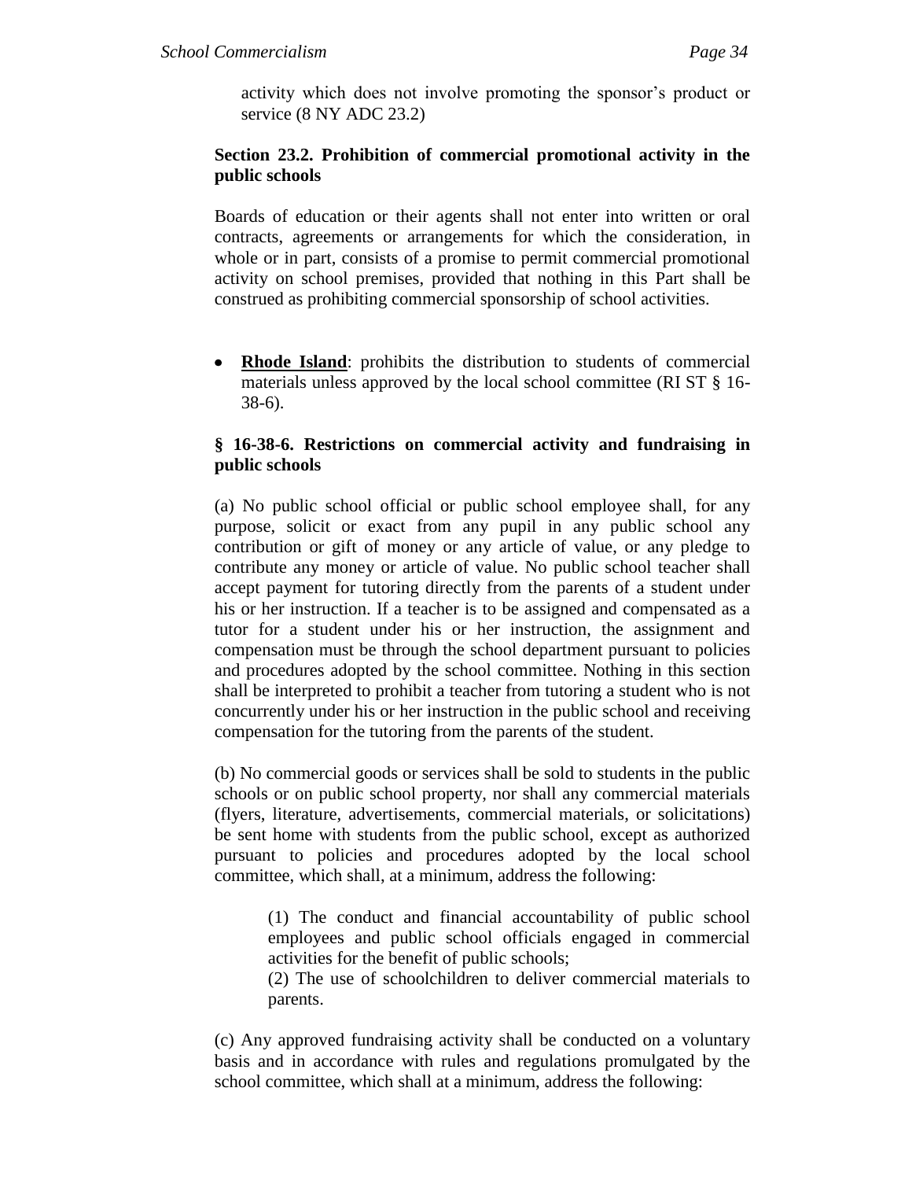activity which does not involve promoting the sponsor's product or service (8 NY ADC 23.2)

**Section 23.2. Prohibition of commercial promotional activity in the public schools**

Boards of education or their agents shall not enter into written or oral contracts, agreements or arrangements for which the consideration, in whole or in part, consists of a promise to permit commercial promotional activity on school premises, provided that nothing in this Part shall be construed as prohibiting commercial sponsorship of school activities.

- **Rhode Island**: prohibits the distribution to students of commercial materials unless approved by the local school committee (RI ST § 16-38-6).

**§ 16-38-6. Restrictions on commercial activity and fundraising in public schools**

(a) No public school official or public school employee shall, for any purpose, solicit or exact from any pupil in any public school any contribution or gift of money or any article of value, or any pledge to contribute any money or article of value. No public school teacher shall accept payment for tutoring directly from the parents of a student under his or her instruction. If a teacher is to be assigned and compensated as a tutor for a student under his or her instruction, the assignment and compensation must be through the school department pursuant to policies and procedures adopted by the school committee. Nothing in this section shall be interpreted to prohibit a teacher from tutoring a student who is not concurrently under his or her instruction in the public school and receiving compensation for the tutoring from the parents of the student.

(b) No commercial goods or services shall be sold to students in the public schools or on public school property, nor shall any commercial materials (flyers, literature, advertisements, commercial materials, or solicitations) be sent home with students from the public school, except as authorized pursuant to policies and procedures adopted by the local school committee, which shall, at a minimum, address the following:

> (1) The conduct and financial accountability of public school employees and public school officials engaged in commercial activities for the benefit of public schools;
>
> (2) The use of schoolchildren to deliver commercial materials to parents.

(c) Any approved fundraising activity shall be conducted on a voluntary basis and in accordance with rules and regulations promulgated by the school committee, which shall at a minimum, address the following: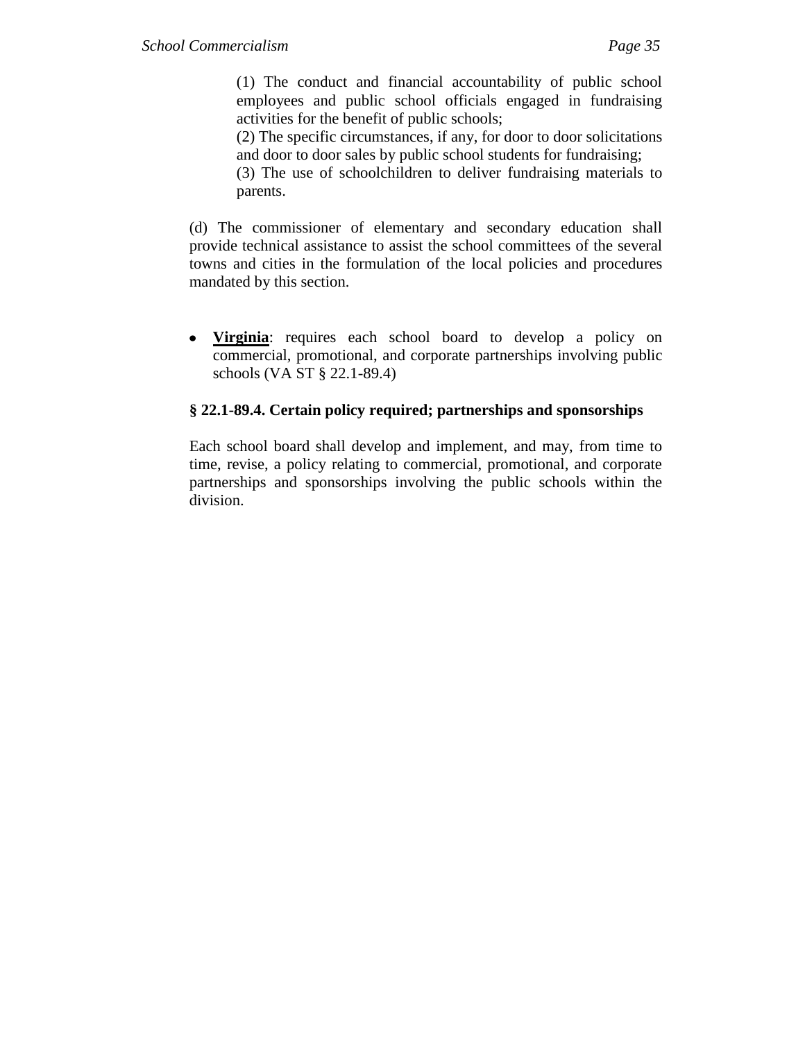(1) The conduct and financial accountability of public school employees and public school officials engaged in fundraising activities for the benefit of public schools;
(2) The specific circumstances, if any, for door to door solicitations and door to door sales by public school students for fundraising;
(3) The use of schoolchildren to deliver fundraising materials to parents.

(d) The commissioner of elementary and secondary education shall provide technical assistance to assist the school committees of the several towns and cities in the formulation of the local policies and procedures mandated by this section.

- **Virginia**: requires each school board to develop a policy on commercial, promotional, and corporate partnerships involving public schools (VA ST § 22.1-89.4)

**§ 22.1-89.4. Certain policy required; partnerships and sponsorships**

Each school board shall develop and implement, and may, from time to time, revise, a policy relating to commercial, promotional, and corporate partnerships and sponsorships involving the public schools within the division.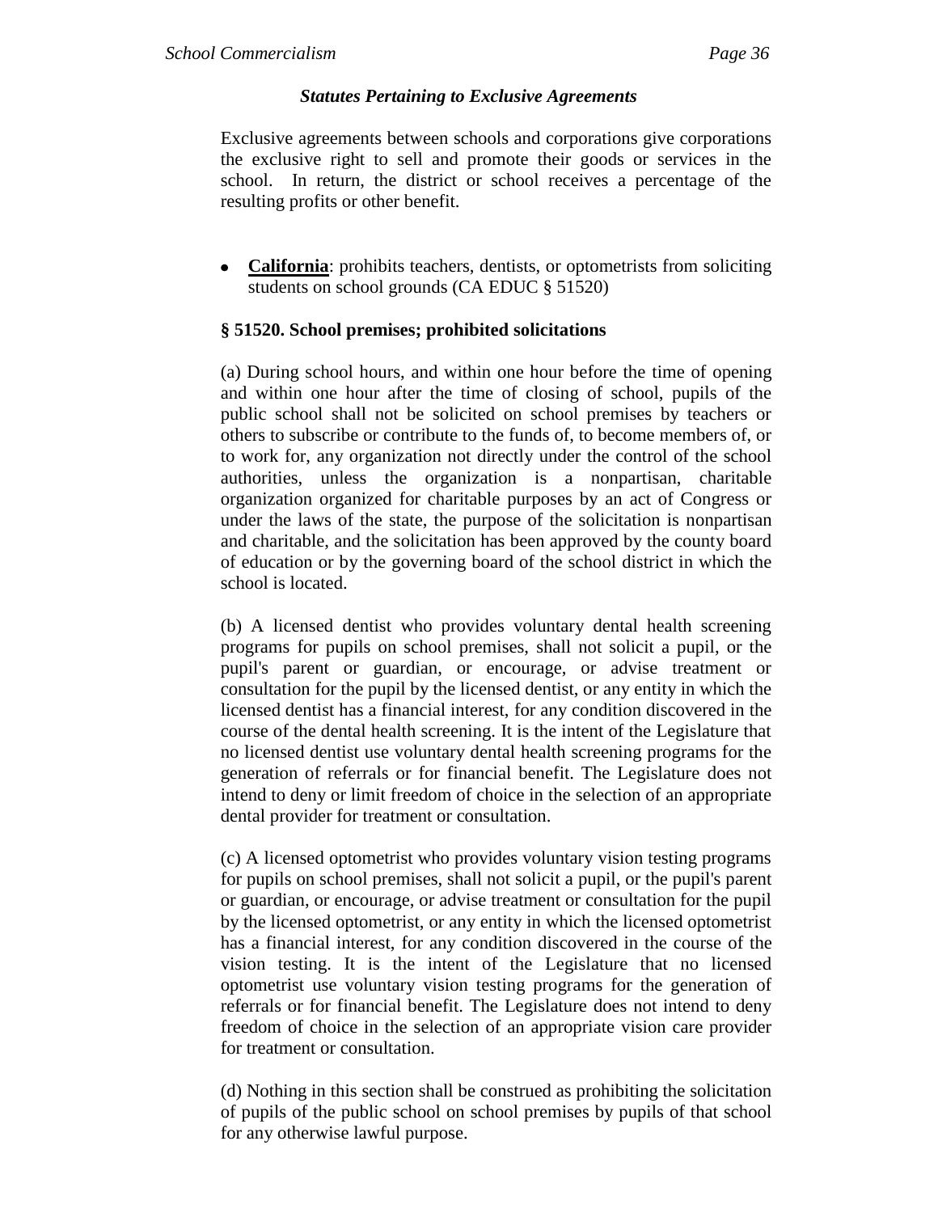### *Statutes Pertaining to Exclusive Agreements*

Exclusive agreements between schools and corporations give corporations the exclusive right to sell and promote their goods or services in the school. In return, the district or school receives a percentage of the resulting profits or other benefit.

- **California**: prohibits teachers, dentists, or optometrists from soliciting students on school grounds (CA EDUC § 51520)

**§ 51520. School premises; prohibited solicitations**

(a) During school hours, and within one hour before the time of opening and within one hour after the time of closing of school, pupils of the public school shall not be solicited on school premises by teachers or others to subscribe or contribute to the funds of, to become members of, or to work for, any organization not directly under the control of the school authorities, unless the organization is a nonpartisan, charitable organization organized for charitable purposes by an act of Congress or under the laws of the state, the purpose of the solicitation is nonpartisan and charitable, and the solicitation has been approved by the county board of education or by the governing board of the school district in which the school is located.

(b) A licensed dentist who provides voluntary dental health screening programs for pupils on school premises, shall not solicit a pupil, or the pupil's parent or guardian, or encourage, or advise treatment or consultation for the pupil by the licensed dentist, or any entity in which the licensed dentist has a financial interest, for any condition discovered in the course of the dental health screening. It is the intent of the Legislature that no licensed dentist use voluntary dental health screening programs for the generation of referrals or for financial benefit. The Legislature does not intend to deny or limit freedom of choice in the selection of an appropriate dental provider for treatment or consultation.

(c) A licensed optometrist who provides voluntary vision testing programs for pupils on school premises, shall not solicit a pupil, or the pupil's parent or guardian, or encourage, or advise treatment or consultation for the pupil by the licensed optometrist, or any entity in which the licensed optometrist has a financial interest, for any condition discovered in the course of the vision testing. It is the intent of the Legislature that no licensed optometrist use voluntary vision testing programs for the generation of referrals or for financial benefit. The Legislature does not intend to deny freedom of choice in the selection of an appropriate vision care provider for treatment or consultation.

(d) Nothing in this section shall be construed as prohibiting the solicitation of pupils of the public school on school premises by pupils of that school for any otherwise lawful purpose.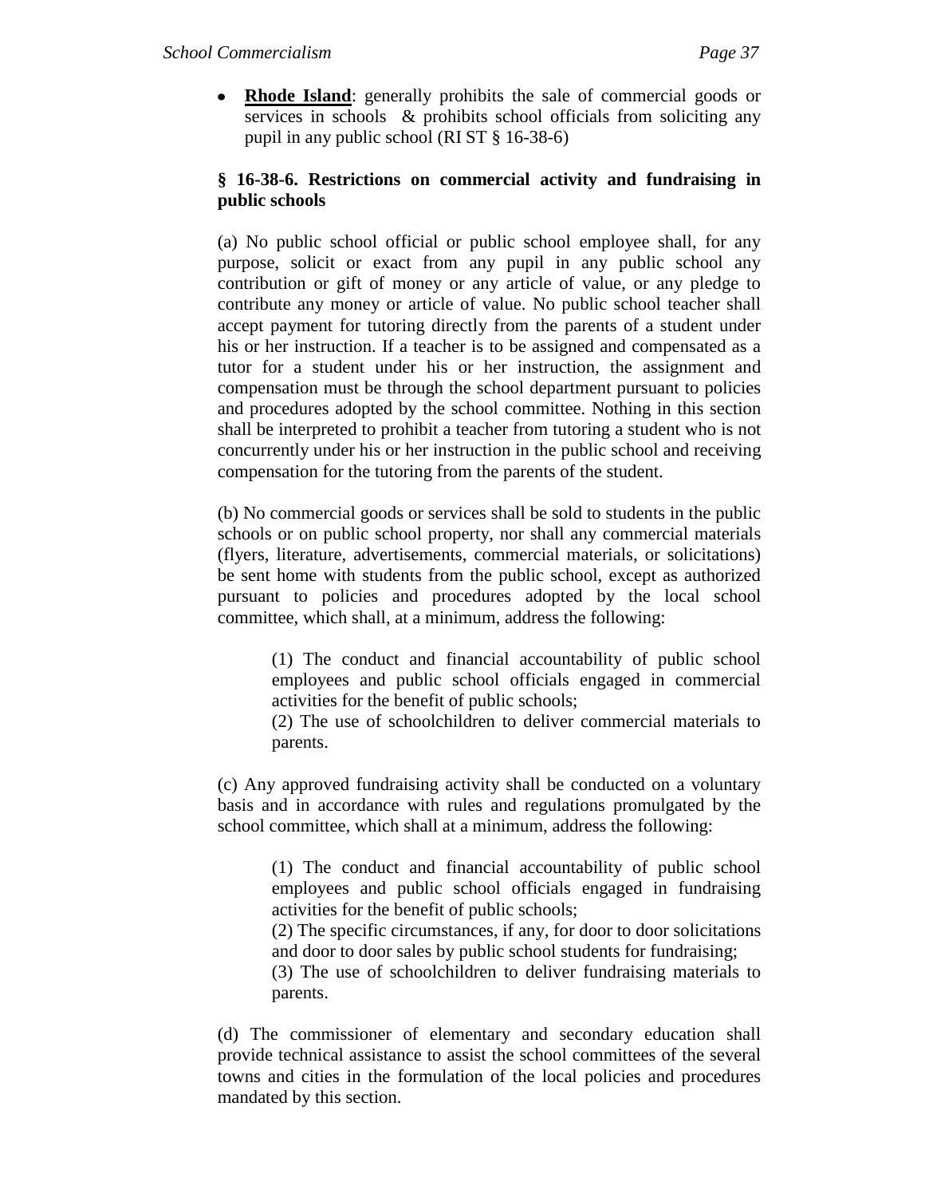- **Rhode Island**: generally prohibits the sale of commercial goods or services in schools & prohibits school officials from soliciting any pupil in any public school (RI ST § 16-38-6)

**§ 16-38-6. Restrictions on commercial activity and fundraising in public schools**

(a) No public school official or public school employee shall, for any purpose, solicit or exact from any pupil in any public school any contribution or gift of money or any article of value, or any pledge to contribute any money or article of value. No public school teacher shall accept payment for tutoring directly from the parents of a student under his or her instruction. If a teacher is to be assigned and compensated as a tutor for a student under his or her instruction, the assignment and compensation must be through the school department pursuant to policies and procedures adopted by the school committee. Nothing in this section shall be interpreted to prohibit a teacher from tutoring a student who is not concurrently under his or her instruction in the public school and receiving compensation for the tutoring from the parents of the student.

(b) No commercial goods or services shall be sold to students in the public schools or on public school property, nor shall any commercial materials (flyers, literature, advertisements, commercial materials, or solicitations) be sent home with students from the public school, except as authorized pursuant to policies and procedures adopted by the local school committee, which shall, at a minimum, address the following:

> (1) The conduct and financial accountability of public school employees and public school officials engaged in commercial activities for the benefit of public schools;
>
> (2) The use of schoolchildren to deliver commercial materials to parents.

(c) Any approved fundraising activity shall be conducted on a voluntary basis and in accordance with rules and regulations promulgated by the school committee, which shall at a minimum, address the following:

> (1) The conduct and financial accountability of public school employees and public school officials engaged in fundraising activities for the benefit of public schools;
>
> (2) The specific circumstances, if any, for door to door solicitations and door to door sales by public school students for fundraising;
>
> (3) The use of schoolchildren to deliver fundraising materials to parents.

(d) The commissioner of elementary and secondary education shall provide technical assistance to assist the school committees of the several towns and cities in the formulation of the local policies and procedures mandated by this section.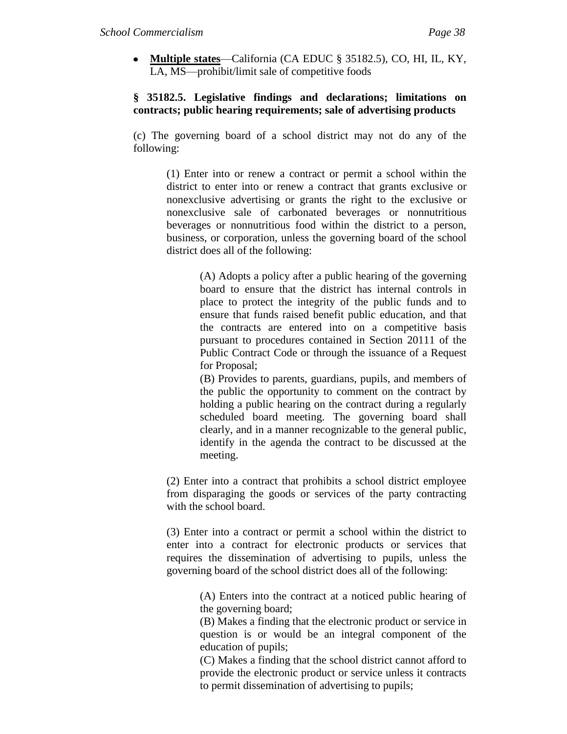- **Multiple states**—California (CA EDUC § 35182.5), CO, HI, IL, KY, LA, MS—prohibit/limit sale of competitive foods

**§ 35182.5. Legislative findings and declarations; limitations on contracts; public hearing requirements; sale of advertising products**

(c) The governing board of a school district may not do any of the following:

> (1) Enter into or renew a contract or permit a school within the district to enter into or renew a contract that grants exclusive or nonexclusive advertising or grants the right to the exclusive or nonexclusive sale of carbonated beverages or nonnutritious beverages or nonnutritious food within the district to a person, business, or corporation, unless the governing board of the school district does all of the following:
>
> > (A) Adopts a policy after a public hearing of the governing board to ensure that the district has internal controls in place to protect the integrity of the public funds and to ensure that funds raised benefit public education, and that the contracts are entered into on a competitive basis pursuant to procedures contained in Section 20111 of the Public Contract Code or through the issuance of a Request for Proposal;
> > (B) Provides to parents, guardians, pupils, and members of the public the opportunity to comment on the contract by holding a public hearing on the contract during a regularly scheduled board meeting. The governing board shall clearly, and in a manner recognizable to the general public, identify in the agenda the contract to be discussed at the meeting.
>
> (2) Enter into a contract that prohibits a school district employee from disparaging the goods or services of the party contracting with the school board.
>
> (3) Enter into a contract or permit a school within the district to enter into a contract for electronic products or services that requires the dissemination of advertising to pupils, unless the governing board of the school district does all of the following:
>
> > (A) Enters into the contract at a noticed public hearing of the governing board;
> > (B) Makes a finding that the electronic product or service in question is or would be an integral component of the education of pupils;
> > (C) Makes a finding that the school district cannot afford to provide the electronic product or service unless it contracts to permit dissemination of advertising to pupils;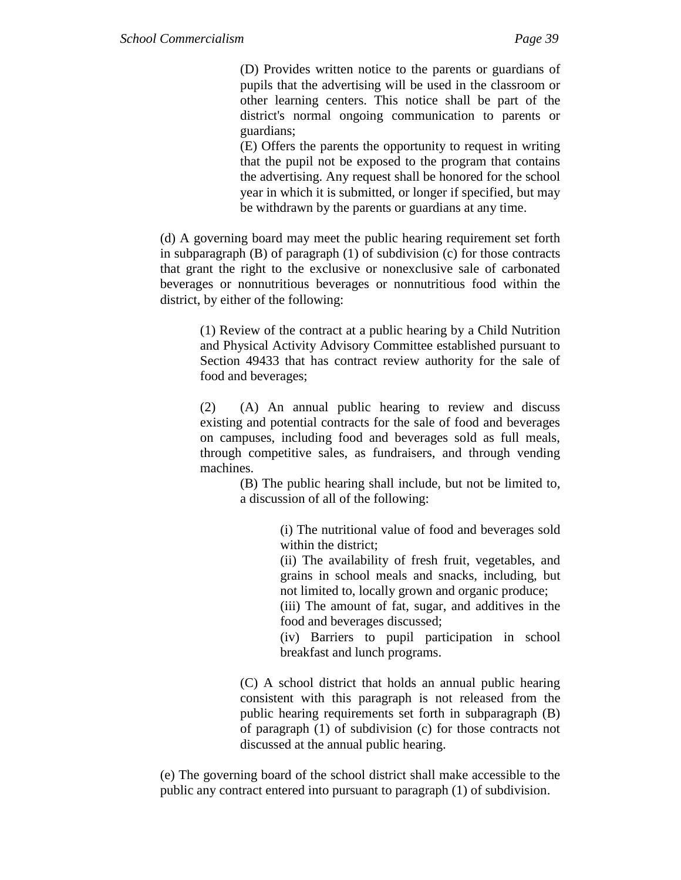(D) Provides written notice to the parents or guardians of pupils that the advertising will be used in the classroom or other learning centers. This notice shall be part of the district's normal ongoing communication to parents or guardians;

(E) Offers the parents the opportunity to request in writing that the pupil not be exposed to the program that contains the advertising. Any request shall be honored for the school year in which it is submitted, or longer if specified, but may be withdrawn by the parents or guardians at any time.

(d) A governing board may meet the public hearing requirement set forth in subparagraph (B) of paragraph (1) of subdivision (c) for those contracts that grant the right to the exclusive or nonexclusive sale of carbonated beverages or nonnutritious beverages or nonnutritious food within the district, by either of the following:

(1) Review of the contract at a public hearing by a Child Nutrition and Physical Activity Advisory Committee established pursuant to Section 49433 that has contract review authority for the sale of food and beverages;

(2) (A) An annual public hearing to review and discuss existing and potential contracts for the sale of food and beverages on campuses, including food and beverages sold as full meals, through competitive sales, as fundraisers, and through vending machines.

(B) The public hearing shall include, but not be limited to, a discussion of all of the following:

(i) The nutritional value of food and beverages sold within the district;

(ii) The availability of fresh fruit, vegetables, and grains in school meals and snacks, including, but not limited to, locally grown and organic produce;

(iii) The amount of fat, sugar, and additives in the food and beverages discussed;

(iv) Barriers to pupil participation in school breakfast and lunch programs.

(C) A school district that holds an annual public hearing consistent with this paragraph is not released from the public hearing requirements set forth in subparagraph (B) of paragraph (1) of subdivision (c) for those contracts not discussed at the annual public hearing.

(e) The governing board of the school district shall make accessible to the public any contract entered into pursuant to paragraph (1) of subdivision.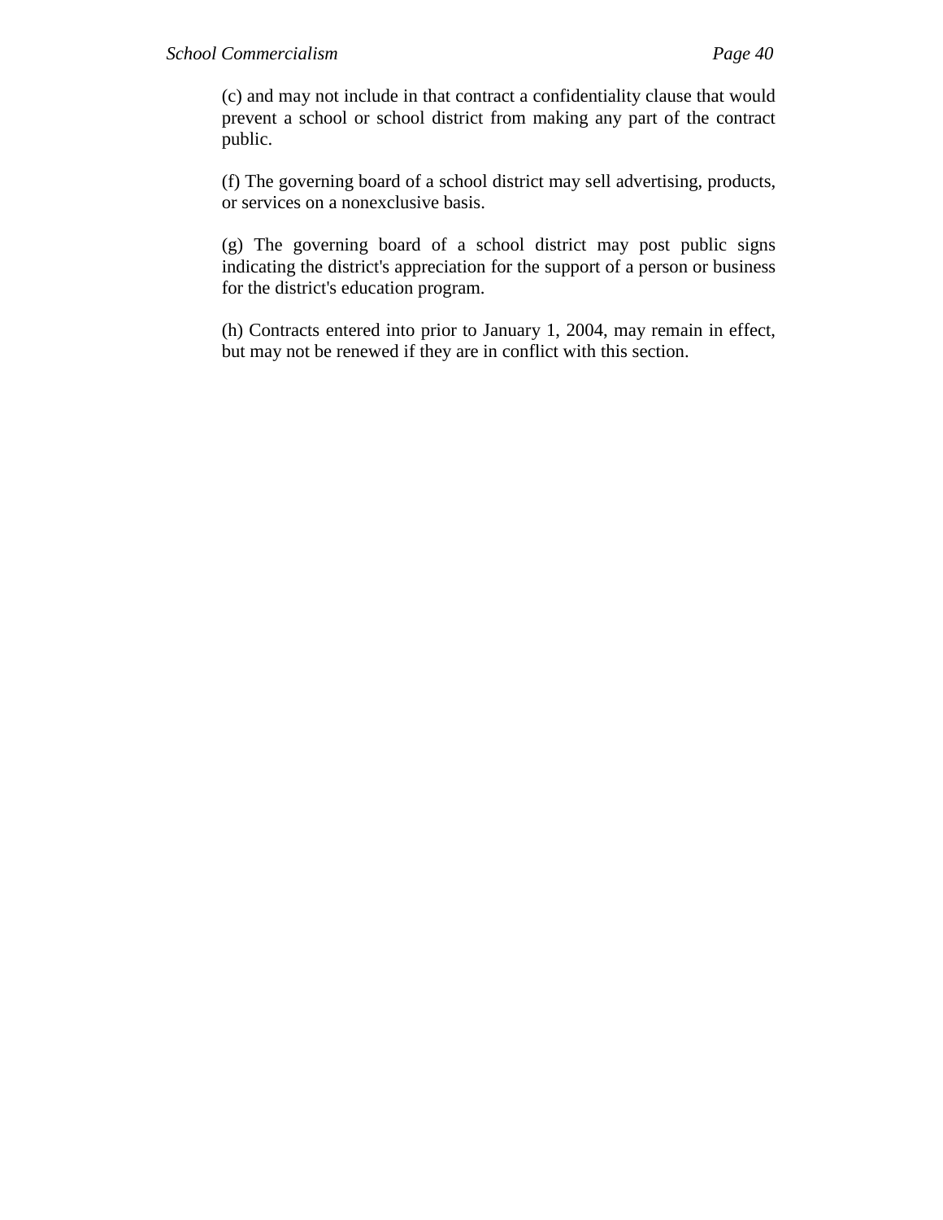(c) and may not include in that contract a confidentiality clause that would prevent a school or school district from making any part of the contract public.

(f) The governing board of a school district may sell advertising, products, or services on a nonexclusive basis.

(g) The governing board of a school district may post public signs indicating the district's appreciation for the support of a person or business for the district's education program.

(h) Contracts entered into prior to January 1, 2004, may remain in effect, but may not be renewed if they are in conflict with this section.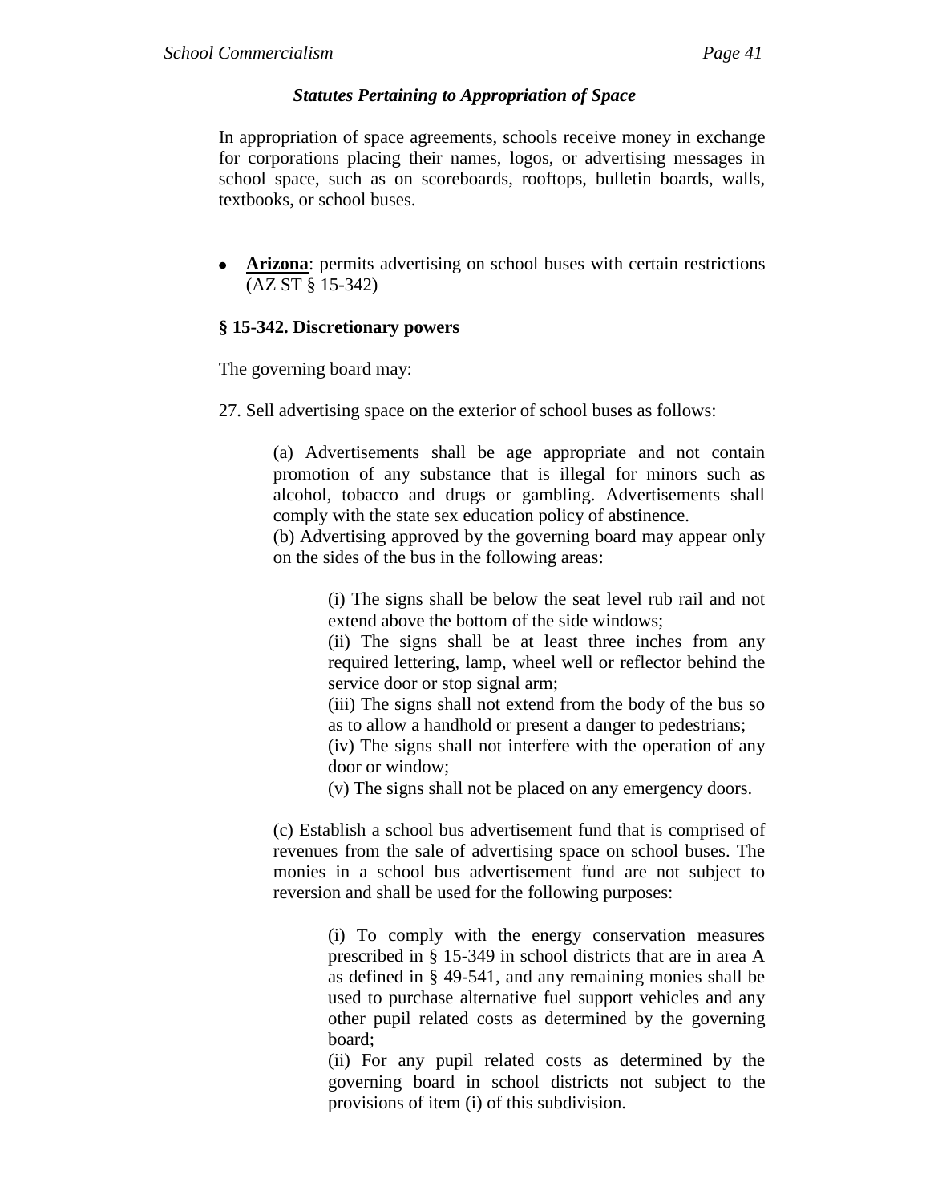### *Statutes Pertaining to Appropriation of Space*

In appropriation of space agreements, schools receive money in exchange for corporations placing their names, logos, or advertising messages in school space, such as on scoreboards, rooftops, bulletin boards, walls, textbooks, or school buses.

- **Arizona**: permits advertising on school buses with certain restrictions (AZ ST § 15-342)

**§ 15-342. Discretionary powers**

The governing board may:

27. Sell advertising space on the exterior of school buses as follows:

> (a) Advertisements shall be age appropriate and not contain promotion of any substance that is illegal for minors such as alcohol, tobacco and drugs or gambling. Advertisements shall comply with the state sex education policy of abstinence.
>
> (b) Advertising approved by the governing board may appear only on the sides of the bus in the following areas:
>
> > (i) The signs shall be below the seat level rub rail and not extend above the bottom of the side windows;
> >
> > (ii) The signs shall be at least three inches from any required lettering, lamp, wheel well or reflector behind the service door or stop signal arm;
> >
> > (iii) The signs shall not extend from the body of the bus so as to allow a handhold or present a danger to pedestrians;
> >
> > (iv) The signs shall not interfere with the operation of any door or window;
> >
> > (v) The signs shall not be placed on any emergency doors.
>
> (c) Establish a school bus advertisement fund that is comprised of revenues from the sale of advertising space on school buses. The monies in a school bus advertisement fund are not subject to reversion and shall be used for the following purposes:
>
> > (i) To comply with the energy conservation measures prescribed in § 15-349 in school districts that are in area A as defined in § 49-541, and any remaining monies shall be used to purchase alternative fuel support vehicles and any other pupil related costs as determined by the governing board;
> >
> > (ii) For any pupil related costs as determined by the governing board in school districts not subject to the provisions of item (i) of this subdivision.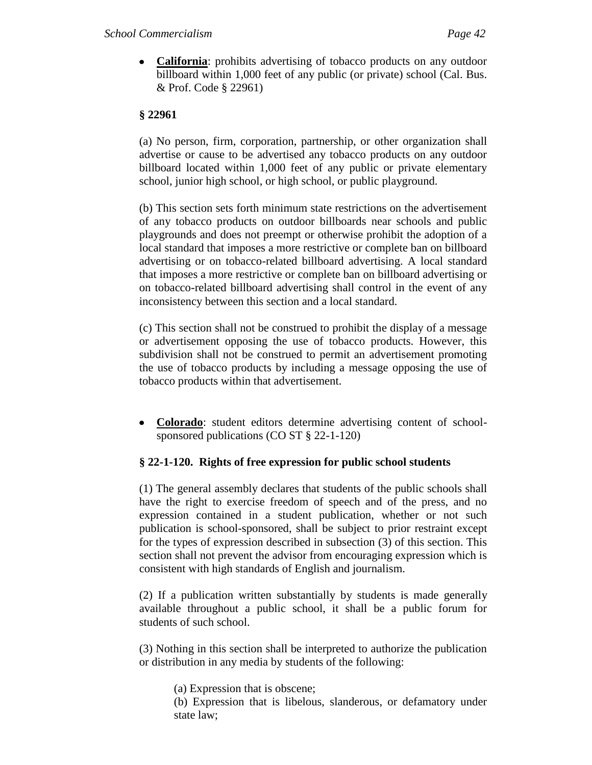- **California**: prohibits advertising of tobacco products on any outdoor billboard within 1,000 feet of any public (or private) school (Cal. Bus. & Prof. Code § 22961)

**§ 22961**

(a) No person, firm, corporation, partnership, or other organization shall advertise or cause to be advertised any tobacco products on any outdoor billboard located within 1,000 feet of any public or private elementary school, junior high school, or high school, or public playground.

(b) This section sets forth minimum state restrictions on the advertisement of any tobacco products on outdoor billboards near schools and public playgrounds and does not preempt or otherwise prohibit the adoption of a local standard that imposes a more restrictive or complete ban on billboard advertising or on tobacco-related billboard advertising. A local standard that imposes a more restrictive or complete ban on billboard advertising or on tobacco-related billboard advertising shall control in the event of any inconsistency between this section and a local standard.

(c) This section shall not be construed to prohibit the display of a message or advertisement opposing the use of tobacco products. However, this subdivision shall not be construed to permit an advertisement promoting the use of tobacco products by including a message opposing the use of tobacco products within that advertisement.

- **Colorado**: student editors determine advertising content of school-sponsored publications (CO ST § 22-1-120)

**§ 22-1-120. Rights of free expression for public school students**

(1) The general assembly declares that students of the public schools shall have the right to exercise freedom of speech and of the press, and no expression contained in a student publication, whether or not such publication is school-sponsored, shall be subject to prior restraint except for the types of expression described in subsection (3) of this section. This section shall not prevent the advisor from encouraging expression which is consistent with high standards of English and journalism.

(2) If a publication written substantially by students is made generally available throughout a public school, it shall be a public forum for students of such school.

(3) Nothing in this section shall be interpreted to authorize the publication or distribution in any media by students of the following:

(a) Expression that is obscene;
(b) Expression that is libelous, slanderous, or defamatory under state law;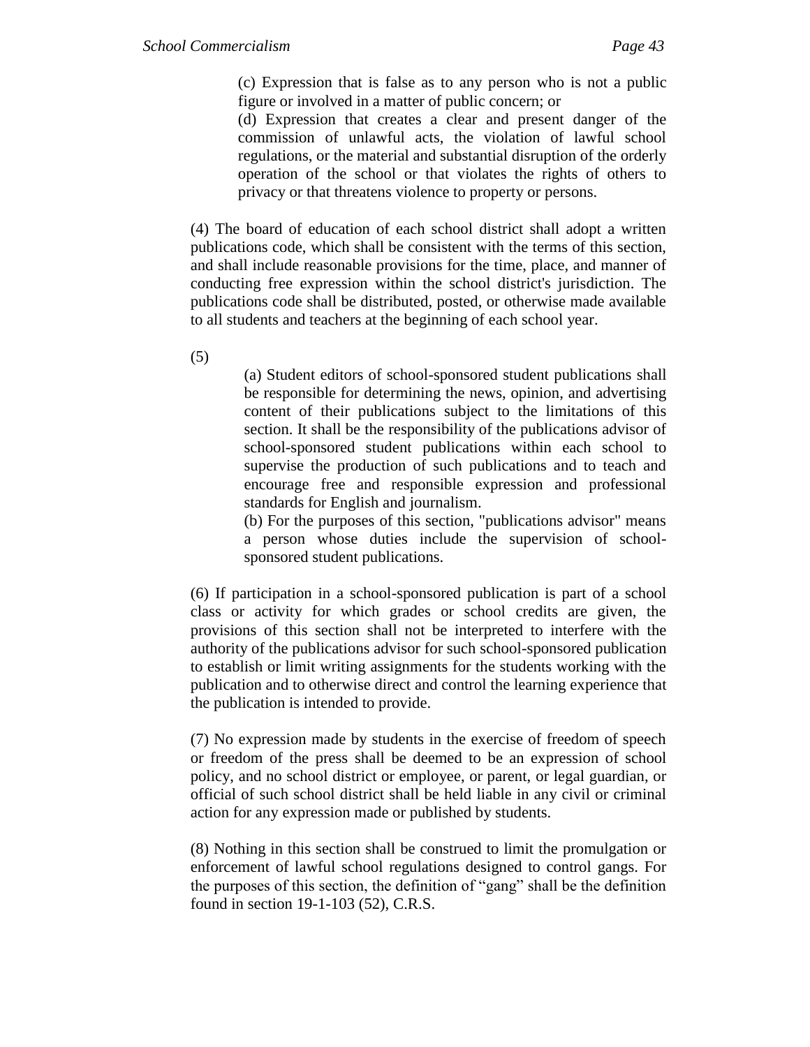(c) Expression that is false as to any person who is not a public figure or involved in a matter of public concern; or

(d) Expression that creates a clear and present danger of the commission of unlawful acts, the violation of lawful school regulations, or the material and substantial disruption of the orderly operation of the school or that violates the rights of others to privacy or that threatens violence to property or persons.

(4) The board of education of each school district shall adopt a written publications code, which shall be consistent with the terms of this section, and shall include reasonable provisions for the time, place, and manner of conducting free expression within the school district's jurisdiction. The publications code shall be distributed, posted, or otherwise made available to all students and teachers at the beginning of each school year.

(5)

(a) Student editors of school-sponsored student publications shall be responsible for determining the news, opinion, and advertising content of their publications subject to the limitations of this section. It shall be the responsibility of the publications advisor of school-sponsored student publications within each school to supervise the production of such publications and to teach and encourage free and responsible expression and professional standards for English and journalism.

(b) For the purposes of this section, "publications advisor" means a person whose duties include the supervision of school-sponsored student publications.

(6) If participation in a school-sponsored publication is part of a school class or activity for which grades or school credits are given, the provisions of this section shall not be interpreted to interfere with the authority of the publications advisor for such school-sponsored publication to establish or limit writing assignments for the students working with the publication and to otherwise direct and control the learning experience that the publication is intended to provide.

(7) No expression made by students in the exercise of freedom of speech or freedom of the press shall be deemed to be an expression of school policy, and no school district or employee, or parent, or legal guardian, or official of such school district shall be held liable in any civil or criminal action for any expression made or published by students.

(8) Nothing in this section shall be construed to limit the promulgation or enforcement of lawful school regulations designed to control gangs. For the purposes of this section, the definition of "gang" shall be the definition found in section 19-1-103 (52), C.R.S.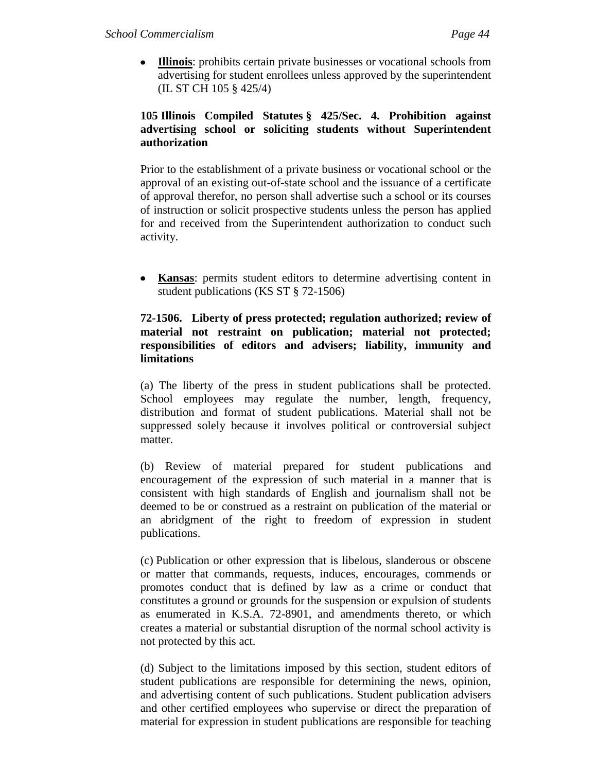- **Illinois**: prohibits certain private businesses or vocational schools from advertising for student enrollees unless approved by the superintendent (IL ST CH 105 § 425/4)

**105 Illinois Compiled Statutes § 425/Sec. 4. Prohibition against advertising school or soliciting students without Superintendent authorization**

Prior to the establishment of a private business or vocational school or the approval of an existing out-of-state school and the issuance of a certificate of approval therefor, no person shall advertise such a school or its courses of instruction or solicit prospective students unless the person has applied for and received from the Superintendent authorization to conduct such activity.

- **Kansas**: permits student editors to determine advertising content in student publications (KS ST § 72-1506)

**72-1506. Liberty of press protected; regulation authorized; review of material not restraint on publication; material not protected; responsibilities of editors and advisers; liability, immunity and limitations**

(a) The liberty of the press in student publications shall be protected. School employees may regulate the number, length, frequency, distribution and format of student publications. Material shall not be suppressed solely because it involves political or controversial subject matter.

(b) Review of material prepared for student publications and encouragement of the expression of such material in a manner that is consistent with high standards of English and journalism shall not be deemed to be or construed as a restraint on publication of the material or an abridgment of the right to freedom of expression in student publications.

(c) Publication or other expression that is libelous, slanderous or obscene or matter that commands, requests, induces, encourages, commends or promotes conduct that is defined by law as a crime or conduct that constitutes a ground or grounds for the suspension or expulsion of students as enumerated in K.S.A. 72-8901, and amendments thereto, or which creates a material or substantial disruption of the normal school activity is not protected by this act.

(d) Subject to the limitations imposed by this section, student editors of student publications are responsible for determining the news, opinion, and advertising content of such publications. Student publication advisers and other certified employees who supervise or direct the preparation of material for expression in student publications are responsible for teaching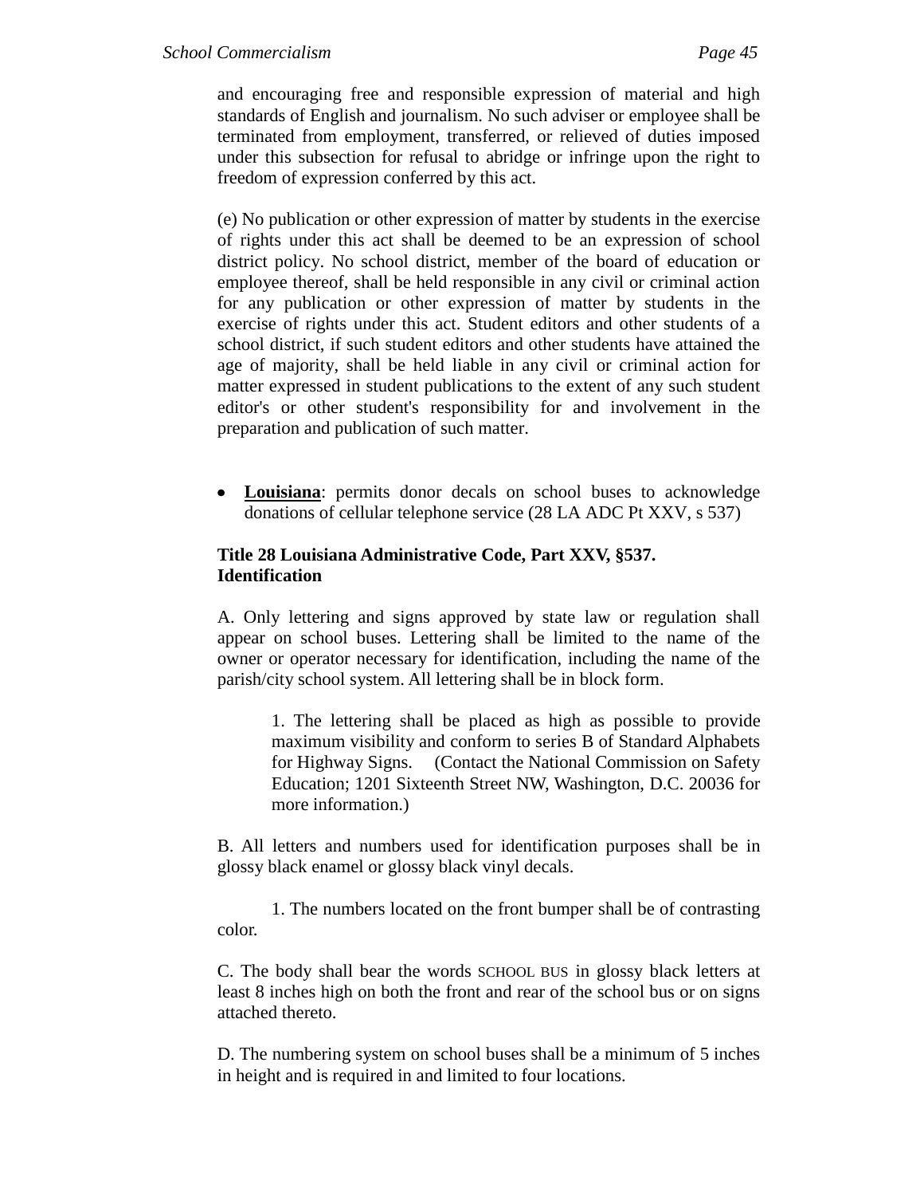and encouraging free and responsible expression of material and high standards of English and journalism. No such adviser or employee shall be terminated from employment, transferred, or relieved of duties imposed under this subsection for refusal to abridge or infringe upon the right to freedom of expression conferred by this act.

(e) No publication or other expression of matter by students in the exercise of rights under this act shall be deemed to be an expression of school district policy. No school district, member of the board of education or employee thereof, shall be held responsible in any civil or criminal action for any publication or other expression of matter by students in the exercise of rights under this act. Student editors and other students of a school district, if such student editors and other students have attained the age of majority, shall be held liable in any civil or criminal action for matter expressed in student publications to the extent of any such student editor's or other student's responsibility for and involvement in the preparation and publication of such matter.

- **Louisiana**: permits donor decals on school buses to acknowledge donations of cellular telephone service (28 LA ADC Pt XXV, s 537)

**Title 28 Louisiana Administrative Code, Part XXV, §537. Identification**

A. Only lettering and signs approved by state law or regulation shall appear on school buses. Lettering shall be limited to the name of the owner or operator necessary for identification, including the name of the parish/city school system. All lettering shall be in block form.

1. The lettering shall be placed as high as possible to provide maximum visibility and conform to series B of Standard Alphabets for Highway Signs. (Contact the National Commission on Safety Education; 1201 Sixteenth Street NW, Washington, D.C. 20036 for more information.)

B. All letters and numbers used for identification purposes shall be in glossy black enamel or glossy black vinyl decals.

1. The numbers located on the front bumper shall be of contrasting color.

C. The body shall bear the words SCHOOL BUS in glossy black letters at least 8 inches high on both the front and rear of the school bus or on signs attached thereto.

D. The numbering system on school buses shall be a minimum of 5 inches in height and is required in and limited to four locations.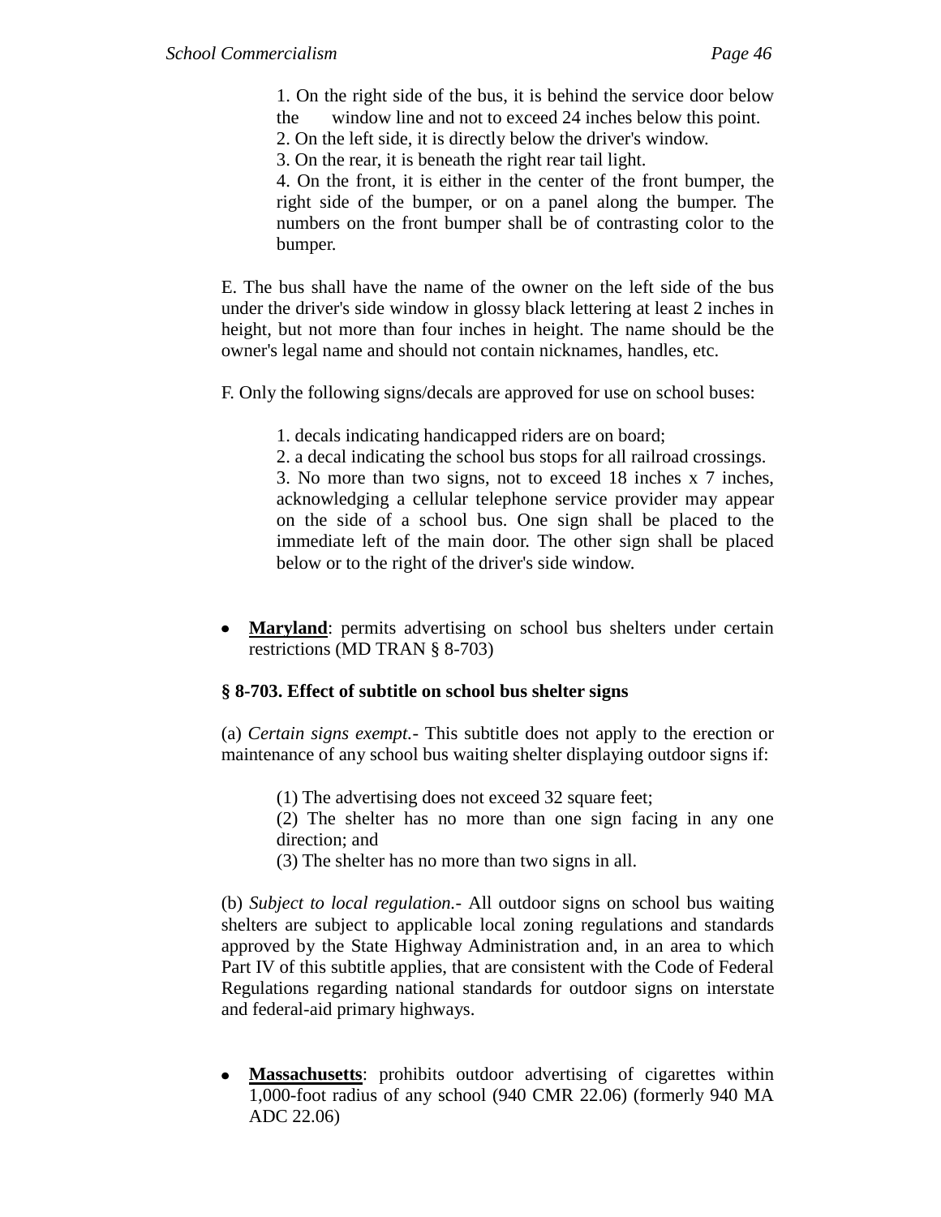1. On the right side of the bus, it is behind the service door below the window line and not to exceed 24 inches below this point.
2. On the left side, it is directly below the driver's window.
3. On the rear, it is beneath the right rear tail light.
4. On the front, it is either in the center of the front bumper, the right side of the bumper, or on a panel along the bumper. The numbers on the front bumper shall be of contrasting color to the bumper.

E. The bus shall have the name of the owner on the left side of the bus under the driver's side window in glossy black lettering at least 2 inches in height, but not more than four inches in height. The name should be the owner's legal name and should not contain nicknames, handles, etc.

F. Only the following signs/decals are approved for use on school buses:

1. decals indicating handicapped riders are on board;
2. a decal indicating the school bus stops for all railroad crossings.
3. No more than two signs, not to exceed 18 inches x 7 inches, acknowledging a cellular telephone service provider may appear on the side of a school bus. One sign shall be placed to the immediate left of the main door. The other sign shall be placed below or to the right of the driver's side window.

- **Maryland**: permits advertising on school bus shelters under certain restrictions (MD TRAN § 8-703)

**§ 8-703. Effect of subtitle on school bus shelter signs**

(a) *Certain signs exempt*.- This subtitle does not apply to the erection or maintenance of any school bus waiting shelter displaying outdoor signs if:

(1) The advertising does not exceed 32 square feet;
(2) The shelter has no more than one sign facing in any one direction; and
(3) The shelter has no more than two signs in all.

(b) *Subject to local regulation*.- All outdoor signs on school bus waiting shelters are subject to applicable local zoning regulations and standards approved by the State Highway Administration and, in an area to which Part IV of this subtitle applies, that are consistent with the Code of Federal Regulations regarding national standards for outdoor signs on interstate and federal-aid primary highways.

- **Massachusetts**: prohibits outdoor advertising of cigarettes within 1,000-foot radius of any school (940 CMR 22.06) (formerly 940 MA ADC 22.06)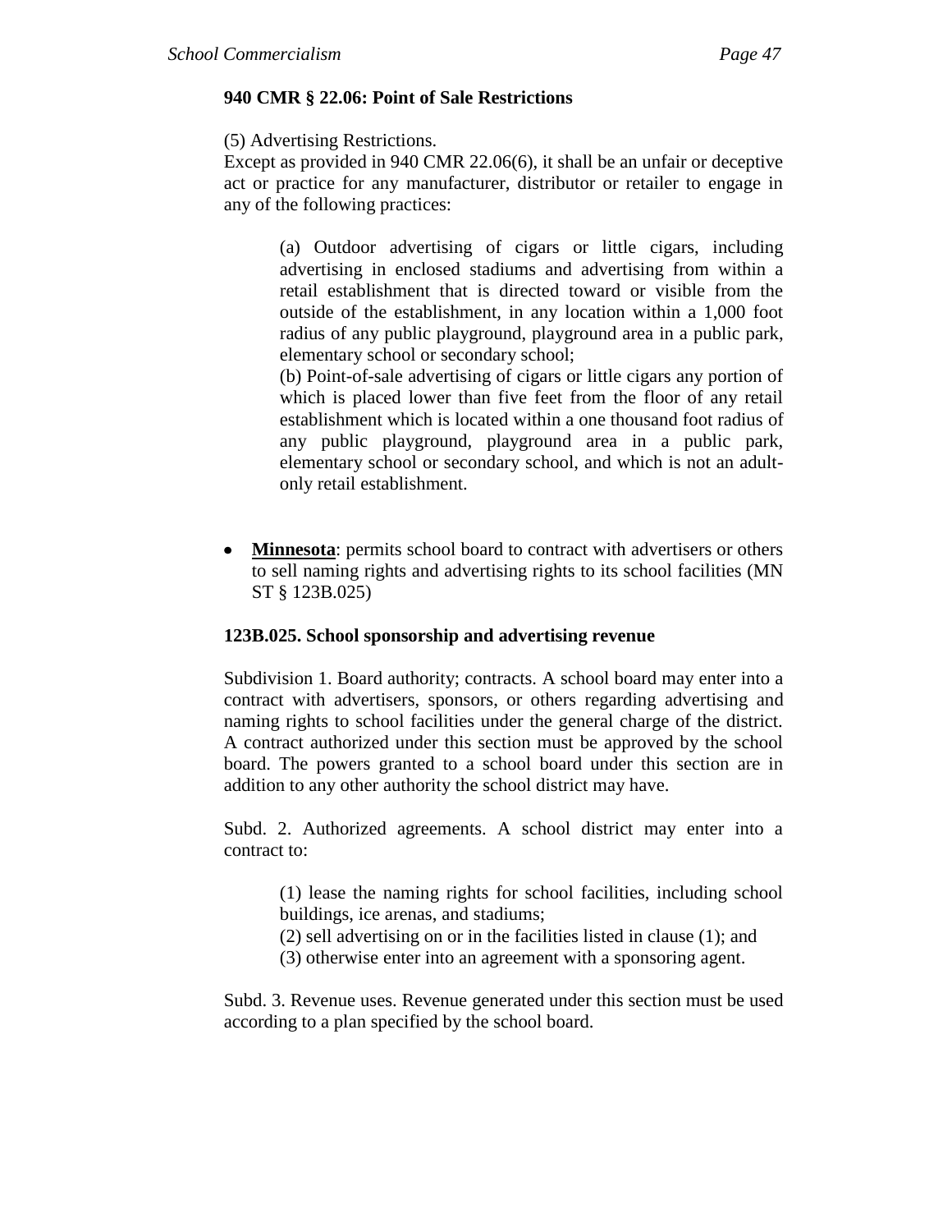**940 CMR § 22.06: Point of Sale Restrictions**

(5) Advertising Restrictions.
Except as provided in 940 CMR 22.06(6), it shall be an unfair or deceptive act or practice for any manufacturer, distributor or retailer to engage in any of the following practices:

> (a) Outdoor advertising of cigars or little cigars, including advertising in enclosed stadiums and advertising from within a retail establishment that is directed toward or visible from the outside of the establishment, in any location within a 1,000 foot radius of any public playground, playground area in a public park, elementary school or secondary school;
> (b) Point-of-sale advertising of cigars or little cigars any portion of which is placed lower than five feet from the floor of any retail establishment which is located within a one thousand foot radius of any public playground, playground area in a public park, elementary school or secondary school, and which is not an adult-only retail establishment.

- **Minnesota**: permits school board to contract with advertisers or others to sell naming rights and advertising rights to its school facilities (MN ST § 123B.025)

**123B.025. School sponsorship and advertising revenue**

Subdivision 1. Board authority; contracts. A school board may enter into a contract with advertisers, sponsors, or others regarding advertising and naming rights to school facilities under the general charge of the district. A contract authorized under this section must be approved by the school board. The powers granted to a school board under this section are in addition to any other authority the school district may have.

Subd. 2. Authorized agreements. A school district may enter into a contract to:

> (1) lease the naming rights for school facilities, including school buildings, ice arenas, and stadiums;
> (2) sell advertising on or in the facilities listed in clause (1); and
> (3) otherwise enter into an agreement with a sponsoring agent.

Subd. 3. Revenue uses. Revenue generated under this section must be used according to a plan specified by the school board.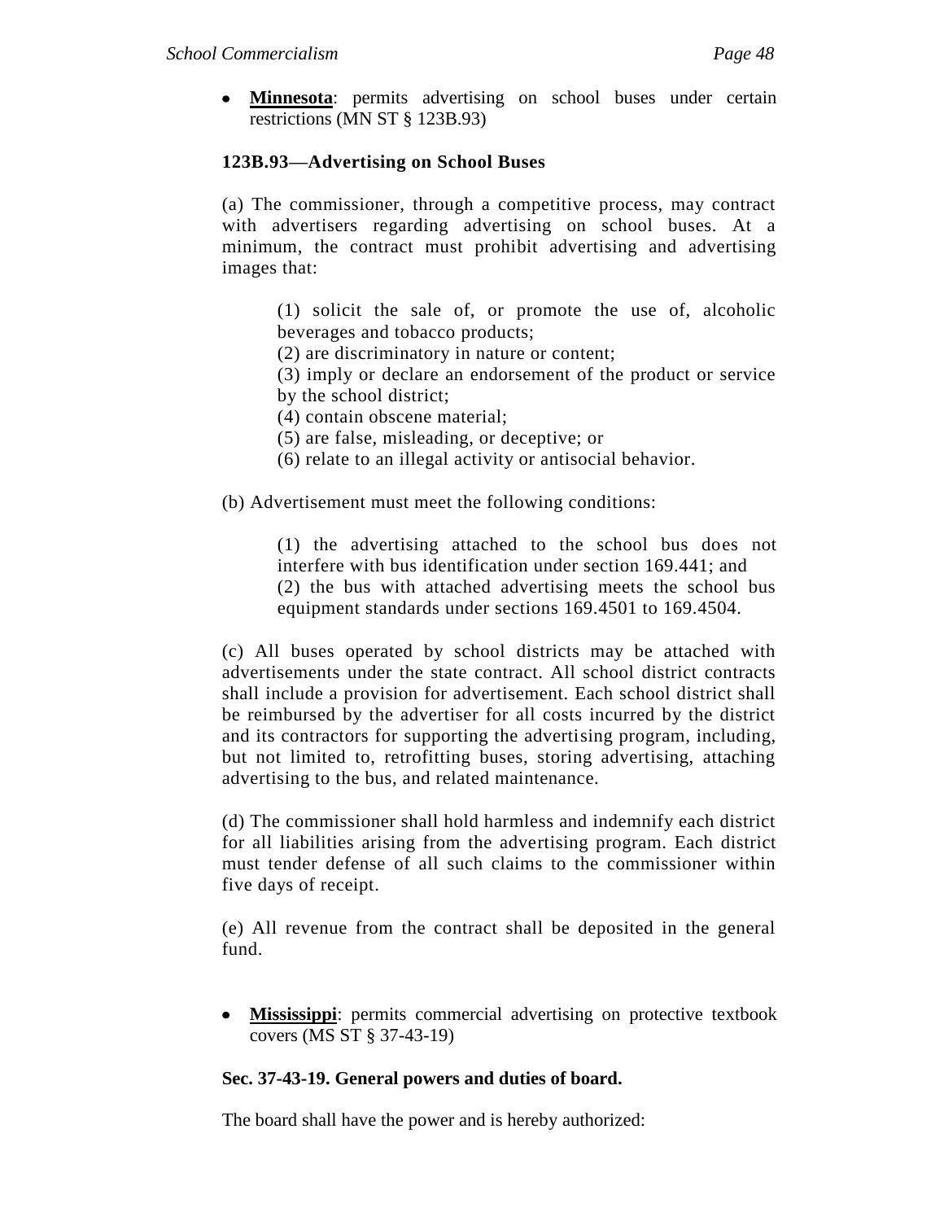- **Minnesota**: permits advertising on school buses under certain restrictions (MN ST § 123B.93)

**123B.93—Advertising on School Buses**

(a) The commissioner, through a competitive process, may contract with advertisers regarding advertising on school buses. At a minimum, the contract must prohibit advertising and advertising images that:

> (1) solicit the sale of, or promote the use of, alcoholic beverages and tobacco products;
> (2) are discriminatory in nature or content;
> (3) imply or declare an endorsement of the product or service by the school district;
> (4) contain obscene material;
> (5) are false, misleading, or deceptive; or
> (6) relate to an illegal activity or antisocial behavior.

(b) Advertisement must meet the following conditions:

> (1) the advertising attached to the school bus does not interfere with bus identification under section 169.441; and
> (2) the bus with attached advertising meets the school bus equipment standards under sections 169.4501 to 169.4504.

(c) All buses operated by school districts may be attached with advertisements under the state contract. All school district contracts shall include a provision for advertisement. Each school district shall be reimbursed by the advertiser for all costs incurred by the district and its contractors for supporting the advertising program, including, but not limited to, retrofitting buses, storing advertising, attaching advertising to the bus, and related maintenance.

(d) The commissioner shall hold harmless and indemnify each district for all liabilities arising from the advertising program. Each district must tender defense of all such claims to the commissioner within five days of receipt.

(e) All revenue from the contract shall be deposited in the general fund.

- **Mississippi**: permits commercial advertising on protective textbook covers (MS ST § 37-43-19)

**Sec. 37-43-19. General powers and duties of board.**

The board shall have the power and is hereby authorized: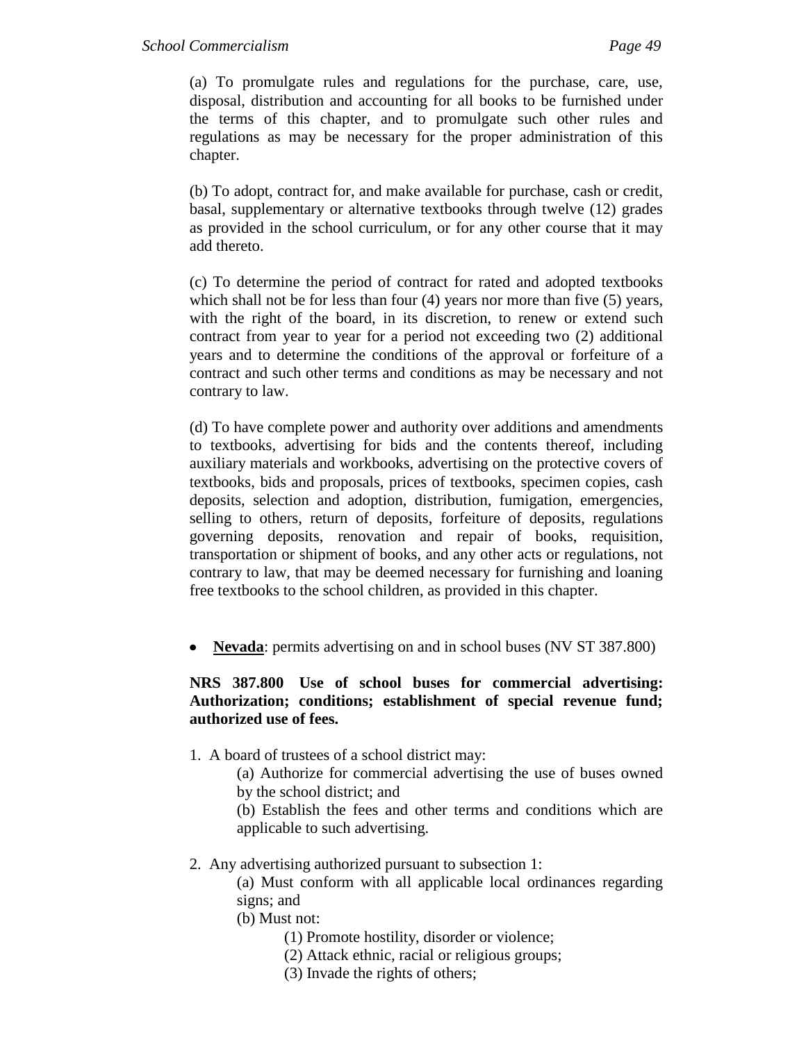(a) To promulgate rules and regulations for the purchase, care, use, disposal, distribution and accounting for all books to be furnished under the terms of this chapter, and to promulgate such other rules and regulations as may be necessary for the proper administration of this chapter.

(b) To adopt, contract for, and make available for purchase, cash or credit, basal, supplementary or alternative textbooks through twelve (12) grades as provided in the school curriculum, or for any other course that it may add thereto.

(c) To determine the period of contract for rated and adopted textbooks which shall not be for less than four (4) years nor more than five (5) years, with the right of the board, in its discretion, to renew or extend such contract from year to year for a period not exceeding two (2) additional years and to determine the conditions of the approval or forfeiture of a contract and such other terms and conditions as may be necessary and not contrary to law.

(d) To have complete power and authority over additions and amendments to textbooks, advertising for bids and the contents thereof, including auxiliary materials and workbooks, advertising on the protective covers of textbooks, bids and proposals, prices of textbooks, specimen copies, cash deposits, selection and adoption, distribution, fumigation, emergencies, selling to others, return of deposits, forfeiture of deposits, regulations governing deposits, renovation and repair of books, requisition, transportation or shipment of books, and any other acts or regulations, not contrary to law, that may be deemed necessary for furnishing and loaning free textbooks to the school children, as provided in this chapter.

- **Nevada**: permits advertising on and in school buses (NV ST 387.800)

**NRS 387.800 Use of school buses for commercial advertising: Authorization; conditions; establishment of special revenue fund; authorized use of fees.**

1. A board of trustees of a school district may:
   (a) Authorize for commercial advertising the use of buses owned by the school district; and
   (b) Establish the fees and other terms and conditions which are applicable to such advertising.

2. Any advertising authorized pursuant to subsection 1:
   (a) Must conform with all applicable local ordinances regarding signs; and
   (b) Must not:
      (1) Promote hostility, disorder or violence;
      (2) Attack ethnic, racial or religious groups;
      (3) Invade the rights of others;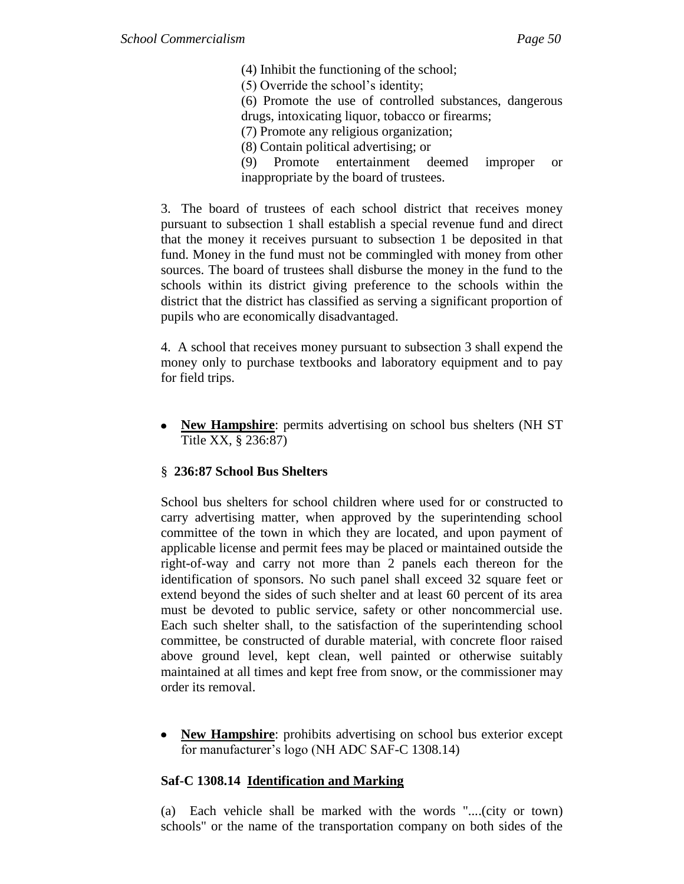(4) Inhibit the functioning of the school;

(5) Override the school's identity;

(6) Promote the use of controlled substances, dangerous drugs, intoxicating liquor, tobacco or firearms;

(7) Promote any religious organization;

(8) Contain political advertising; or

(9) Promote entertainment deemed improper or inappropriate by the board of trustees.

3. The board of trustees of each school district that receives money pursuant to subsection 1 shall establish a special revenue fund and direct that the money it receives pursuant to subsection 1 be deposited in that fund. Money in the fund must not be commingled with money from other sources. The board of trustees shall disburse the money in the fund to the schools within its district giving preference to the schools within the district that the district has classified as serving a significant proportion of pupils who are economically disadvantaged.

4. A school that receives money pursuant to subsection 3 shall expend the money only to purchase textbooks and laboratory equipment and to pay for field trips.

- **New Hampshire**: permits advertising on school bus shelters (NH ST Title XX, § 236:87)

**§ 236:87 School Bus Shelters**

School bus shelters for school children where used for or constructed to carry advertising matter, when approved by the superintending school committee of the town in which they are located, and upon payment of applicable license and permit fees may be placed or maintained outside the right-of-way and carry not more than 2 panels each thereon for the identification of sponsors. No such panel shall exceed 32 square feet or extend beyond the sides of such shelter and at least 60 percent of its area must be devoted to public service, safety or other noncommercial use. Each such shelter shall, to the satisfaction of the superintending school committee, be constructed of durable material, with concrete floor raised above ground level, kept clean, well painted or otherwise suitably maintained at all times and kept free from snow, or the commissioner may order its removal.

- **New Hampshire**: prohibits advertising on school bus exterior except for manufacturer's logo (NH ADC SAF-C 1308.14)

**Saf-C 1308.14 Identification and Marking**

(a) Each vehicle shall be marked with the words "....(city or town) schools" or the name of the transportation company on both sides of the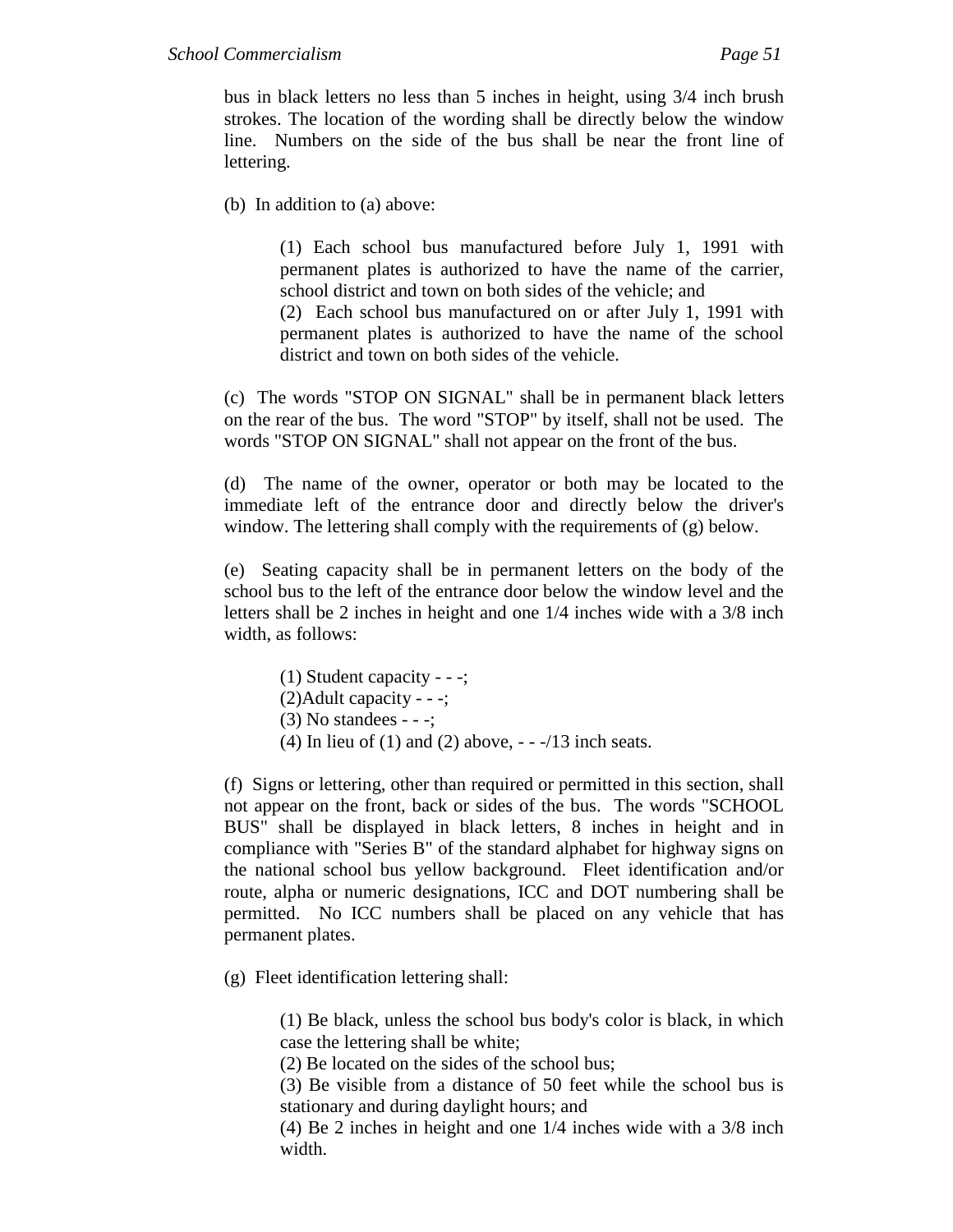bus in black letters no less than 5 inches in height, using 3/4 inch brush strokes. The location of the wording shall be directly below the window line. Numbers on the side of the bus shall be near the front line of lettering.

(b) In addition to (a) above:

> (1) Each school bus manufactured before July 1, 1991 with permanent plates is authorized to have the name of the carrier, school district and town on both sides of the vehicle; and
> (2) Each school bus manufactured on or after July 1, 1991 with permanent plates is authorized to have the name of the school district and town on both sides of the vehicle.

(c) The words "STOP ON SIGNAL" shall be in permanent black letters on the rear of the bus. The word "STOP" by itself, shall not be used. The words "STOP ON SIGNAL" shall not appear on the front of the bus.

(d) The name of the owner, operator or both may be located to the immediate left of the entrance door and directly below the driver's window. The lettering shall comply with the requirements of (g) below.

(e) Seating capacity shall be in permanent letters on the body of the school bus to the left of the entrance door below the window level and the letters shall be 2 inches in height and one 1/4 inches wide with a 3/8 inch width, as follows:

> (1) Student capacity - - -;
> (2)Adult capacity - - -;
> (3) No standees - - -;
> (4) In lieu of (1) and (2) above, - - -/13 inch seats.

(f) Signs or lettering, other than required or permitted in this section, shall not appear on the front, back or sides of the bus. The words "SCHOOL BUS" shall be displayed in black letters, 8 inches in height and in compliance with "Series B" of the standard alphabet for highway signs on the national school bus yellow background. Fleet identification and/or route, alpha or numeric designations, ICC and DOT numbering shall be permitted. No ICC numbers shall be placed on any vehicle that has permanent plates.

(g) Fleet identification lettering shall:

> (1) Be black, unless the school bus body's color is black, in which case the lettering shall be white;
> (2) Be located on the sides of the school bus;
> (3) Be visible from a distance of 50 feet while the school bus is stationary and during daylight hours; and
> (4) Be 2 inches in height and one 1/4 inches wide with a 3/8 inch width.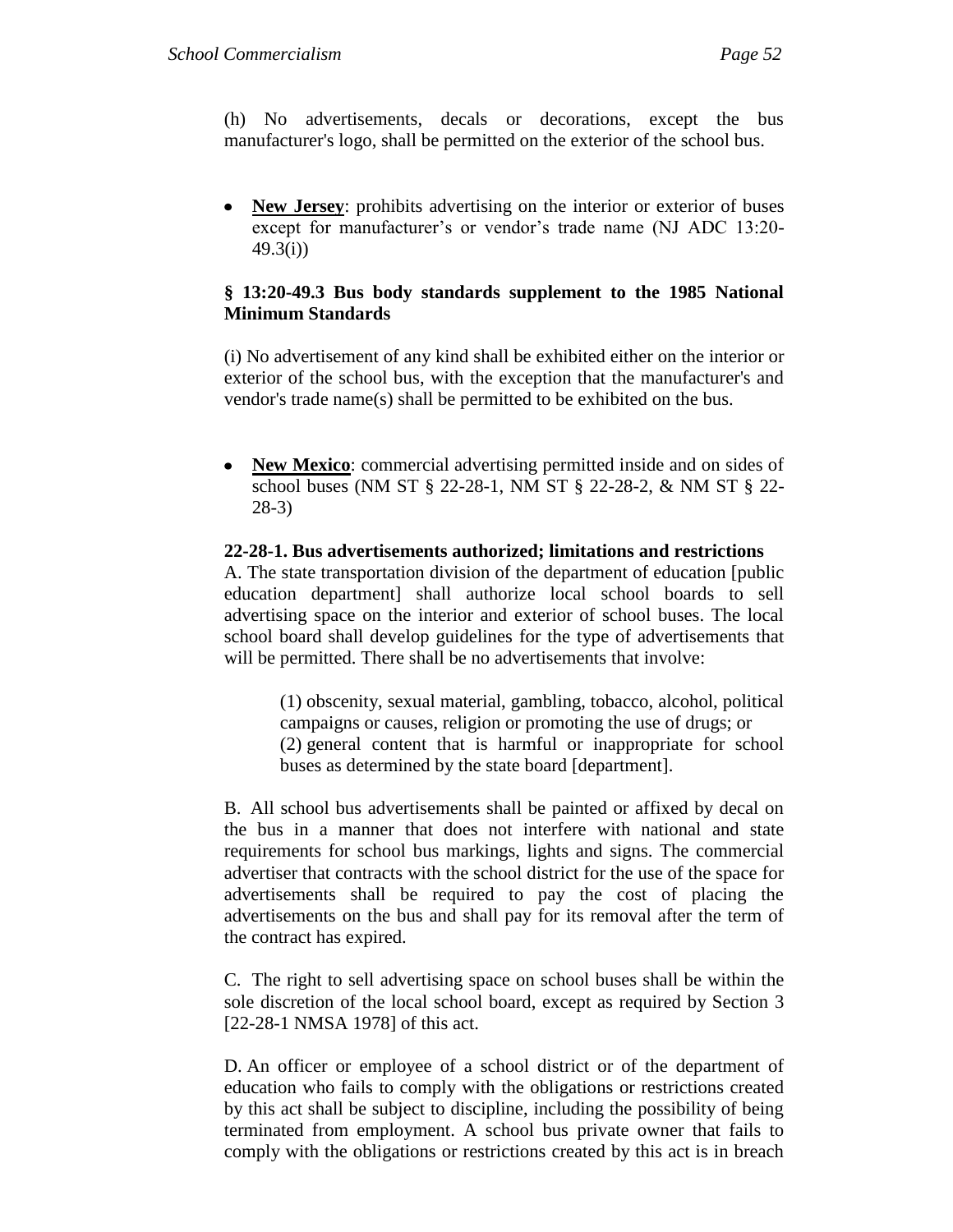(h) No advertisements, decals or decorations, except the bus manufacturer's logo, shall be permitted on the exterior of the school bus.

- **New Jersey**: prohibits advertising on the interior or exterior of buses except for manufacturer's or vendor's trade name (NJ ADC 13:20-49.3(i))

**§ 13:20-49.3 Bus body standards supplement to the 1985 National Minimum Standards**

(i) No advertisement of any kind shall be exhibited either on the interior or exterior of the school bus, with the exception that the manufacturer's and vendor's trade name(s) shall be permitted to be exhibited on the bus.

- **New Mexico**: commercial advertising permitted inside and on sides of school buses (NM ST § 22-28-1, NM ST § 22-28-2, & NM ST § 22-28-3)

**22-28-1. Bus advertisements authorized; limitations and restrictions**

A. The state transportation division of the department of education [public education department] shall authorize local school boards to sell advertising space on the interior and exterior of school buses. The local school board shall develop guidelines for the type of advertisements that will be permitted. There shall be no advertisements that involve:

> (1) obscenity, sexual material, gambling, tobacco, alcohol, political campaigns or causes, religion or promoting the use of drugs; or
>
> (2) general content that is harmful or inappropriate for school buses as determined by the state board [department].

B. All school bus advertisements shall be painted or affixed by decal on the bus in a manner that does not interfere with national and state requirements for school bus markings, lights and signs. The commercial advertiser that contracts with the school district for the use of the space for advertisements shall be required to pay the cost of placing the advertisements on the bus and shall pay for its removal after the term of the contract has expired.

C. The right to sell advertising space on school buses shall be within the sole discretion of the local school board, except as required by Section 3 [22-28-1 NMSA 1978] of this act.

D. An officer or employee of a school district or of the department of education who fails to comply with the obligations or restrictions created by this act shall be subject to discipline, including the possibility of being terminated from employment. A school bus private owner that fails to comply with the obligations or restrictions created by this act is in breach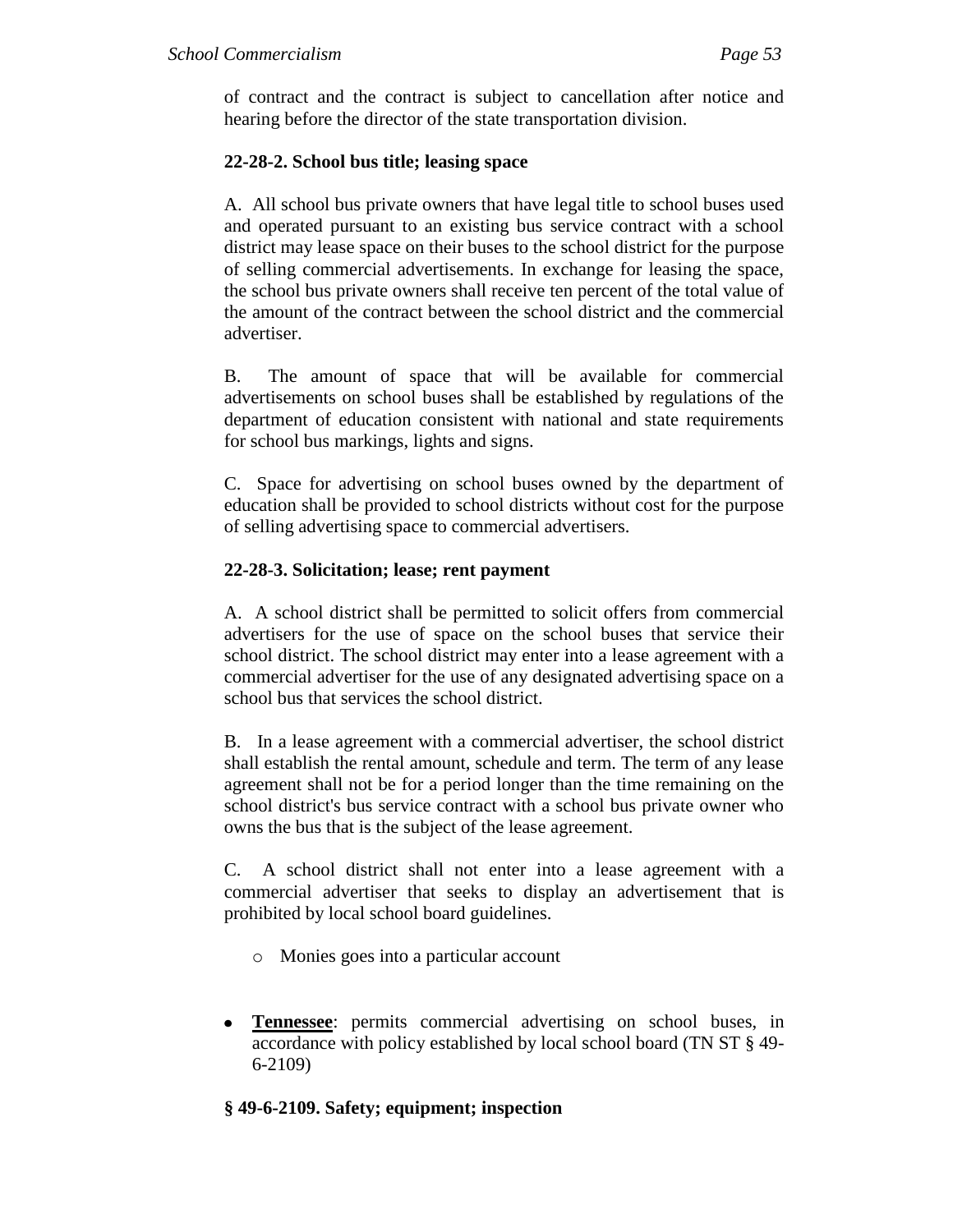of contract and the contract is subject to cancellation after notice and hearing before the director of the state transportation division.

**22-28-2. School bus title; leasing space**

A. All school bus private owners that have legal title to school buses used and operated pursuant to an existing bus service contract with a school district may lease space on their buses to the school district for the purpose of selling commercial advertisements. In exchange for leasing the space, the school bus private owners shall receive ten percent of the total value of the amount of the contract between the school district and the commercial advertiser.

B. The amount of space that will be available for commercial advertisements on school buses shall be established by regulations of the department of education consistent with national and state requirements for school bus markings, lights and signs.

C. Space for advertising on school buses owned by the department of education shall be provided to school districts without cost for the purpose of selling advertising space to commercial advertisers.

**22-28-3. Solicitation; lease; rent payment**

A. A school district shall be permitted to solicit offers from commercial advertisers for the use of space on the school buses that service their school district. The school district may enter into a lease agreement with a commercial advertiser for the use of any designated advertising space on a school bus that services the school district.

B. In a lease agreement with a commercial advertiser, the school district shall establish the rental amount, schedule and term. The term of any lease agreement shall not be for a period longer than the time remaining on the school district's bus service contract with a school bus private owner who owns the bus that is the subject of the lease agreement.

C. A school district shall not enter into a lease agreement with a commercial advertiser that seeks to display an advertisement that is prohibited by local school board guidelines.

- Monies goes into a particular account

- **Tennessee**: permits commercial advertising on school buses, in accordance with policy established by local school board (TN ST § 49-6-2109)

**§ 49-6-2109. Safety; equipment; inspection**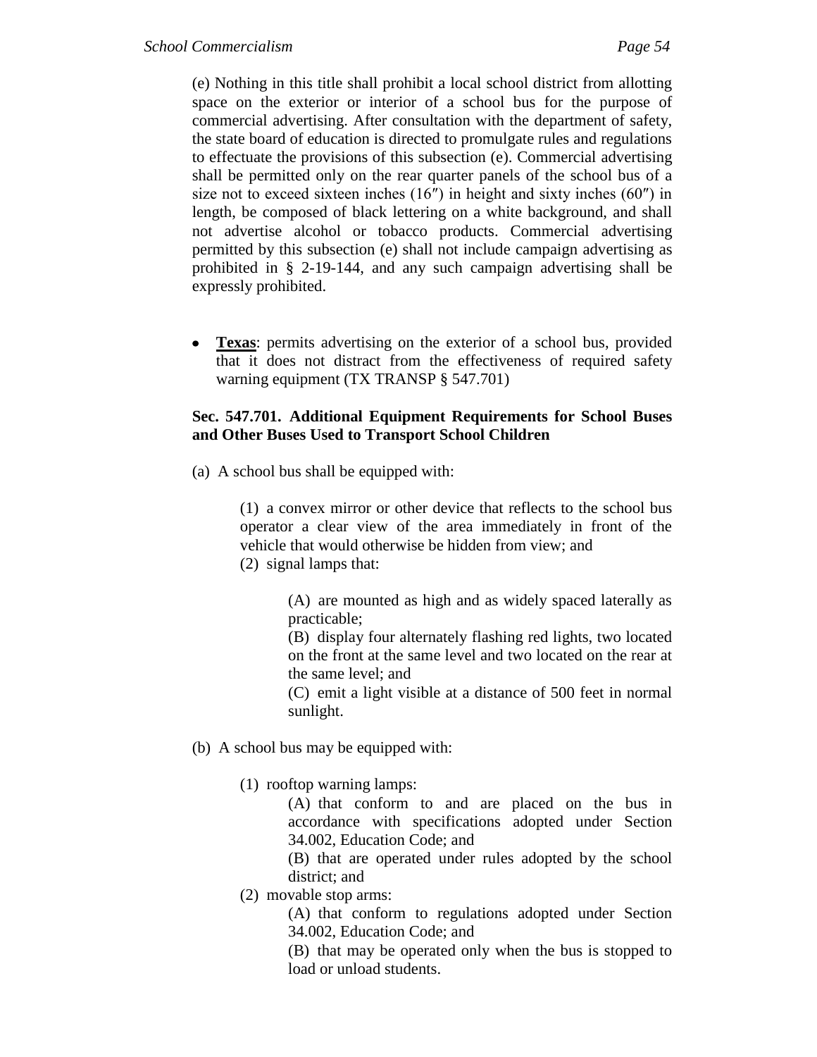(e) Nothing in this title shall prohibit a local school district from allotting space on the exterior or interior of a school bus for the purpose of commercial advertising. After consultation with the department of safety, the state board of education is directed to promulgate rules and regulations to effectuate the provisions of this subsection (e). Commercial advertising shall be permitted only on the rear quarter panels of the school bus of a size not to exceed sixteen inches (16″) in height and sixty inches (60″) in length, be composed of black lettering on a white background, and shall not advertise alcohol or tobacco products. Commercial advertising permitted by this subsection (e) shall not include campaign advertising as prohibited in § 2-19-144, and any such campaign advertising shall be expressly prohibited.

- **Texas**: permits advertising on the exterior of a school bus, provided that it does not distract from the effectiveness of required safety warning equipment (TX TRANSP § 547.701)

**Sec. 547.701. Additional Equipment Requirements for School Buses and Other Buses Used to Transport School Children**

(a) A school bus shall be equipped with:

> (1) a convex mirror or other device that reflects to the school bus operator a clear view of the area immediately in front of the vehicle that would otherwise be hidden from view; and
> (2) signal lamps that:
>
> > (A) are mounted as high and as widely spaced laterally as practicable;
> > (B) display four alternately flashing red lights, two located on the front at the same level and two located on the rear at the same level; and
> > (C) emit a light visible at a distance of 500 feet in normal sunlight.

(b) A school bus may be equipped with:

> (1) rooftop warning lamps:
> > (A) that conform to and are placed on the bus in accordance with specifications adopted under Section 34.002, Education Code; and
> > (B) that are operated under rules adopted by the school district; and
>
> (2) movable stop arms:
> > (A) that conform to regulations adopted under Section 34.002, Education Code; and
> > (B) that may be operated only when the bus is stopped to load or unload students.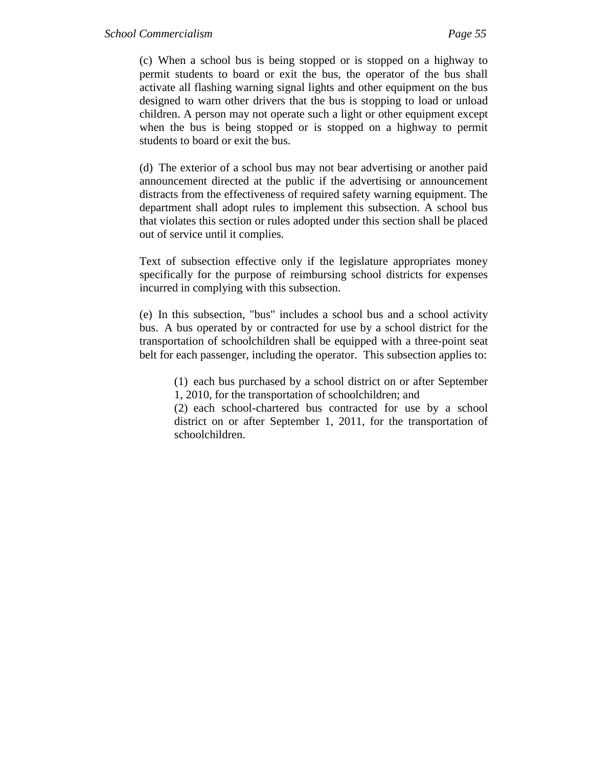(c) When a school bus is being stopped or is stopped on a highway to permit students to board or exit the bus, the operator of the bus shall activate all flashing warning signal lights and other equipment on the bus designed to warn other drivers that the bus is stopping to load or unload children. A person may not operate such a light or other equipment except when the bus is being stopped or is stopped on a highway to permit students to board or exit the bus.

(d) The exterior of a school bus may not bear advertising or another paid announcement directed at the public if the advertising or announcement distracts from the effectiveness of required safety warning equipment. The department shall adopt rules to implement this subsection. A school bus that violates this section or rules adopted under this section shall be placed out of service until it complies.

Text of subsection effective only if the legislature appropriates money specifically for the purpose of reimbursing school districts for expenses incurred in complying with this subsection.

(e) In this subsection, "bus" includes a school bus and a school activity bus. A bus operated by or contracted for use by a school district for the transportation of schoolchildren shall be equipped with a three-point seat belt for each passenger, including the operator. This subsection applies to:

> (1) each bus purchased by a school district on or after September 1, 2010, for the transportation of schoolchildren; and
>
> (2) each school-chartered bus contracted for use by a school district on or after September 1, 2011, for the transportation of schoolchildren.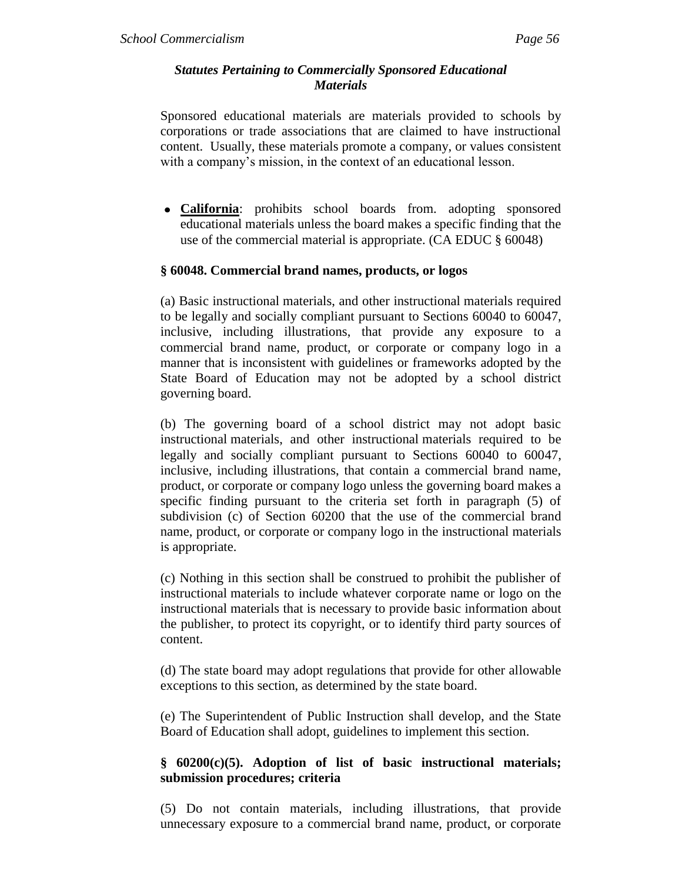### *Statutes Pertaining to Commercially Sponsored Educational Materials*

Sponsored educational materials are materials provided to schools by corporations or trade associations that are claimed to have instructional content. Usually, these materials promote a company, or values consistent with a company's mission, in the context of an educational lesson.

- **California**: prohibits school boards from. adopting sponsored educational materials unless the board makes a specific finding that the use of the commercial material is appropriate. (CA EDUC § 60048)

**§ 60048. Commercial brand names, products, or logos**

(a) Basic instructional materials, and other instructional materials required to be legally and socially compliant pursuant to Sections 60040 to 60047, inclusive, including illustrations, that provide any exposure to a commercial brand name, product, or corporate or company logo in a manner that is inconsistent with guidelines or frameworks adopted by the State Board of Education may not be adopted by a school district governing board.

(b) The governing board of a school district may not adopt basic instructional materials, and other instructional materials required to be legally and socially compliant pursuant to Sections 60040 to 60047, inclusive, including illustrations, that contain a commercial brand name, product, or corporate or company logo unless the governing board makes a specific finding pursuant to the criteria set forth in paragraph (5) of subdivision (c) of Section 60200 that the use of the commercial brand name, product, or corporate or company logo in the instructional materials is appropriate.

(c) Nothing in this section shall be construed to prohibit the publisher of instructional materials to include whatever corporate name or logo on the instructional materials that is necessary to provide basic information about the publisher, to protect its copyright, or to identify third party sources of content.

(d) The state board may adopt regulations that provide for other allowable exceptions to this section, as determined by the state board.

(e) The Superintendent of Public Instruction shall develop, and the State Board of Education shall adopt, guidelines to implement this section.

**§ 60200(c)(5). Adoption of list of basic instructional materials; submission procedures; criteria**

(5) Do not contain materials, including illustrations, that provide unnecessary exposure to a commercial brand name, product, or corporate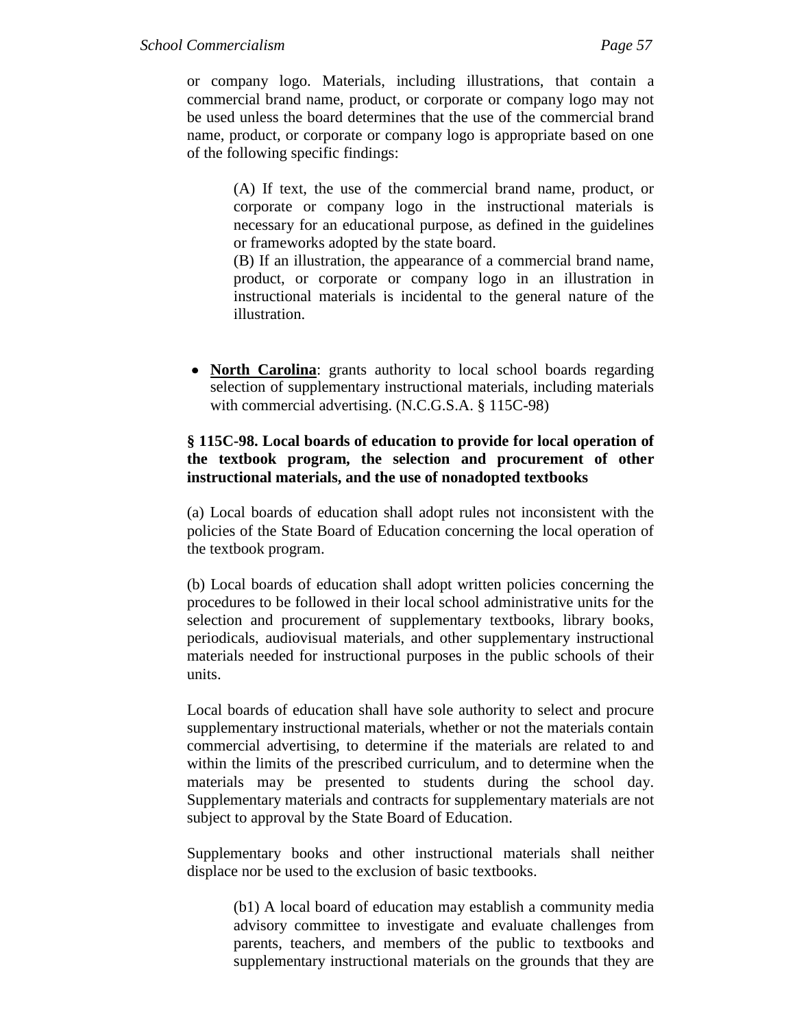or company logo. Materials, including illustrations, that contain a commercial brand name, product, or corporate or company logo may not be used unless the board determines that the use of the commercial brand name, product, or corporate or company logo is appropriate based on one of the following specific findings:

> (A) If text, the use of the commercial brand name, product, or corporate or company logo in the instructional materials is necessary for an educational purpose, as defined in the guidelines or frameworks adopted by the state board.
> (B) If an illustration, the appearance of a commercial brand name, product, or corporate or company logo in an illustration in instructional materials is incidental to the general nature of the illustration.

- **North Carolina**: grants authority to local school boards regarding selection of supplementary instructional materials, including materials with commercial advertising. (N.C.G.S.A. § 115C-98)

**§ 115C-98. Local boards of education to provide for local operation of the textbook program, the selection and procurement of other instructional materials, and the use of nonadopted textbooks**

(a) Local boards of education shall adopt rules not inconsistent with the policies of the State Board of Education concerning the local operation of the textbook program.

(b) Local boards of education shall adopt written policies concerning the procedures to be followed in their local school administrative units for the selection and procurement of supplementary textbooks, library books, periodicals, audiovisual materials, and other supplementary instructional materials needed for instructional purposes in the public schools of their units.

Local boards of education shall have sole authority to select and procure supplementary instructional materials, whether or not the materials contain commercial advertising, to determine if the materials are related to and within the limits of the prescribed curriculum, and to determine when the materials may be presented to students during the school day. Supplementary materials and contracts for supplementary materials are not subject to approval by the State Board of Education.

Supplementary books and other instructional materials shall neither displace nor be used to the exclusion of basic textbooks.

> (b1) A local board of education may establish a community media advisory committee to investigate and evaluate challenges from parents, teachers, and members of the public to textbooks and supplementary instructional materials on the grounds that they are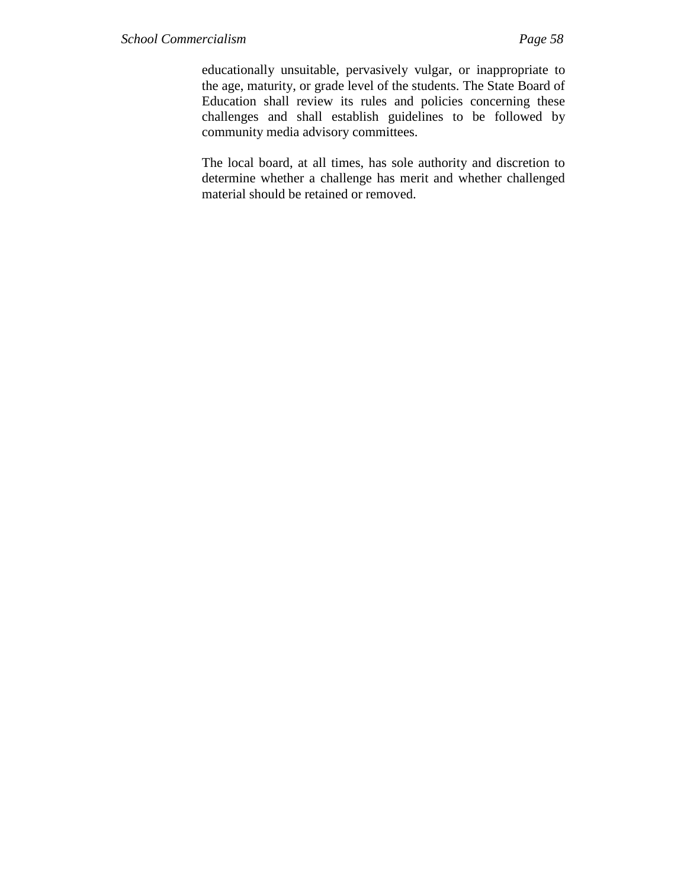educationally unsuitable, pervasively vulgar, or inappropriate to the age, maturity, or grade level of the students. The State Board of Education shall review its rules and policies concerning these challenges and shall establish guidelines to be followed by community media advisory committees.

The local board, at all times, has sole authority and discretion to determine whether a challenge has merit and whether challenged material should be retained or removed.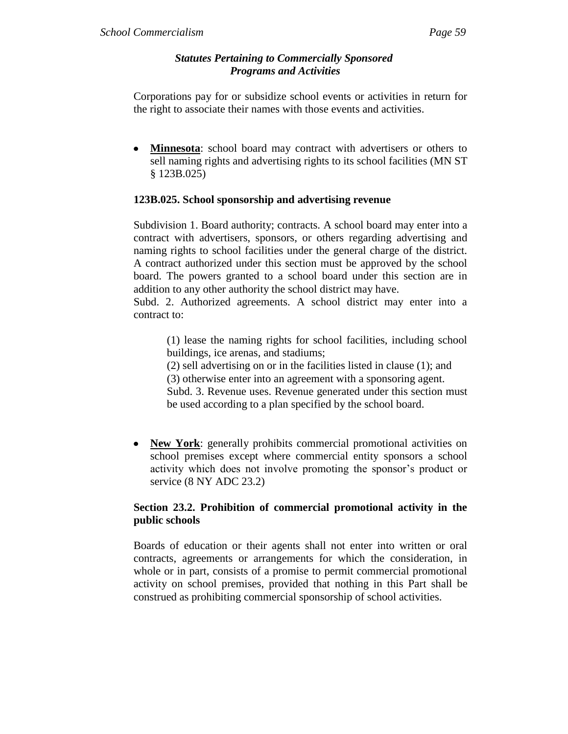### *Statutes Pertaining to Commercially Sponsored Programs and Activities*

Corporations pay for or subsidize school events or activities in return for the right to associate their names with those events and activities.

- **Minnesota**: school board may contract with advertisers or others to sell naming rights and advertising rights to its school facilities (MN ST § 123B.025)

**123B.025. School sponsorship and advertising revenue**

Subdivision 1. Board authority; contracts. A school board may enter into a contract with advertisers, sponsors, or others regarding advertising and naming rights to school facilities under the general charge of the district. A contract authorized under this section must be approved by the school board. The powers granted to a school board under this section are in addition to any other authority the school district may have.
Subd. 2. Authorized agreements. A school district may enter into a contract to:

> (1) lease the naming rights for school facilities, including school buildings, ice arenas, and stadiums;
> (2) sell advertising on or in the facilities listed in clause (1); and
> (3) otherwise enter into an agreement with a sponsoring agent.
> Subd. 3. Revenue uses. Revenue generated under this section must be used according to a plan specified by the school board.

- **New York**: generally prohibits commercial promotional activities on school premises except where commercial entity sponsors a school activity which does not involve promoting the sponsor's product or service (8 NY ADC 23.2)

**Section 23.2. Prohibition of commercial promotional activity in the public schools**

Boards of education or their agents shall not enter into written or oral contracts, agreements or arrangements for which the consideration, in whole or in part, consists of a promise to permit commercial promotional activity on school premises, provided that nothing in this Part shall be construed as prohibiting commercial sponsorship of school activities.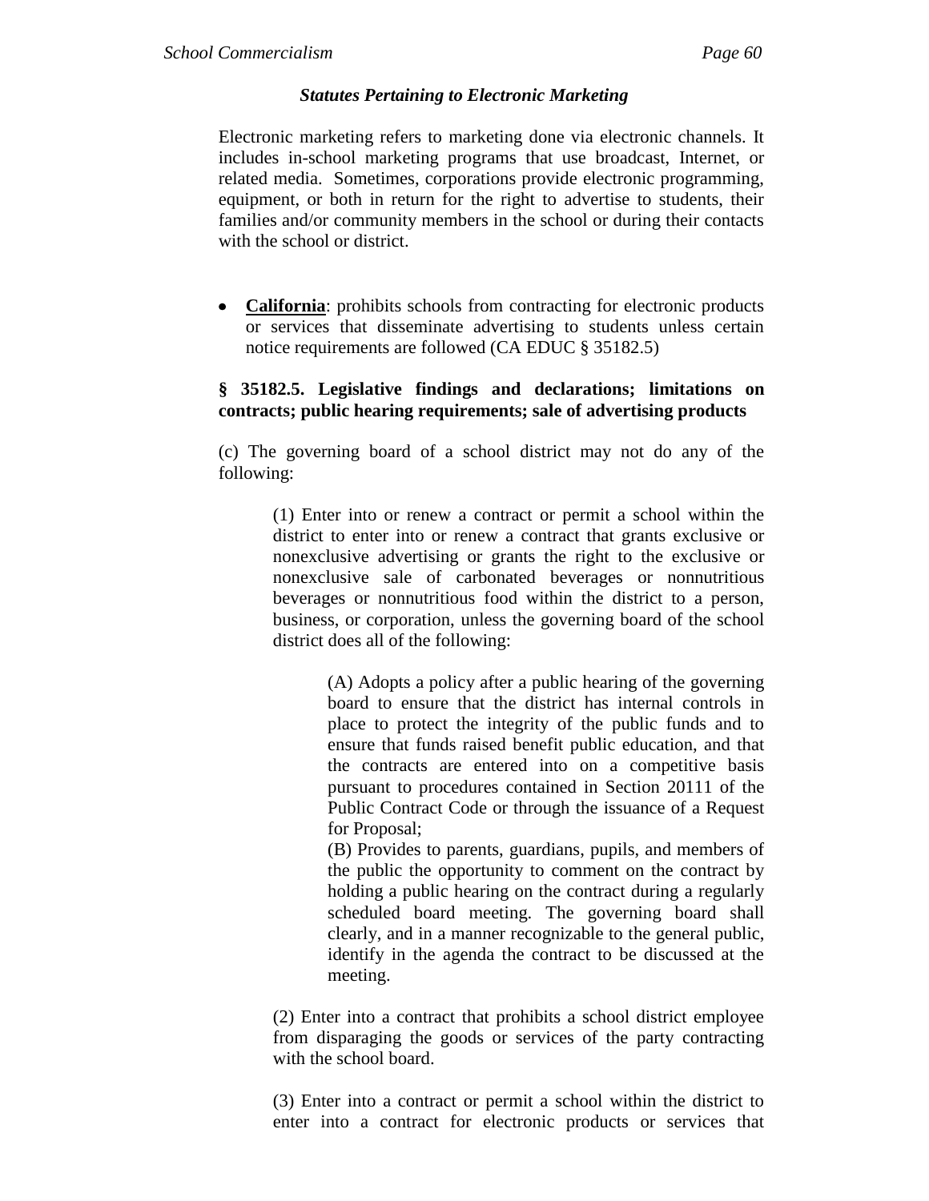### *Statutes Pertaining to Electronic Marketing*

Electronic marketing refers to marketing done via electronic channels. It includes in-school marketing programs that use broadcast, Internet, or related media. Sometimes, corporations provide electronic programming, equipment, or both in return for the right to advertise to students, their families and/or community members in the school or during their contacts with the school or district.

- **California**: prohibits schools from contracting for electronic products or services that disseminate advertising to students unless certain notice requirements are followed (CA EDUC § 35182.5)

**§ 35182.5. Legislative findings and declarations; limitations on contracts; public hearing requirements; sale of advertising products**

(c) The governing board of a school district may not do any of the following:

> (1) Enter into or renew a contract or permit a school within the district to enter into or renew a contract that grants exclusive or nonexclusive advertising or grants the right to the exclusive or nonexclusive sale of carbonated beverages or nonnutritious beverages or nonnutritious food within the district to a person, business, or corporation, unless the governing board of the school district does all of the following:
>
> > (A) Adopts a policy after a public hearing of the governing board to ensure that the district has internal controls in place to protect the integrity of the public funds and to ensure that funds raised benefit public education, and that the contracts are entered into on a competitive basis pursuant to procedures contained in Section 20111 of the Public Contract Code or through the issuance of a Request for Proposal;
> > (B) Provides to parents, guardians, pupils, and members of the public the opportunity to comment on the contract by holding a public hearing on the contract during a regularly scheduled board meeting. The governing board shall clearly, and in a manner recognizable to the general public, identify in the agenda the contract to be discussed at the meeting.
>
> (2) Enter into a contract that prohibits a school district employee from disparaging the goods or services of the party contracting with the school board.
>
> (3) Enter into a contract or permit a school within the district to enter into a contract for electronic products or services that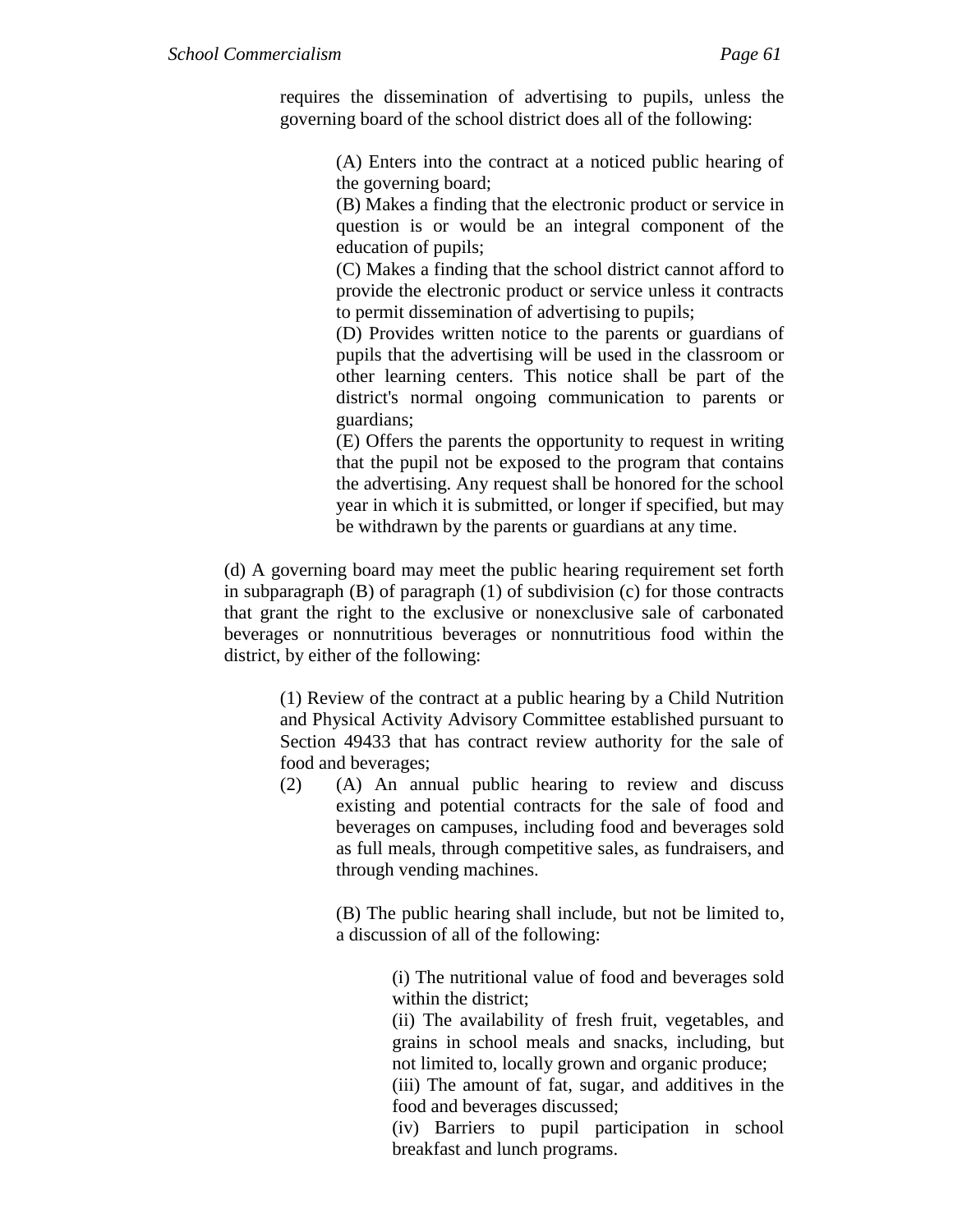requires the dissemination of advertising to pupils, unless the governing board of the school district does all of the following:

> (A) Enters into the contract at a noticed public hearing of the governing board;
> (B) Makes a finding that the electronic product or service in question is or would be an integral component of the education of pupils;
> (C) Makes a finding that the school district cannot afford to provide the electronic product or service unless it contracts to permit dissemination of advertising to pupils;
> (D) Provides written notice to the parents or guardians of pupils that the advertising will be used in the classroom or other learning centers. This notice shall be part of the district's normal ongoing communication to parents or guardians;
> (E) Offers the parents the opportunity to request in writing that the pupil not be exposed to the program that contains the advertising. Any request shall be honored for the school year in which it is submitted, or longer if specified, but may be withdrawn by the parents or guardians at any time.

(d) A governing board may meet the public hearing requirement set forth in subparagraph (B) of paragraph (1) of subdivision (c) for those contracts that grant the right to the exclusive or nonexclusive sale of carbonated beverages or nonnutritious beverages or nonnutritious food within the district, by either of the following:

> (1) Review of the contract at a public hearing by a Child Nutrition and Physical Activity Advisory Committee established pursuant to Section 49433 that has contract review authority for the sale of food and beverages;
>
> (2) (A) An annual public hearing to review and discuss existing and potential contracts for the sale of food and beverages on campuses, including food and beverages sold as full meals, through competitive sales, as fundraisers, and through vending machines.
>
> (B) The public hearing shall include, but not be limited to, a discussion of all of the following:
>
> > (i) The nutritional value of food and beverages sold within the district;
> > (ii) The availability of fresh fruit, vegetables, and grains in school meals and snacks, including, but not limited to, locally grown and organic produce;
> > (iii) The amount of fat, sugar, and additives in the food and beverages discussed;
> > (iv) Barriers to pupil participation in school breakfast and lunch programs.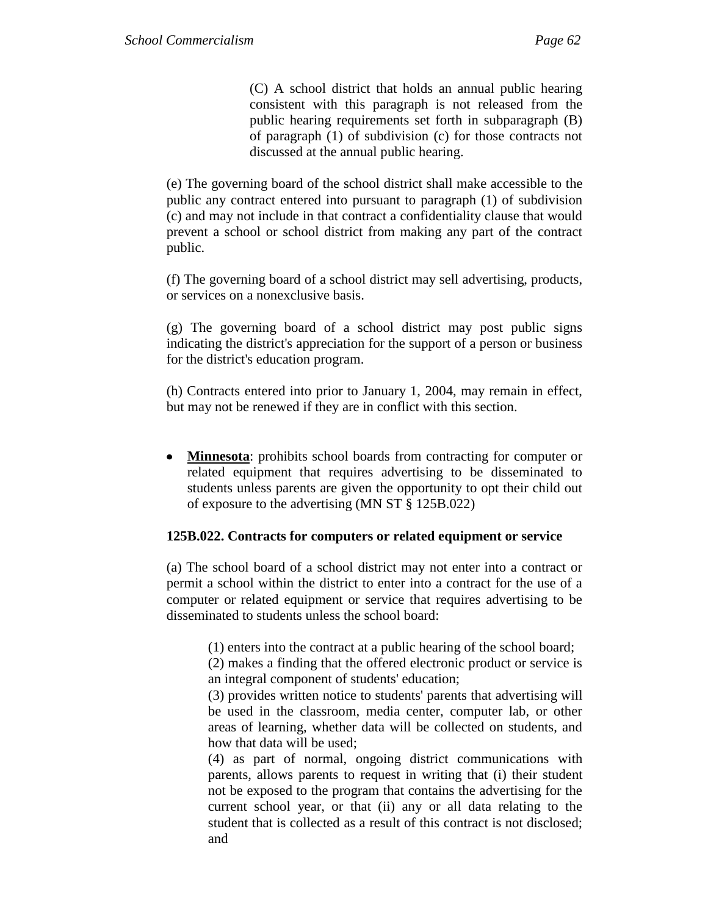(C) A school district that holds an annual public hearing consistent with this paragraph is not released from the public hearing requirements set forth in subparagraph (B) of paragraph (1) of subdivision (c) for those contracts not discussed at the annual public hearing.

(e) The governing board of the school district shall make accessible to the public any contract entered into pursuant to paragraph (1) of subdivision (c) and may not include in that contract a confidentiality clause that would prevent a school or school district from making any part of the contract public.

(f) The governing board of a school district may sell advertising, products, or services on a nonexclusive basis.

(g) The governing board of a school district may post public signs indicating the district's appreciation for the support of a person or business for the district's education program.

(h) Contracts entered into prior to January 1, 2004, may remain in effect, but may not be renewed if they are in conflict with this section.

- **Minnesota**: prohibits school boards from contracting for computer or related equipment that requires advertising to be disseminated to students unless parents are given the opportunity to opt their child out of exposure to the advertising (MN ST § 125B.022)

**125B.022. Contracts for computers or related equipment or service**

(a) The school board of a school district may not enter into a contract or permit a school within the district to enter into a contract for the use of a computer or related equipment or service that requires advertising to be disseminated to students unless the school board:

(1) enters into the contract at a public hearing of the school board;
(2) makes a finding that the offered electronic product or service is an integral component of students' education;
(3) provides written notice to students' parents that advertising will be used in the classroom, media center, computer lab, or other areas of learning, whether data will be collected on students, and how that data will be used;
(4) as part of normal, ongoing district communications with parents, allows parents to request in writing that (i) their student not be exposed to the program that contains the advertising for the current school year, or that (ii) any or all data relating to the student that is collected as a result of this contract is not disclosed; and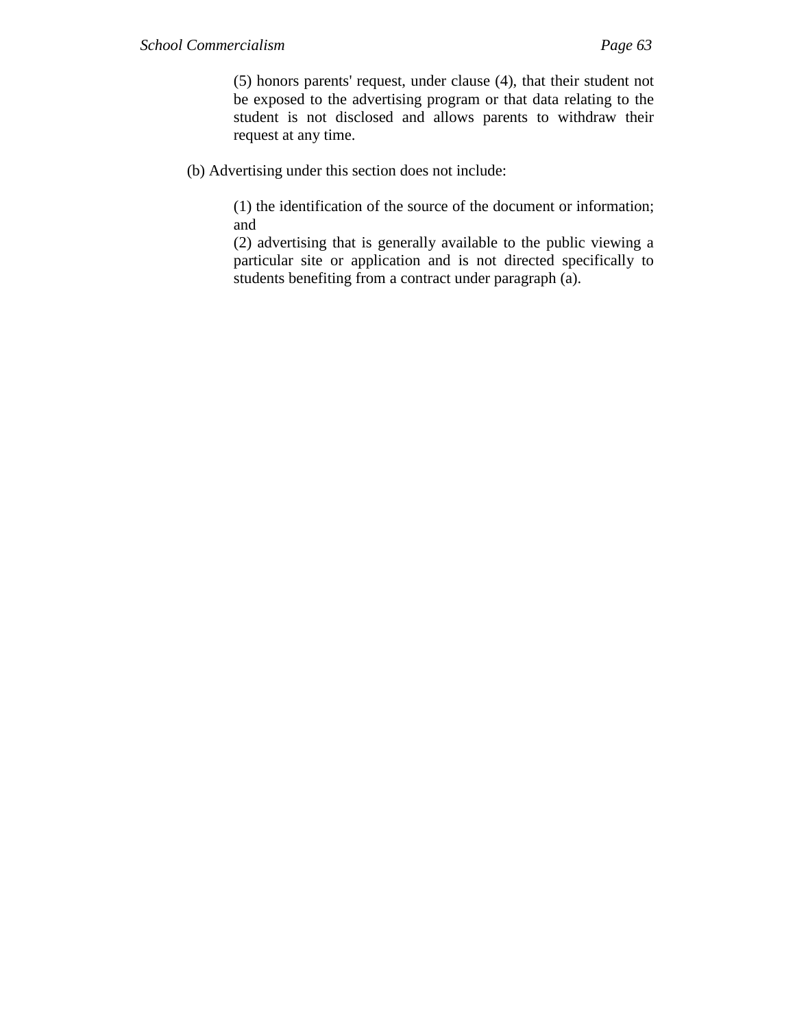(5) honors parents' request, under clause (4), that their student not be exposed to the advertising program or that data relating to the student is not disclosed and allows parents to withdraw their request at any time.

(b) Advertising under this section does not include:

(1) the identification of the source of the document or information; and

(2) advertising that is generally available to the public viewing a particular site or application and is not directed specifically to students benefiting from a contract under paragraph (a).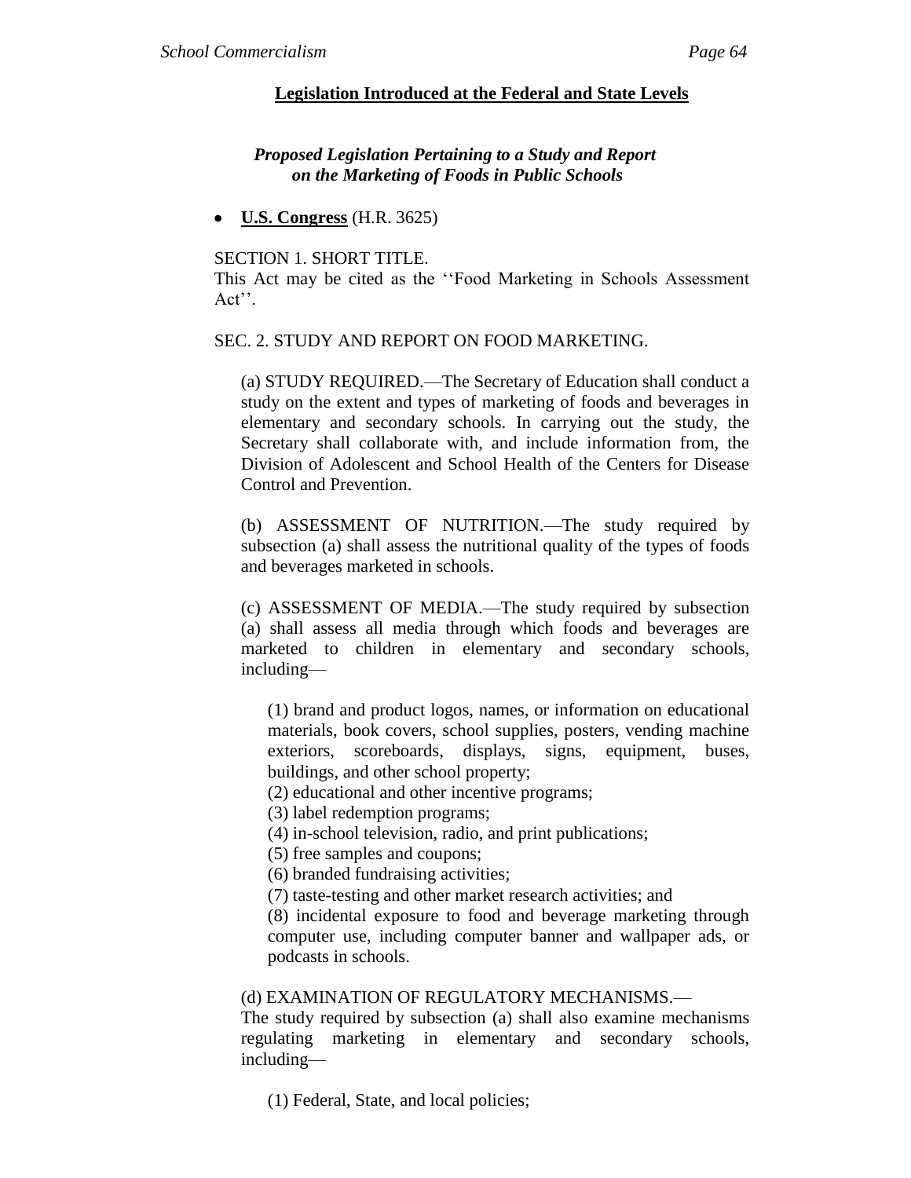## Legislation Introduced at the Federal and State Levels

### *Proposed Legislation Pertaining to a Study and Report on the Marketing of Foods in Public Schools*

- **U.S. Congress** (H.R. 3625)

SECTION 1. SHORT TITLE.
This Act may be cited as the ''Food Marketing in Schools Assessment Act''.

SEC. 2. STUDY AND REPORT ON FOOD MARKETING.

(a) STUDY REQUIRED.—The Secretary of Education shall conduct a study on the extent and types of marketing of foods and beverages in elementary and secondary schools. In carrying out the study, the Secretary shall collaborate with, and include information from, the Division of Adolescent and School Health of the Centers for Disease Control and Prevention.

(b) ASSESSMENT OF NUTRITION.—The study required by subsection (a) shall assess the nutritional quality of the types of foods and beverages marketed in schools.

(c) ASSESSMENT OF MEDIA.—The study required by subsection (a) shall assess all media through which foods and beverages are marketed to children in elementary and secondary schools, including—

(1) brand and product logos, names, or information on educational materials, book covers, school supplies, posters, vending machine exteriors, scoreboards, displays, signs, equipment, buses, buildings, and other school property;
(2) educational and other incentive programs;
(3) label redemption programs;
(4) in-school television, radio, and print publications;
(5) free samples and coupons;
(6) branded fundraising activities;
(7) taste-testing and other market research activities; and
(8) incidental exposure to food and beverage marketing through computer use, including computer banner and wallpaper ads, or podcasts in schools.

(d) EXAMINATION OF REGULATORY MECHANISMS.—
The study required by subsection (a) shall also examine mechanisms regulating marketing in elementary and secondary schools, including—

(1) Federal, State, and local policies;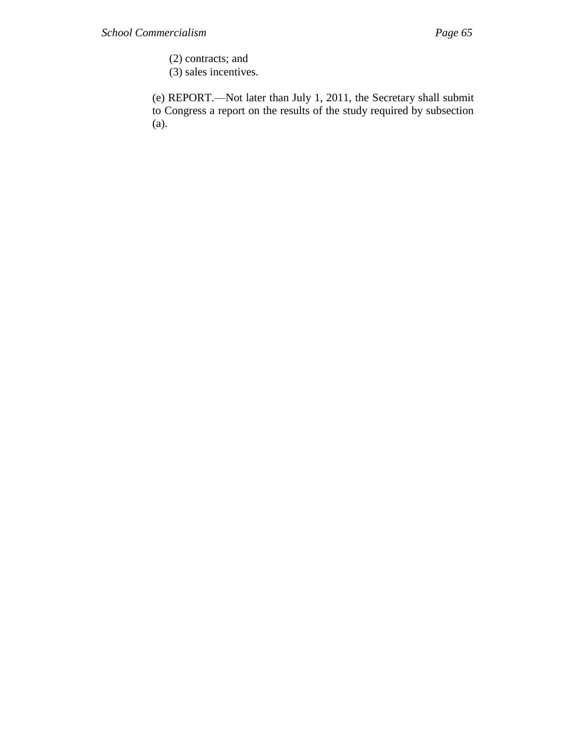(2) contracts; and
(3) sales incentives.

(e) REPORT.—Not later than July 1, 2011, the Secretary shall submit to Congress a report on the results of the study required by subsection (a).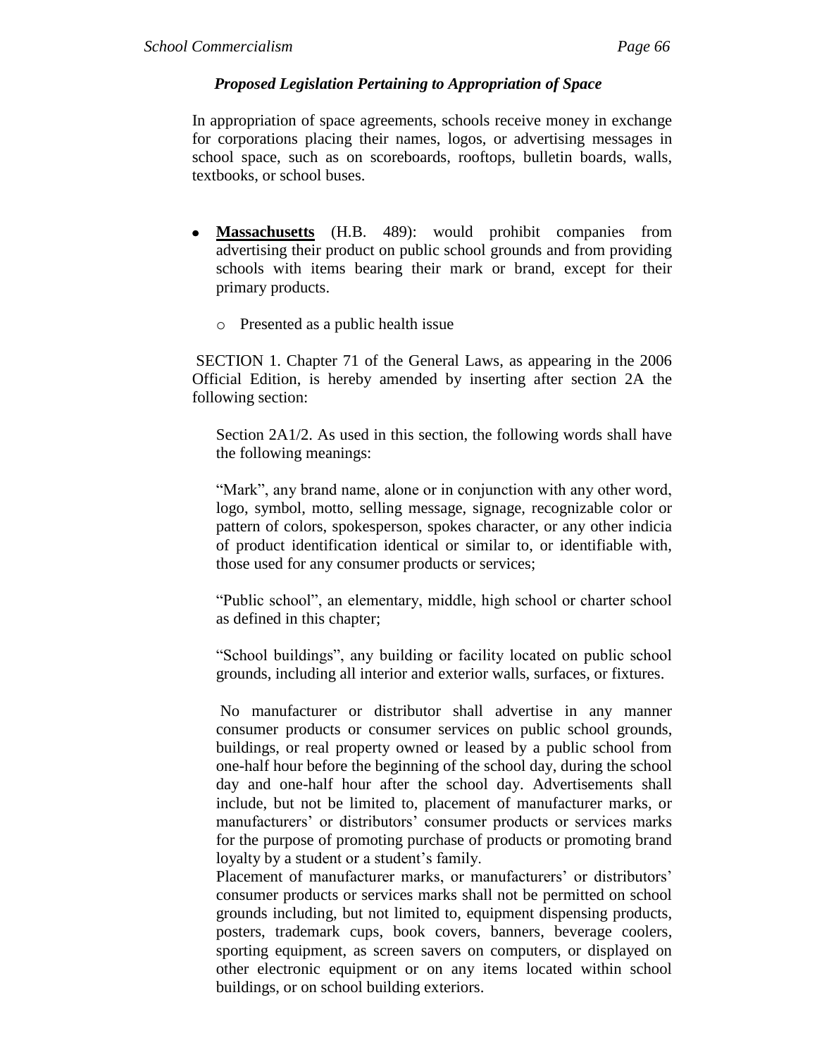### *Proposed Legislation Pertaining to Appropriation of Space*

In appropriation of space agreements, schools receive money in exchange for corporations placing their names, logos, or advertising messages in school space, such as on scoreboards, rooftops, bulletin boards, walls, textbooks, or school buses.

- **Massachusetts** (H.B. 489): would prohibit companies from advertising their product on public school grounds and from providing schools with items bearing their mark or brand, except for their primary products.
  - Presented as a public health issue

SECTION 1. Chapter 71 of the General Laws, as appearing in the 2006 Official Edition, is hereby amended by inserting after section 2A the following section:

> Section 2A1/2. As used in this section, the following words shall have the following meanings:
>
> "Mark", any brand name, alone or in conjunction with any other word, logo, symbol, motto, selling message, signage, recognizable color or pattern of colors, spokesperson, spokes character, or any other indicia of product identification identical or similar to, or identifiable with, those used for any consumer products or services;
>
> "Public school", an elementary, middle, high school or charter school as defined in this chapter;
>
> "School buildings", any building or facility located on public school grounds, including all interior and exterior walls, surfaces, or fixtures.
>
> No manufacturer or distributor shall advertise in any manner consumer products or consumer services on public school grounds, buildings, or real property owned or leased by a public school from one-half hour before the beginning of the school day, during the school day and one-half hour after the school day. Advertisements shall include, but not be limited to, placement of manufacturer marks, or manufacturers' or distributors' consumer products or services marks for the purpose of promoting purchase of products or promoting brand loyalty by a student or a student's family.
>
> Placement of manufacturer marks, or manufacturers' or distributors' consumer products or services marks shall not be permitted on school grounds including, but not limited to, equipment dispensing products, posters, trademark cups, book covers, banners, beverage coolers, sporting equipment, as screen savers on computers, or displayed on other electronic equipment or on any items located within school buildings, or on school building exteriors.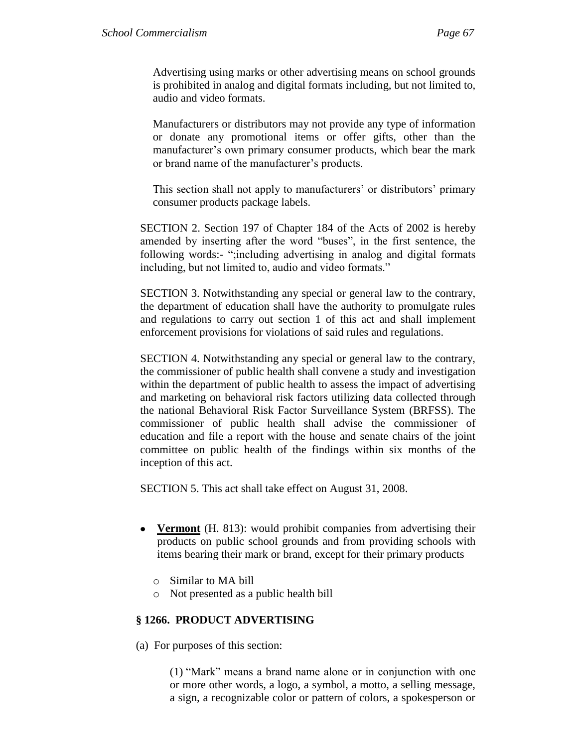Advertising using marks or other advertising means on school grounds is prohibited in analog and digital formats including, but not limited to, audio and video formats.

Manufacturers or distributors may not provide any type of information or donate any promotional items or offer gifts, other than the manufacturer's own primary consumer products, which bear the mark or brand name of the manufacturer's products.

This section shall not apply to manufacturers' or distributors' primary consumer products package labels.

SECTION 2. Section 197 of Chapter 184 of the Acts of 2002 is hereby amended by inserting after the word "buses", in the first sentence, the following words:- ";including advertising in analog and digital formats including, but not limited to, audio and video formats."

SECTION 3. Notwithstanding any special or general law to the contrary, the department of education shall have the authority to promulgate rules and regulations to carry out section 1 of this act and shall implement enforcement provisions for violations of said rules and regulations.

SECTION 4. Notwithstanding any special or general law to the contrary, the commissioner of public health shall convene a study and investigation within the department of public health to assess the impact of advertising and marketing on behavioral risk factors utilizing data collected through the national Behavioral Risk Factor Surveillance System (BRFSS). The commissioner of public health shall advise the commissioner of education and file a report with the house and senate chairs of the joint committee on public health of the findings within six months of the inception of this act.

SECTION 5. This act shall take effect on August 31, 2008.

- **Vermont** (H. 813): would prohibit companies from advertising their products on public school grounds and from providing schools with items bearing their mark or brand, except for their primary products
  - Similar to MA bill
  - Not presented as a public health bill

**§ 1266. PRODUCT ADVERTISING**

(a) For purposes of this section:

(1) "Mark" means a brand name alone or in conjunction with one or more other words, a logo, a symbol, a motto, a selling message, a sign, a recognizable color or pattern of colors, a spokesperson or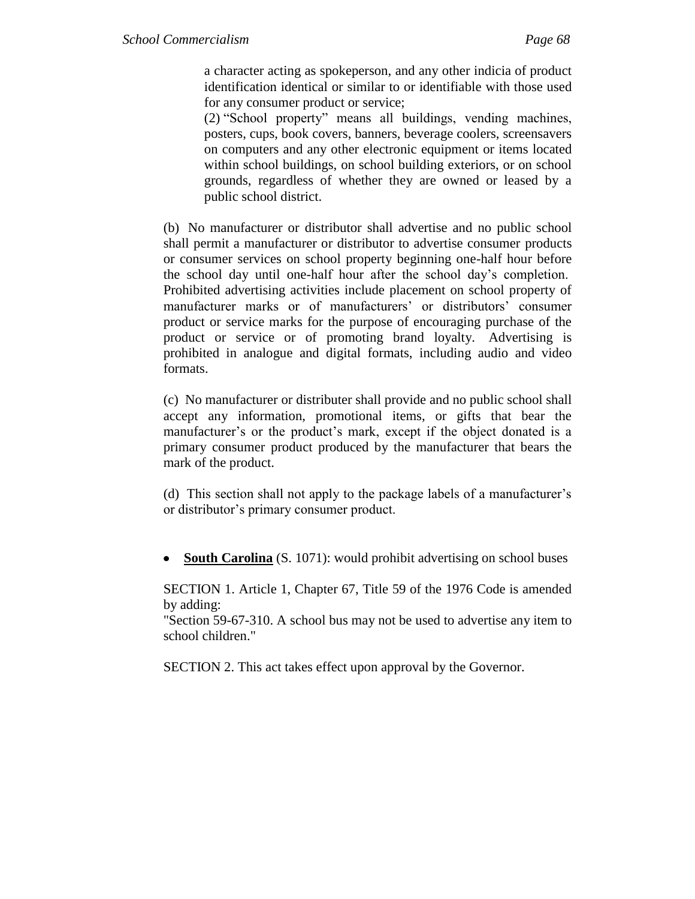a character acting as spokeperson, and any other indicia of product identification identical or similar to or identifiable with those used for any consumer product or service;

(2) "School property" means all buildings, vending machines, posters, cups, book covers, banners, beverage coolers, screensavers on computers and any other electronic equipment or items located within school buildings, on school building exteriors, or on school grounds, regardless of whether they are owned or leased by a public school district.

(b) No manufacturer or distributor shall advertise and no public school shall permit a manufacturer or distributor to advertise consumer products or consumer services on school property beginning one-half hour before the school day until one-half hour after the school day's completion. Prohibited advertising activities include placement on school property of manufacturer marks or of manufacturers' or distributors' consumer product or service marks for the purpose of encouraging purchase of the product or service or of promoting brand loyalty. Advertising is prohibited in analogue and digital formats, including audio and video formats.

(c) No manufacturer or distributer shall provide and no public school shall accept any information, promotional items, or gifts that bear the manufacturer's or the product's mark, except if the object donated is a primary consumer product produced by the manufacturer that bears the mark of the product.

(d) This section shall not apply to the package labels of a manufacturer's or distributor's primary consumer product.

- **<u>South Carolina</u>** (S. 1071): would prohibit advertising on school buses

SECTION 1. Article 1, Chapter 67, Title 59 of the 1976 Code is amended by adding:
"Section 59-67-310. A school bus may not be used to advertise any item to school children."

SECTION 2. This act takes effect upon approval by the Governor.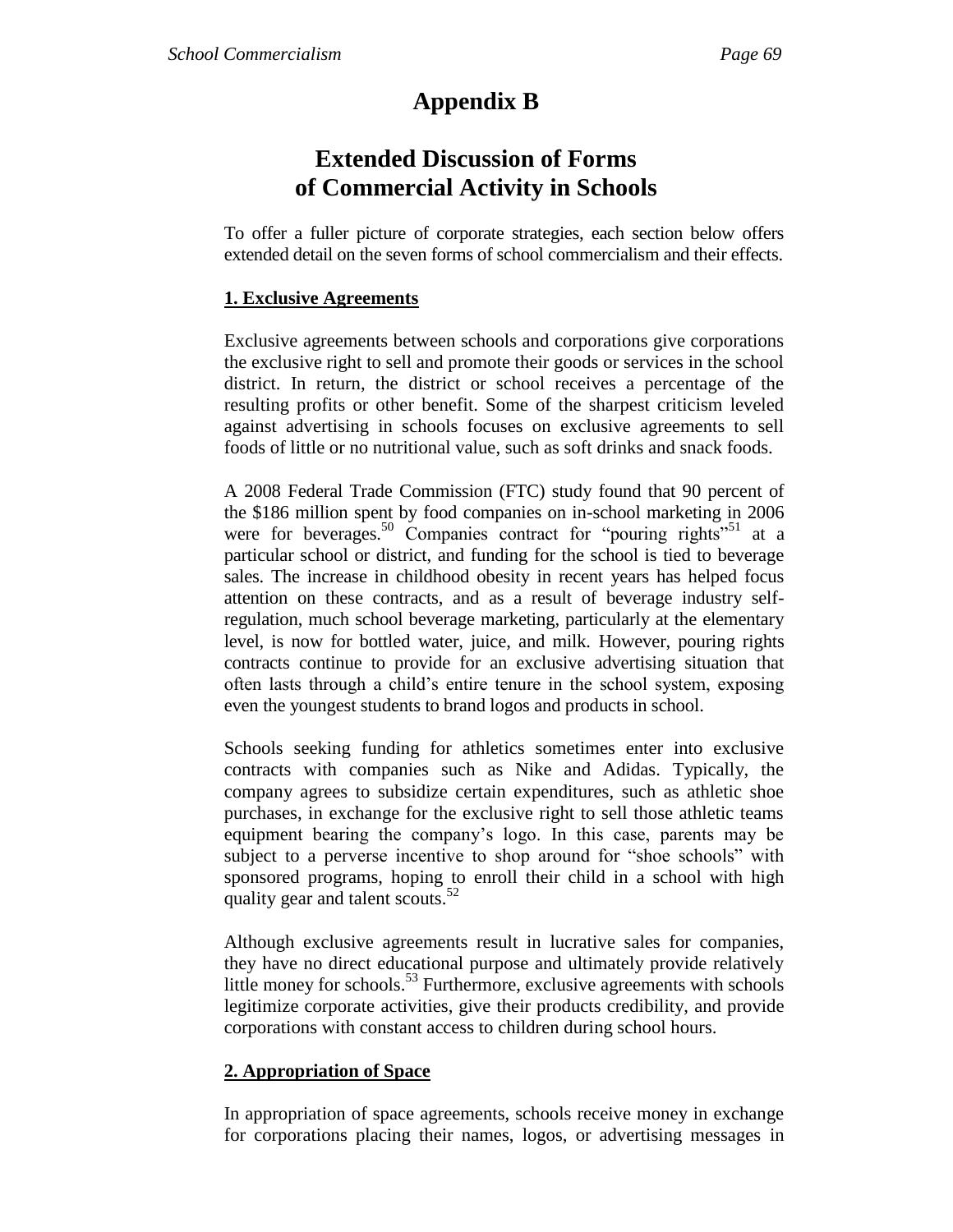# Appendix B

## Extended Discussion of Forms of Commercial Activity in Schools

To offer a fuller picture of corporate strategies, each section below offers extended detail on the seven forms of school commercialism and their effects.

### 1. Exclusive Agreements

Exclusive agreements between schools and corporations give corporations the exclusive right to sell and promote their goods or services in the school district. In return, the district or school receives a percentage of the resulting profits or other benefit. Some of the sharpest criticism leveled against advertising in schools focuses on exclusive agreements to sell foods of little or no nutritional value, such as soft drinks and snack foods.

A 2008 Federal Trade Commission (FTC) study found that 90 percent of the $186 million spent by food companies on in-school marketing in 2006 were for beverages.[50] Companies contract for "pouring rights"[51] at a particular school or district, and funding for the school is tied to beverage sales. The increase in childhood obesity in recent years has helped focus attention on these contracts, and as a result of beverage industry self-regulation, much school beverage marketing, particularly at the elementary level, is now for bottled water, juice, and milk. However, pouring rights contracts continue to provide for an exclusive advertising situation that often lasts through a child's entire tenure in the school system, exposing even the youngest students to brand logos and products in school.

Schools seeking funding for athletics sometimes enter into exclusive contracts with companies such as Nike and Adidas. Typically, the company agrees to subsidize certain expenditures, such as athletic shoe purchases, in exchange for the exclusive right to sell those athletic teams equipment bearing the company's logo. In this case, parents may be subject to a perverse incentive to shop around for "shoe schools" with sponsored programs, hoping to enroll their child in a school with high quality gear and talent scouts.[52]

Although exclusive agreements result in lucrative sales for companies, they have no direct educational purpose and ultimately provide relatively little money for schools.[53] Furthermore, exclusive agreements with schools legitimize corporate activities, give their products credibility, and provide corporations with constant access to children during school hours.

### 2. Appropriation of Space

In appropriation of space agreements, schools receive money in exchange for corporations placing their names, logos, or advertising messages in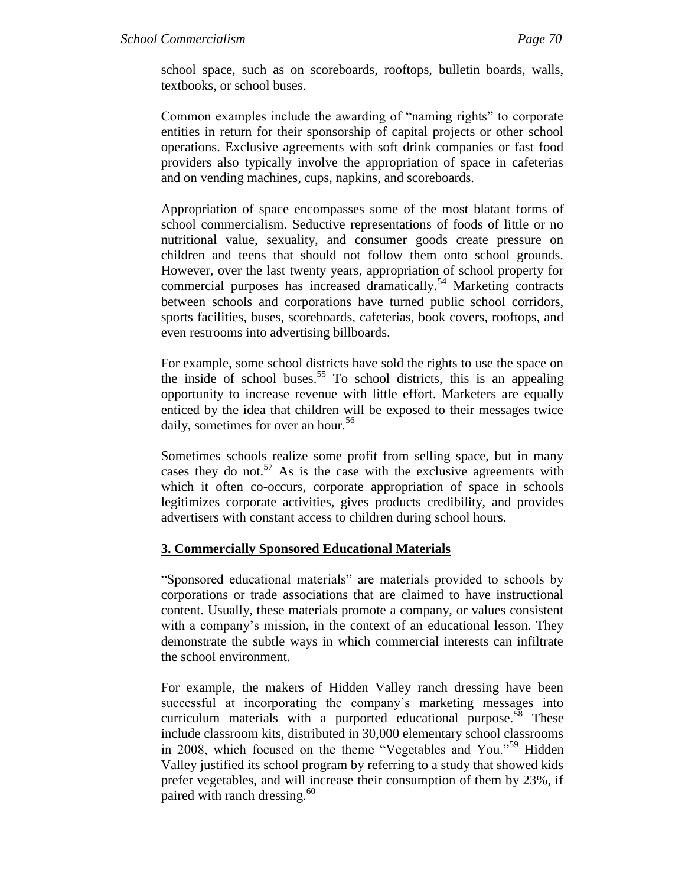school space, such as on scoreboards, rooftops, bulletin boards, walls, textbooks, or school buses.

Common examples include the awarding of "naming rights" to corporate entities in return for their sponsorship of capital projects or other school operations. Exclusive agreements with soft drink companies or fast food providers also typically involve the appropriation of space in cafeterias and on vending machines, cups, napkins, and scoreboards.

Appropriation of space encompasses some of the most blatant forms of school commercialism. Seductive representations of foods of little or no nutritional value, sexuality, and consumer goods create pressure on children and teens that should not follow them onto school grounds. However, over the last twenty years, appropriation of school property for commercial purposes has increased dramatically.[54] Marketing contracts between schools and corporations have turned public school corridors, sports facilities, buses, scoreboards, cafeterias, book covers, rooftops, and even restrooms into advertising billboards.

For example, some school districts have sold the rights to use the space on the inside of school buses.[55] To school districts, this is an appealing opportunity to increase revenue with little effort. Marketers are equally enticed by the idea that children will be exposed to their messages twice daily, sometimes for over an hour.[56]

Sometimes schools realize some profit from selling space, but in many cases they do not.[57] As is the case with the exclusive agreements with which it often co-occurs, corporate appropriation of space in schools legitimizes corporate activities, gives products credibility, and provides advertisers with constant access to children during school hours.

## 3. Commercially Sponsored Educational Materials

"Sponsored educational materials" are materials provided to schools by corporations or trade associations that are claimed to have instructional content. Usually, these materials promote a company, or values consistent with a company's mission, in the context of an educational lesson. They demonstrate the subtle ways in which commercial interests can infiltrate the school environment.

For example, the makers of Hidden Valley ranch dressing have been successful at incorporating the company's marketing messages into curriculum materials with a purported educational purpose.[58] These include classroom kits, distributed in 30,000 elementary school classrooms in 2008, which focused on the theme "Vegetables and You."[59] Hidden Valley justified its school program by referring to a study that showed kids prefer vegetables, and will increase their consumption of them by 23%, if paired with ranch dressing.[60]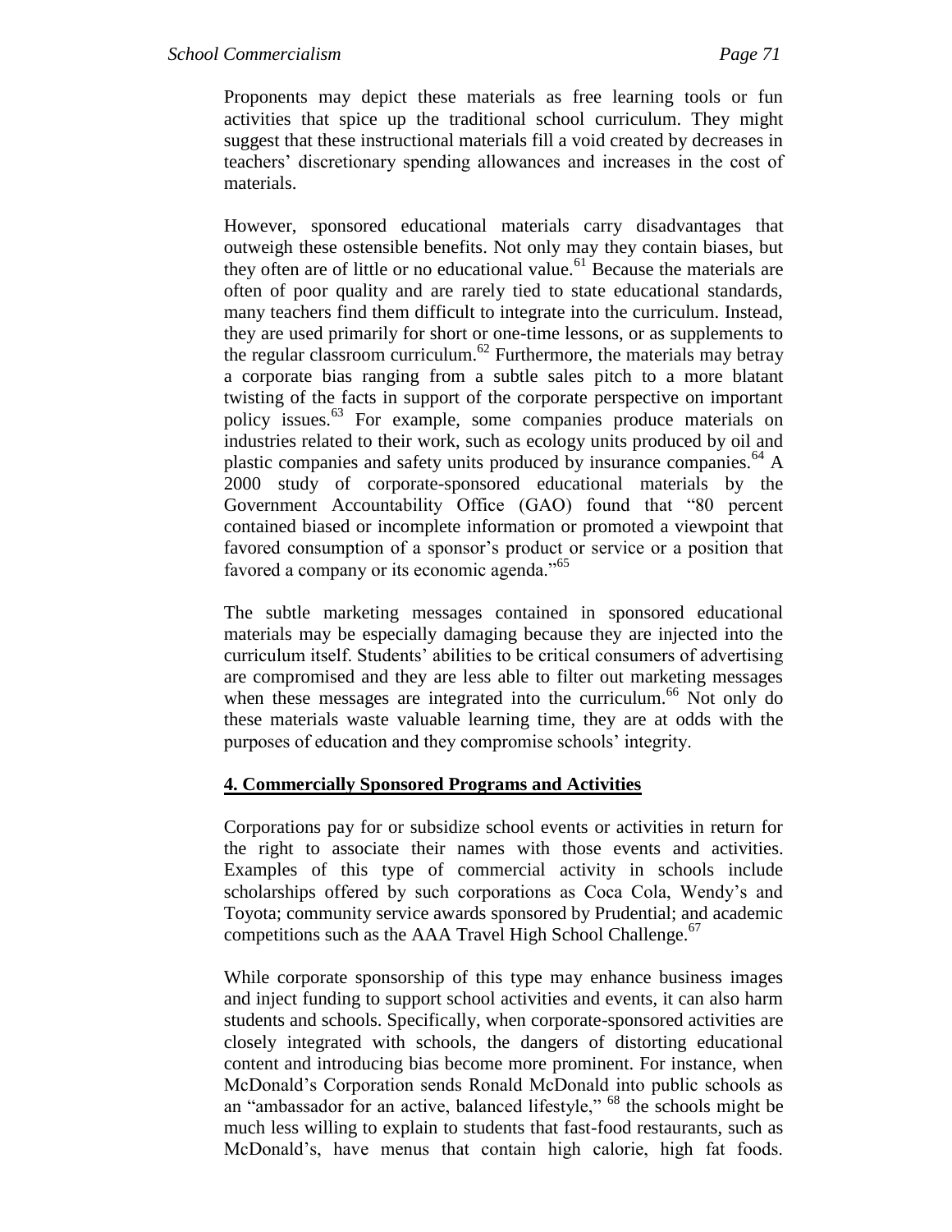Proponents may depict these materials as free learning tools or fun activities that spice up the traditional school curriculum. They might suggest that these instructional materials fill a void created by decreases in teachers' discretionary spending allowances and increases in the cost of materials.

However, sponsored educational materials carry disadvantages that outweigh these ostensible benefits. Not only may they contain biases, but they often are of little or no educational value.[61] Because the materials are often of poor quality and are rarely tied to state educational standards, many teachers find them difficult to integrate into the curriculum. Instead, they are used primarily for short or one-time lessons, or as supplements to the regular classroom curriculum.[62] Furthermore, the materials may betray a corporate bias ranging from a subtle sales pitch to a more blatant twisting of the facts in support of the corporate perspective on important policy issues.[63] For example, some companies produce materials on industries related to their work, such as ecology units produced by oil and plastic companies and safety units produced by insurance companies.[64] A 2000 study of corporate-sponsored educational materials by the Government Accountability Office (GAO) found that "80 percent contained biased or incomplete information or promoted a viewpoint that favored consumption of a sponsor's product or service or a position that favored a company or its economic agenda."[65]

The subtle marketing messages contained in sponsored educational materials may be especially damaging because they are injected into the curriculum itself. Students' abilities to be critical consumers of advertising are compromised and they are less able to filter out marketing messages when these messages are integrated into the curriculum.[66] Not only do these materials waste valuable learning time, they are at odds with the purposes of education and they compromise schools' integrity.

## 4. Commercially Sponsored Programs and Activities

Corporations pay for or subsidize school events or activities in return for the right to associate their names with those events and activities. Examples of this type of commercial activity in schools include scholarships offered by such corporations as Coca Cola, Wendy's and Toyota; community service awards sponsored by Prudential; and academic competitions such as the AAA Travel High School Challenge.[67]

While corporate sponsorship of this type may enhance business images and inject funding to support school activities and events, it can also harm students and schools. Specifically, when corporate-sponsored activities are closely integrated with schools, the dangers of distorting educational content and introducing bias become more prominent. For instance, when McDonald's Corporation sends Ronald McDonald into public schools as an "ambassador for an active, balanced lifestyle," [68] the schools might be much less willing to explain to students that fast-food restaurants, such as McDonald's, have menus that contain high calorie, high fat foods.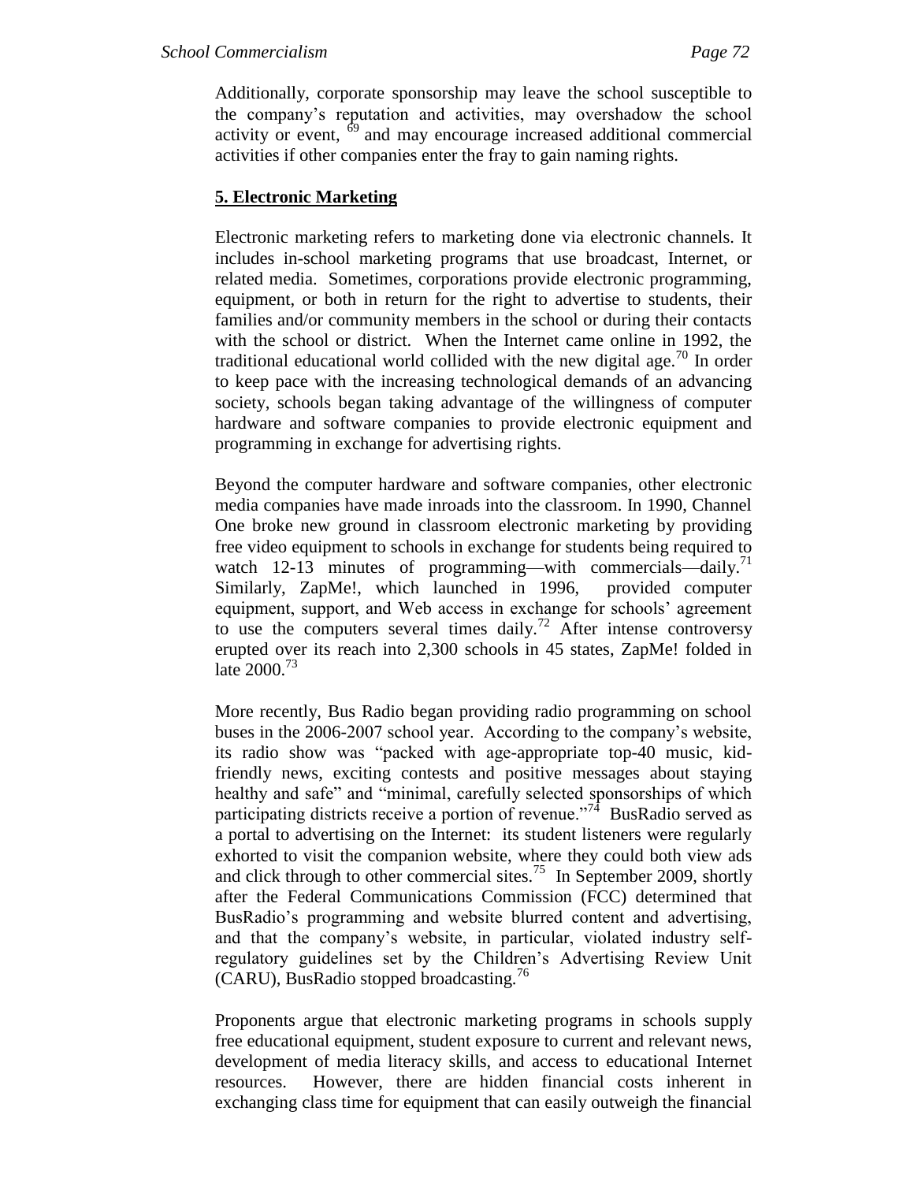Additionally, corporate sponsorship may leave the school susceptible to the company's reputation and activities, may overshadow the school activity or event, [69] and may encourage increased additional commercial activities if other companies enter the fray to gain naming rights.

**5. Electronic Marketing**

Electronic marketing refers to marketing done via electronic channels. It includes in-school marketing programs that use broadcast, Internet, or related media. Sometimes, corporations provide electronic programming, equipment, or both in return for the right to advertise to students, their families and/or community members in the school or during their contacts with the school or district. When the Internet came online in 1992, the traditional educational world collided with the new digital age.[70] In order to keep pace with the increasing technological demands of an advancing society, schools began taking advantage of the willingness of computer hardware and software companies to provide electronic equipment and programming in exchange for advertising rights.

Beyond the computer hardware and software companies, other electronic media companies have made inroads into the classroom. In 1990, Channel One broke new ground in classroom electronic marketing by providing free video equipment to schools in exchange for students being required to watch 12-13 minutes of programming—with commercials—daily.[71] Similarly, ZapMe!, which launched in 1996, provided computer equipment, support, and Web access in exchange for schools' agreement to use the computers several times daily.[72] After intense controversy erupted over its reach into 2,300 schools in 45 states, ZapMe! folded in late 2000.[73]

More recently, Bus Radio began providing radio programming on school buses in the 2006-2007 school year. According to the company's website, its radio show was "packed with age-appropriate top-40 music, kid-friendly news, exciting contests and positive messages about staying healthy and safe" and "minimal, carefully selected sponsorships of which participating districts receive a portion of revenue."[74] BusRadio served as a portal to advertising on the Internet: its student listeners were regularly exhorted to visit the companion website, where they could both view ads and click through to other commercial sites.[75] In September 2009, shortly after the Federal Communications Commission (FCC) determined that BusRadio's programming and website blurred content and advertising, and that the company's website, in particular, violated industry self-regulatory guidelines set by the Children's Advertising Review Unit (CARU), BusRadio stopped broadcasting.[76]

Proponents argue that electronic marketing programs in schools supply free educational equipment, student exposure to current and relevant news, development of media literacy skills, and access to educational Internet resources. However, there are hidden financial costs inherent in exchanging class time for equipment that can easily outweigh the financial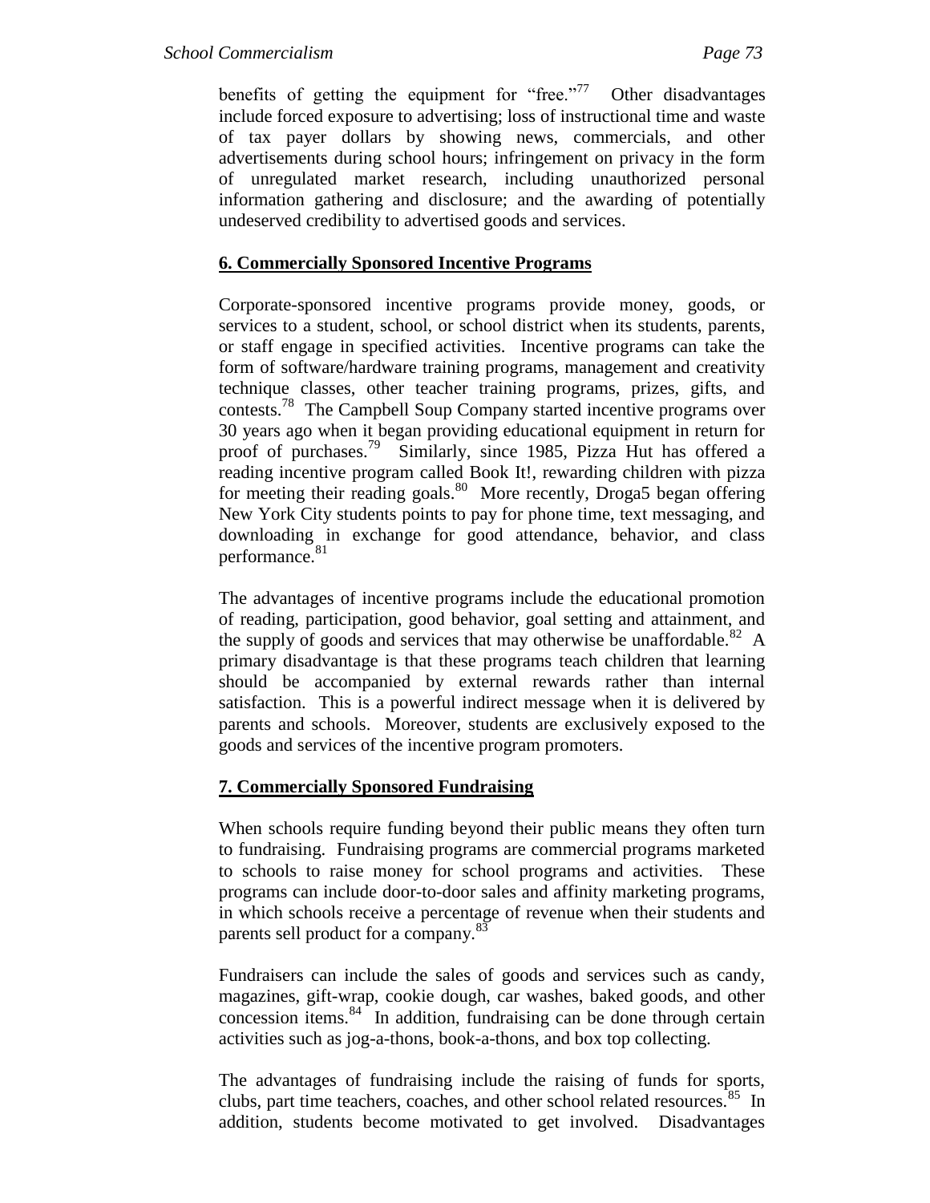benefits of getting the equipment for "free."[77] Other disadvantages include forced exposure to advertising; loss of instructional time and waste of tax payer dollars by showing news, commercials, and other advertisements during school hours; infringement on privacy in the form of unregulated market research, including unauthorized personal information gathering and disclosure; and the awarding of potentially undeserved credibility to advertised goods and services.

**6. Commercially Sponsored Incentive Programs**

Corporate-sponsored incentive programs provide money, goods, or services to a student, school, or school district when its students, parents, or staff engage in specified activities. Incentive programs can take the form of software/hardware training programs, management and creativity technique classes, other teacher training programs, prizes, gifts, and contests.[78] The Campbell Soup Company started incentive programs over 30 years ago when it began providing educational equipment in return for proof of purchases.[79] Similarly, since 1985, Pizza Hut has offered a reading incentive program called Book It!, rewarding children with pizza for meeting their reading goals.[80] More recently, Droga5 began offering New York City students points to pay for phone time, text messaging, and downloading in exchange for good attendance, behavior, and class performance.[81]

The advantages of incentive programs include the educational promotion of reading, participation, good behavior, goal setting and attainment, and the supply of goods and services that may otherwise be unaffordable.[82] A primary disadvantage is that these programs teach children that learning should be accompanied by external rewards rather than internal satisfaction. This is a powerful indirect message when it is delivered by parents and schools. Moreover, students are exclusively exposed to the goods and services of the incentive program promoters.

**7. Commercially Sponsored Fundraising**

When schools require funding beyond their public means they often turn to fundraising. Fundraising programs are commercial programs marketed to schools to raise money for school programs and activities. These programs can include door-to-door sales and affinity marketing programs, in which schools receive a percentage of revenue when their students and parents sell product for a company.[83]

Fundraisers can include the sales of goods and services such as candy, magazines, gift-wrap, cookie dough, car washes, baked goods, and other concession items.[84] In addition, fundraising can be done through certain activities such as jog-a-thons, book-a-thons, and box top collecting.

The advantages of fundraising include the raising of funds for sports, clubs, part time teachers, coaches, and other school related resources.[85] In addition, students become motivated to get involved. Disadvantages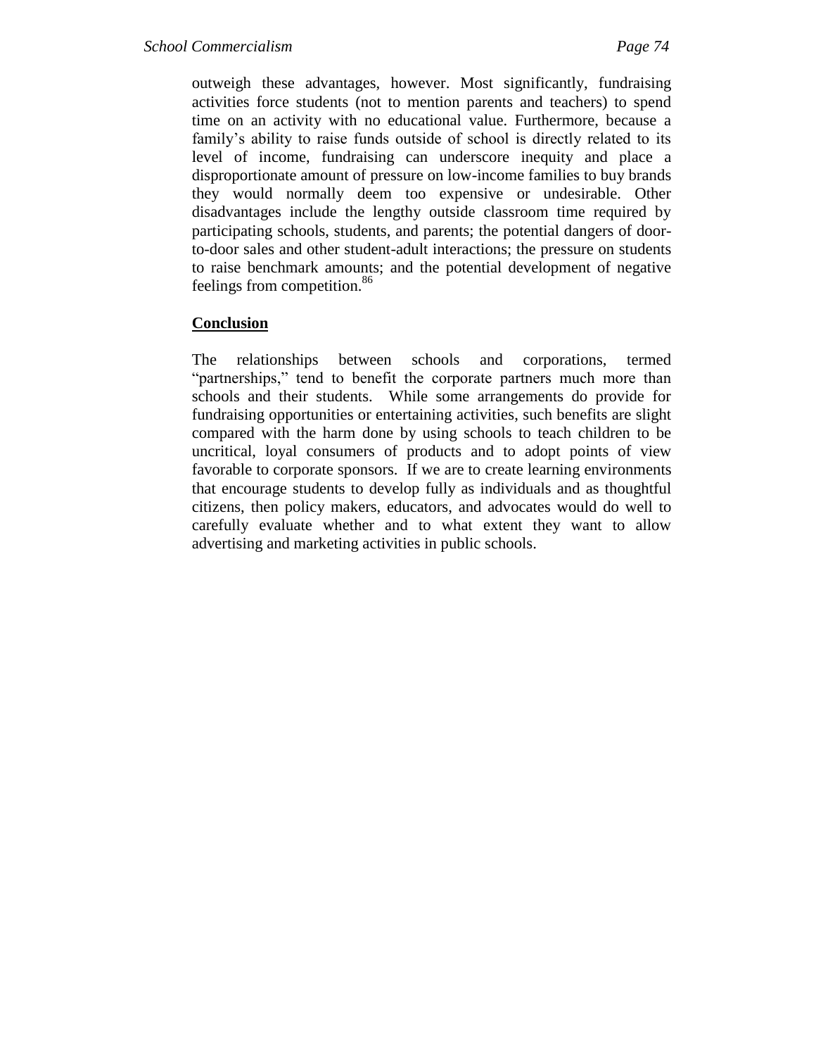outweigh these advantages, however. Most significantly, fundraising activities force students (not to mention parents and teachers) to spend time on an activity with no educational value. Furthermore, because a family's ability to raise funds outside of school is directly related to its level of income, fundraising can underscore inequity and place a disproportionate amount of pressure on low-income families to buy brands they would normally deem too expensive or undesirable. Other disadvantages include the lengthy outside classroom time required by participating schools, students, and parents; the potential dangers of door-to-door sales and other student-adult interactions; the pressure on students to raise benchmark amounts; and the potential development of negative feelings from competition.[86]

## Conclusion

The relationships between schools and corporations, termed "partnerships," tend to benefit the corporate partners much more than schools and their students. While some arrangements do provide for fundraising opportunities or entertaining activities, such benefits are slight compared with the harm done by using schools to teach children to be uncritical, loyal consumers of products and to adopt points of view favorable to corporate sponsors. If we are to create learning environments that encourage students to develop fully as individuals and as thoughtful citizens, then policy makers, educators, and advocates would do well to carefully evaluate whether and to what extent they want to allow advertising and marketing activities in public schools.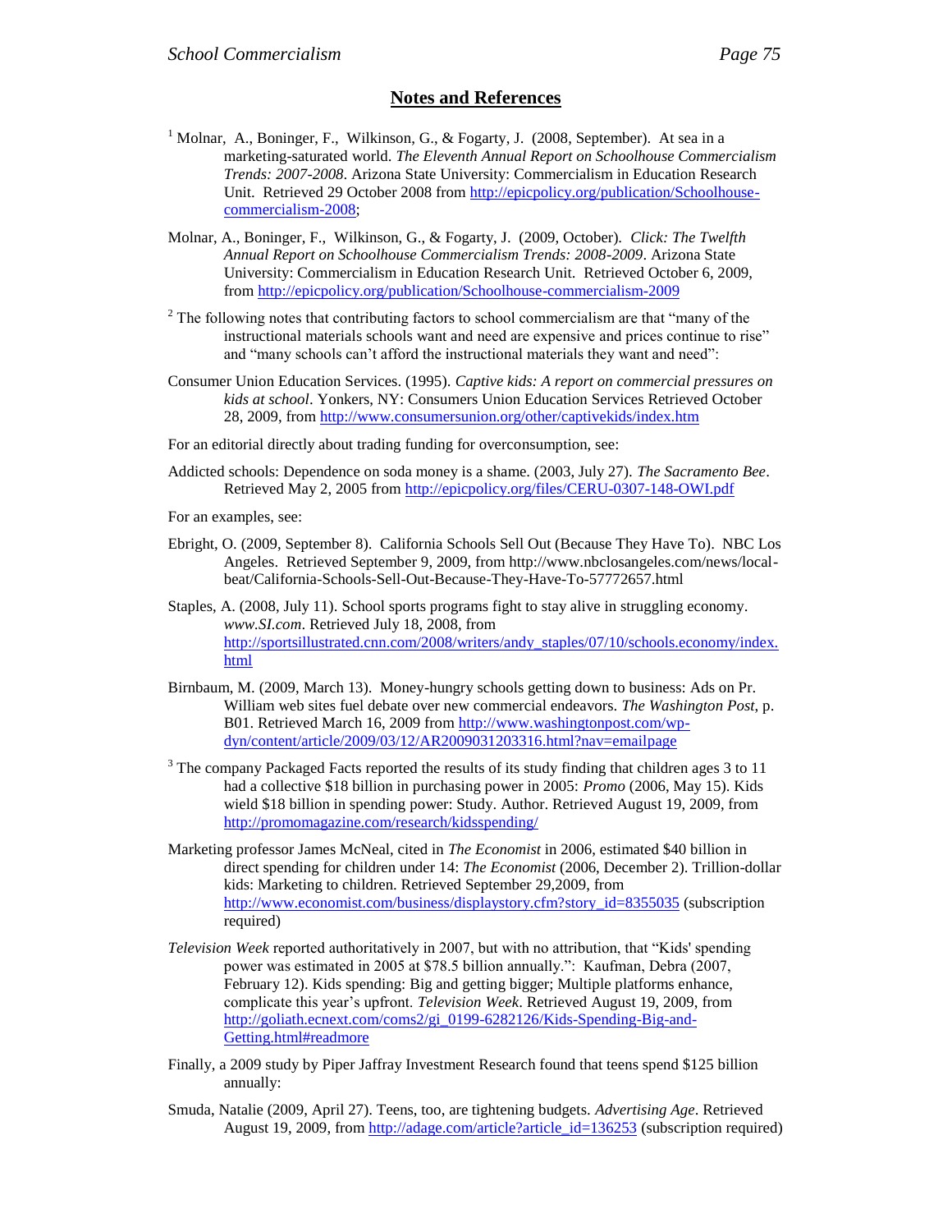## Notes and References

[1] Molnar, A., Boninger, F., Wilkinson, G., & Fogarty, J. (2008, September). At sea in a marketing-saturated world. *The Eleventh Annual Report on Schoolhouse Commercialism Trends: 2007-2008*. Arizona State University: Commercialism in Education Research Unit. Retrieved 29 October 2008 from http://epicpolicy.org/publication/Schoolhouse-commercialism-2008;

Molnar, A., Boninger, F., Wilkinson, G., & Fogarty, J. (2009, October). *Click: The Twelfth Annual Report on Schoolhouse Commercialism Trends: 2008-2009*. Arizona State University: Commercialism in Education Research Unit. Retrieved October 6, 2009, from http://epicpolicy.org/publication/Schoolhouse-commercialism-2009

[2] The following notes that contributing factors to school commercialism are that "many of the instructional materials schools want and need are expensive and prices continue to rise" and "many schools can't afford the instructional materials they want and need":

Consumer Union Education Services. (1995). *Captive kids: A report on commercial pressures on kids at school*. Yonkers, NY: Consumers Union Education Services Retrieved October 28, 2009, from http://www.consumersunion.org/other/captivekids/index.htm

For an editorial directly about trading funding for overconsumption, see:

Addicted schools: Dependence on soda money is a shame. (2003, July 27). *The Sacramento Bee*. Retrieved May 2, 2005 from http://epicpolicy.org/files/CERU-0307-148-OWI.pdf

For an examples, see:

Ebright, O. (2009, September 8). California Schools Sell Out (Because They Have To). NBC Los Angeles. Retrieved September 9, 2009, from http://www.nbclosangeles.com/news/local-beat/California-Schools-Sell-Out-Because-They-Have-To-57772657.html

Staples, A. (2008, July 11). School sports programs fight to stay alive in struggling economy. *www.SI.com*. Retrieved July 18, 2008, from http://sportsillustrated.cnn.com/2008/writers/andy_staples/07/10/schools.economy/index.html

Birnbaum, M. (2009, March 13). Money-hungry schools getting down to business: Ads on Pr. William web sites fuel debate over new commercial endeavors. *The Washington Post*, p. B01. Retrieved March 16, 2009 from http://www.washingtonpost.com/wp-dyn/content/article/2009/03/12/AR2009031203316.html?nav=emailpage

[3] The company Packaged Facts reported the results of its study finding that children ages 3 to 11 had a collective $18 billion in purchasing power in 2005: *Promo* (2006, May 15). Kids wield $18 billion in spending power: Study. Author. Retrieved August 19, 2009, from http://promomagazine.com/research/kidsspending/

Marketing professor James McNeal, cited in *The Economist* in 2006, estimated $40 billion in direct spending for children under 14: *The Economist* (2006, December 2). Trillion-dollar kids: Marketing to children. Retrieved September 29,2009, from http://www.economist.com/business/displaystory.cfm?story_id=8355035 (subscription required)

*Television Week* reported authoritatively in 2007, but with no attribution, that "Kids' spending power was estimated in 2005 at $78.5 billion annually.": Kaufman, Debra (2007, February 12). Kids spending: Big and getting bigger; Multiple platforms enhance, complicate this year's upfront. *Television Week*. Retrieved August 19, 2009, from http://goliath.ecnext.com/coms2/gi_0199-6282126/Kids-Spending-Big-and-Getting.html#readmore

Finally, a 2009 study by Piper Jaffray Investment Research found that teens spend $125 billion annually:

Smuda, Natalie (2009, April 27). Teens, too, are tightening budgets. *Advertising Age*. Retrieved August 19, 2009, from http://adage.com/article?article_id=136253 (subscription required)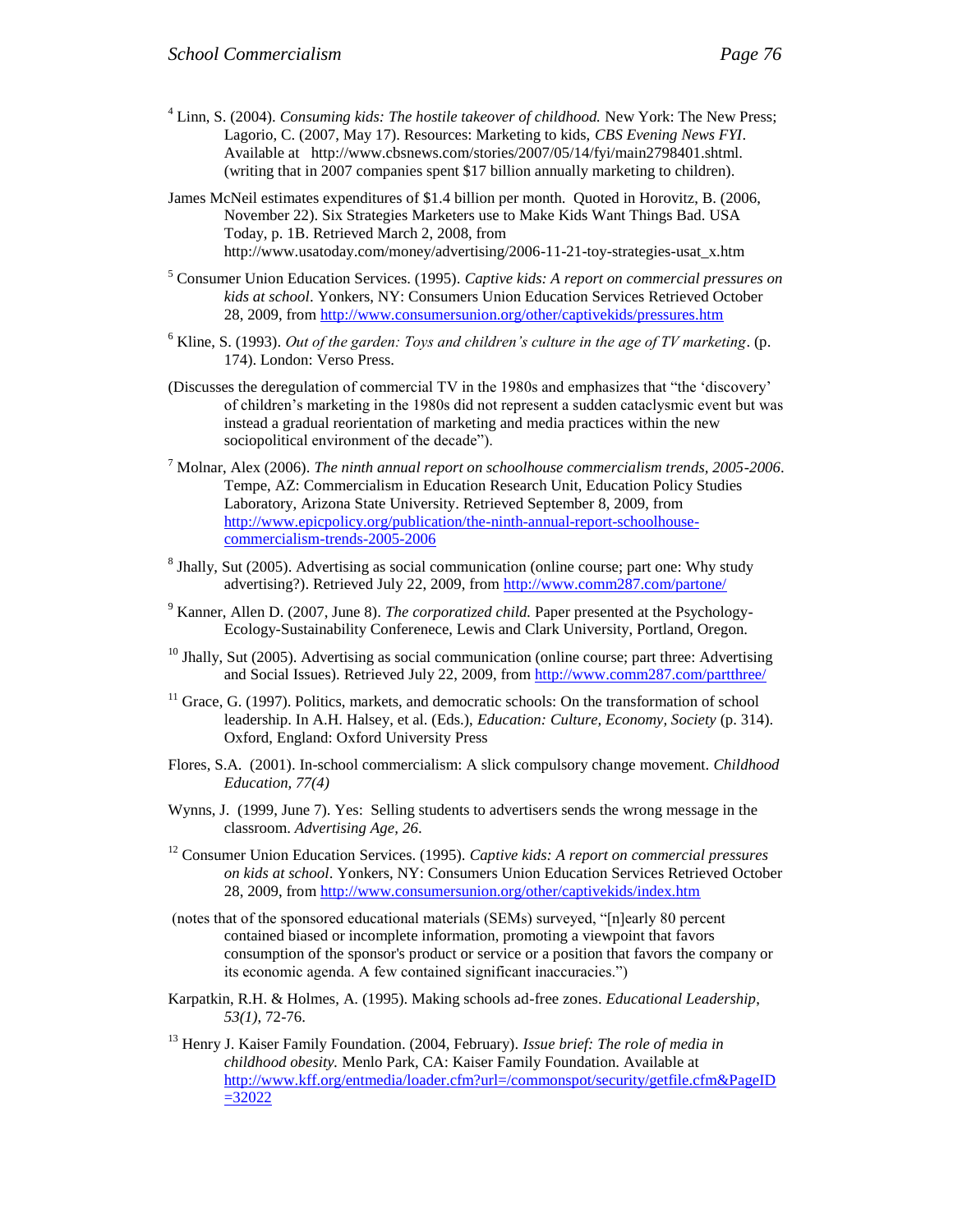[4] Linn, S. (2004). *Consuming kids: The hostile takeover of childhood.* New York: The New Press; Lagorio, C. (2007, May 17). Resources: Marketing to kids, *CBS Evening News FYI*. Available at http://www.cbsnews.com/stories/2007/05/14/fyi/main2798401.shtml. (writing that in 2007 companies spent $17 billion annually marketing to children).

James McNeil estimates expenditures of $1.4 billion per month. Quoted in Horovitz, B. (2006, November 22). Six Strategies Marketers use to Make Kids Want Things Bad. USA Today, p. 1B. Retrieved March 2, 2008, from http://www.usatoday.com/money/advertising/2006-11-21-toy-strategies-usat_x.htm

[5] Consumer Union Education Services. (1995). *Captive kids: A report on commercial pressures on kids at school*. Yonkers, NY: Consumers Union Education Services Retrieved October 28, 2009, from http://www.consumersunion.org/other/captivekids/pressures.htm

[6] Kline, S. (1993). *Out of the garden: Toys and children's culture in the age of TV marketing*. (p. 174). London: Verso Press.

(Discusses the deregulation of commercial TV in the 1980s and emphasizes that "the 'discovery' of children's marketing in the 1980s did not represent a sudden cataclysmic event but was instead a gradual reorientation of marketing and media practices within the new sociopolitical environment of the decade").

[7] Molnar, Alex (2006). *The ninth annual report on schoolhouse commercialism trends, 2005-2006*. Tempe, AZ: Commercialism in Education Research Unit, Education Policy Studies Laboratory, Arizona State University. Retrieved September 8, 2009, from http://www.epicpolicy.org/publication/the-ninth-annual-report-schoolhouse-commercialism-trends-2005-2006

[8] Jhally, Sut (2005). Advertising as social communication (online course; part one: Why study advertising?). Retrieved July 22, 2009, from http://www.comm287.com/partone/

[9] Kanner, Allen D. (2007, June 8). *The corporatized child.* Paper presented at the Psychology-Ecology-Sustainability Conferenece, Lewis and Clark University, Portland, Oregon.

[10] Jhally, Sut (2005). Advertising as social communication (online course; part three: Advertising and Social Issues). Retrieved July 22, 2009, from http://www.comm287.com/partthree/

[11] Grace, G. (1997). Politics, markets, and democratic schools: On the transformation of school leadership. In A.H. Halsey, et al. (Eds.), *Education: Culture, Economy, Society* (p. 314). Oxford, England: Oxford University Press

Flores, S.A. (2001). In-school commercialism: A slick compulsory change movement. *Childhood Education, 77(4)*

Wynns, J. (1999, June 7). Yes: Selling students to advertisers sends the wrong message in the classroom. *Advertising Age, 26*.

[12] Consumer Union Education Services. (1995). *Captive kids: A report on commercial pressures on kids at school*. Yonkers, NY: Consumers Union Education Services Retrieved October 28, 2009, from http://www.consumersunion.org/other/captivekids/index.htm

(notes that of the sponsored educational materials (SEMs) surveyed, "[n]early 80 percent contained biased or incomplete information, promoting a viewpoint that favors consumption of the sponsor's product or service or a position that favors the company or its economic agenda. A few contained significant inaccuracies.")

Karpatkin, R.H. & Holmes, A. (1995). Making schools ad-free zones. *Educational Leadership, 53(1)*, 72-76.

[13] Henry J. Kaiser Family Foundation. (2004, February). *Issue brief: The role of media in childhood obesity.* Menlo Park, CA: Kaiser Family Foundation. Available at http://www.kff.org/entmedia/loader.cfm?url=/commonspot/security/getfile.cfm&PageID=32022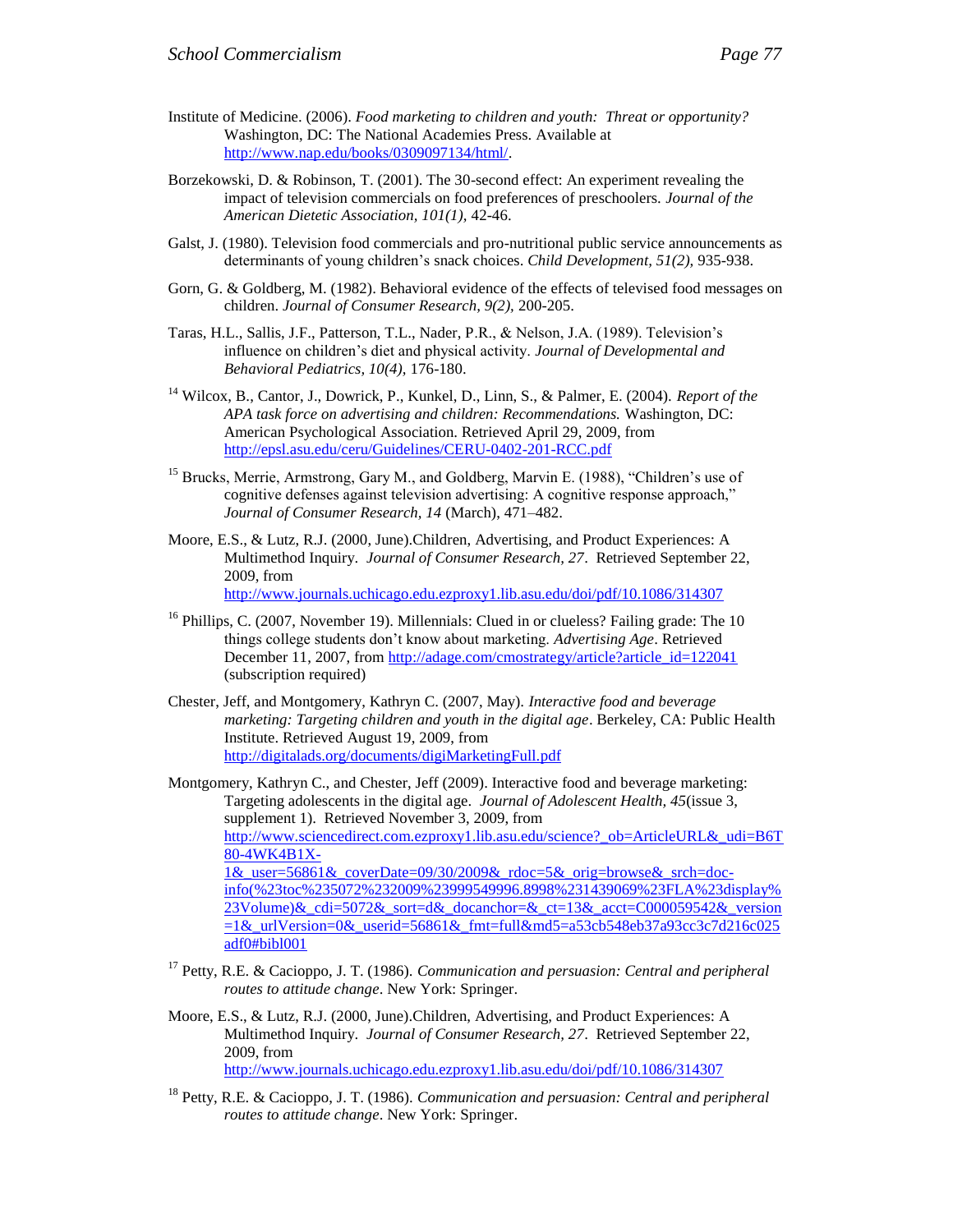Institute of Medicine. (2006). *Food marketing to children and youth: Threat or opportunity?* Washington, DC: The National Academies Press. Available at http://www.nap.edu/books/0309097134/html/.

Borzekowski, D. & Robinson, T. (2001). The 30-second effect: An experiment revealing the impact of television commercials on food preferences of preschoolers. *Journal of the American Dietetic Association, 101(1),* 42-46.

Galst, J. (1980). Television food commercials and pro-nutritional public service announcements as determinants of young children's snack choices. *Child Development, 51(2),* 935-938.

Gorn, G. & Goldberg, M. (1982). Behavioral evidence of the effects of televised food messages on children. *Journal of Consumer Research, 9(2),* 200-205.

Taras, H.L., Sallis, J.F., Patterson, T.L., Nader, P.R., & Nelson, J.A. (1989). Television's influence on children's diet and physical activity. *Journal of Developmental and Behavioral Pediatrics, 10(4),* 176-180.

[14] Wilcox, B., Cantor, J., Dowrick, P., Kunkel, D., Linn, S., & Palmer, E. (2004). *Report of the APA task force on advertising and children: Recommendations.* Washington, DC: American Psychological Association. Retrieved April 29, 2009, from http://epsl.asu.edu/ceru/Guidelines/CERU-0402-201-RCC.pdf

[15] Brucks, Merrie, Armstrong, Gary M., and Goldberg, Marvin E. (1988), "Children's use of cognitive defenses against television advertising: A cognitive response approach," *Journal of Consumer Research, 14* (March), 471–482.

Moore, E.S., & Lutz, R.J. (2000, June).Children, Advertising, and Product Experiences: A Multimethod Inquiry. *Journal of Consumer Research, 27*. Retrieved September 22, 2009, from http://www.journals.uchicago.edu.ezproxy1.lib.asu.edu/doi/pdf/10.1086/314307

[16] Phillips, C. (2007, November 19). Millennials: Clued in or clueless? Failing grade: The 10 things college students don't know about marketing. *Advertising Age*. Retrieved December 11, 2007, from http://adage.com/cmostrategy/article?article_id=122041 (subscription required)

Chester, Jeff, and Montgomery, Kathryn C. (2007, May). *Interactive food and beverage marketing: Targeting children and youth in the digital age*. Berkeley, CA: Public Health Institute. Retrieved August 19, 2009, from http://digitalads.org/documents/digiMarketingFull.pdf

Montgomery, Kathryn C., and Chester, Jeff (2009). Interactive food and beverage marketing: Targeting adolescents in the digital age. *Journal of Adolescent Health, 45*(issue 3, supplement 1). Retrieved November 3, 2009, from http://www.sciencedirect.com.ezproxy1.lib.asu.edu/science?_ob=ArticleURL&_udi=B6T80-4WK4B1X-1&_user=56861&_coverDate=09/30/2009&_rdoc=5&_orig=browse&_srch=doc-info(%23toc%235072%232009%23999549996.8998%231439069%23FLA%23display%23Volume)&_cdi=5072&_sort=d&_docanchor=&_ct=13&_acct=C000059542&_version=1&_urlVersion=0&_userid=56861&_fmt=full&md5=a53cb548eb37a93cc3c7d216c025adf0#bibl001

[17] Petty, R.E. & Cacioppo, J. T. (1986). *Communication and persuasion: Central and peripheral routes to attitude change*. New York: Springer.

Moore, E.S., & Lutz, R.J. (2000, June).Children, Advertising, and Product Experiences: A Multimethod Inquiry. *Journal of Consumer Research, 27*. Retrieved September 22, 2009, from http://www.journals.uchicago.edu.ezproxy1.lib.asu.edu/doi/pdf/10.1086/314307

[18] Petty, R.E. & Cacioppo, J. T. (1986). *Communication and persuasion: Central and peripheral routes to attitude change*. New York: Springer.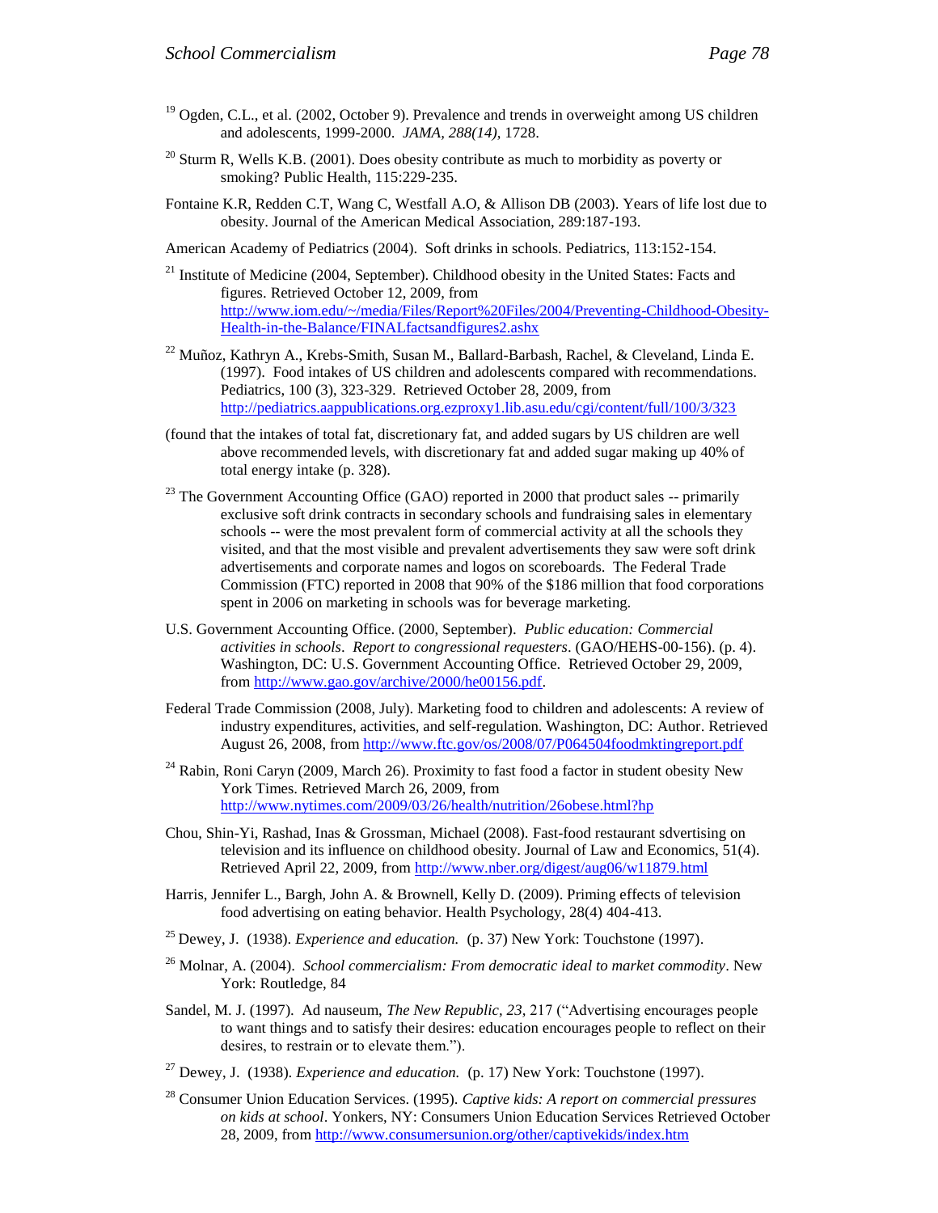[19] Ogden, C.L., et al. (2002, October 9). Prevalence and trends in overweight among US children and adolescents, 1999-2000. *JAMA, 288(14)*, 1728.

[20] Sturm R, Wells K.B. (2001). Does obesity contribute as much to morbidity as poverty or smoking? Public Health, 115:229-235.

Fontaine K.R, Redden C.T, Wang C, Westfall A.O, & Allison DB (2003). Years of life lost due to obesity. Journal of the American Medical Association, 289:187-193.

American Academy of Pediatrics (2004). Soft drinks in schools. Pediatrics, 113:152-154.

[21] Institute of Medicine (2004, September). Childhood obesity in the United States: Facts and figures. Retrieved October 12, 2009, from http://www.iom.edu/~/media/Files/Report%20Files/2004/Preventing-Childhood-Obesity-Health-in-the-Balance/FINALfactsandfigures2.ashx

[22] Muñoz, Kathryn A., Krebs-Smith, Susan M., Ballard-Barbash, Rachel, & Cleveland, Linda E. (1997). Food intakes of US children and adolescents compared with recommendations. Pediatrics, 100 (3), 323-329. Retrieved October 28, 2009, from http://pediatrics.aappublications.org.ezproxy1.lib.asu.edu/cgi/content/full/100/3/323

(found that the intakes of total fat, discretionary fat, and added sugars by US children are well above recommended levels, with discretionary fat and added sugar making up 40% of total energy intake (p. 328).

[23] The Government Accounting Office (GAO) reported in 2000 that product sales -- primarily exclusive soft drink contracts in secondary schools and fundraising sales in elementary schools -- were the most prevalent form of commercial activity at all the schools they visited, and that the most visible and prevalent advertisements they saw were soft drink advertisements and corporate names and logos on scoreboards. The Federal Trade Commission (FTC) reported in 2008 that 90% of the $186 million that food corporations spent in 2006 on marketing in schools was for beverage marketing.

U.S. Government Accounting Office. (2000, September). *Public education: Commercial activities in schools*. *Report to congressional requesters*. (GAO/HEHS-00-156). (p. 4). Washington, DC: U.S. Government Accounting Office. Retrieved October 29, 2009, from http://www.gao.gov/archive/2000/he00156.pdf.

Federal Trade Commission (2008, July). Marketing food to children and adolescents: A review of industry expenditures, activities, and self-regulation. Washington, DC: Author. Retrieved August 26, 2008, from http://www.ftc.gov/os/2008/07/P064504foodmktingreport.pdf

[24] Rabin, Roni Caryn (2009, March 26). Proximity to fast food a factor in student obesity New York Times. Retrieved March 26, 2009, from http://www.nytimes.com/2009/03/26/health/nutrition/26obese.html?hp

Chou, Shin-Yi, Rashad, Inas & Grossman, Michael (2008). Fast-food restaurant sdvertising on television and its influence on childhood obesity. Journal of Law and Economics, 51(4). Retrieved April 22, 2009, from http://www.nber.org/digest/aug06/w11879.html

Harris, Jennifer L., Bargh, John A. & Brownell, Kelly D. (2009). Priming effects of television food advertising on eating behavior. Health Psychology, 28(4) 404-413.

[25] Dewey, J. (1938). *Experience and education.* (p. 37) New York: Touchstone (1997).

[26] Molnar, A. (2004). *School commercialism: From democratic ideal to market commodity*. New York: Routledge, 84

Sandel, M. J. (1997). Ad nauseum, *The New Republic, 23*, 217 ("Advertising encourages people to want things and to satisfy their desires: education encourages people to reflect on their desires, to restrain or to elevate them.").

[27] Dewey, J. (1938). *Experience and education.* (p. 17) New York: Touchstone (1997).

[28] Consumer Union Education Services. (1995). *Captive kids: A report on commercial pressures on kids at school*. Yonkers, NY: Consumers Union Education Services Retrieved October 28, 2009, from http://www.consumersunion.org/other/captivekids/index.htm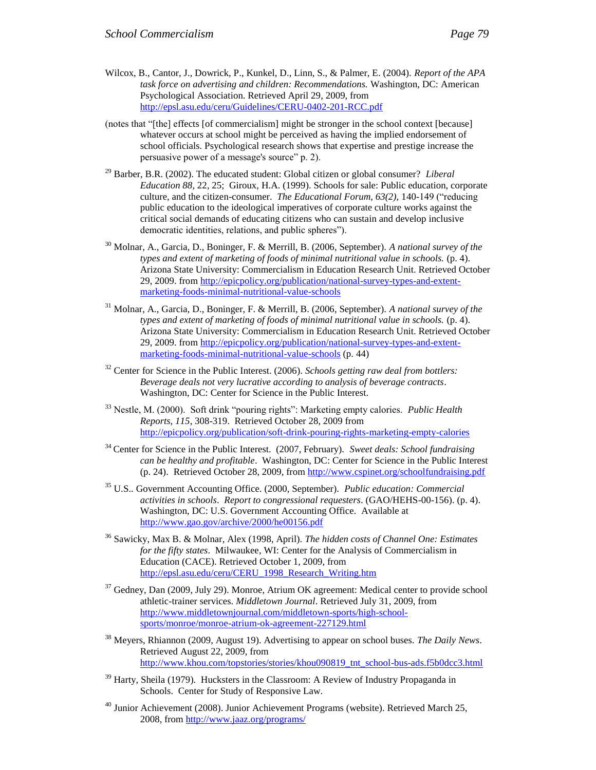Wilcox, B., Cantor, J., Dowrick, P., Kunkel, D., Linn, S., & Palmer, E. (2004). *Report of the APA task force on advertising and children: Recommendations.* Washington, DC: American Psychological Association. Retrieved April 29, 2009, from http://epsl.asu.edu/ceru/Guidelines/CERU-0402-201-RCC.pdf

(notes that "[the] effects [of commercialism] might be stronger in the school context [because] whatever occurs at school might be perceived as having the implied endorsement of school officials. Psychological research shows that expertise and prestige increase the persuasive power of a message's source" p. 2).

[29] Barber, B.R. (2002). The educated student: Global citizen or global consumer? *Liberal Education 88*, 22, 25; Giroux, H.A. (1999). Schools for sale: Public education, corporate culture, and the citizen-consumer. *The Educational Forum, 63(2),* 140-149 ("reducing public education to the ideological imperatives of corporate culture works against the critical social demands of educating citizens who can sustain and develop inclusive democratic identities, relations, and public spheres").

[30] Molnar, A., Garcia, D., Boninger, F. & Merrill, B. (2006, September). *A national survey of the types and extent of marketing of foods of minimal nutritional value in schools.* (p. 4). Arizona State University: Commercialism in Education Research Unit. Retrieved October 29, 2009. from http://epicpolicy.org/publication/national-survey-types-and-extent-marketing-foods-minimal-nutritional-value-schools

[31] Molnar, A., Garcia, D., Boninger, F. & Merrill, B. (2006, September). *A national survey of the types and extent of marketing of foods of minimal nutritional value in schools.* (p. 4). Arizona State University: Commercialism in Education Research Unit. Retrieved October 29, 2009. from http://epicpolicy.org/publication/national-survey-types-and-extent-marketing-foods-minimal-nutritional-value-schools (p. 44)

[32] Center for Science in the Public Interest. (2006). *Schools getting raw deal from bottlers: Beverage deals not very lucrative according to analysis of beverage contracts*. Washington, DC: Center for Science in the Public Interest.

[33] Nestle, M. (2000). Soft drink "pouring rights": Marketing empty calories. *Public Health Reports*, *115*, 308-319. Retrieved October 28, 2009 from http://epicpolicy.org/publication/soft-drink-pouring-rights-marketing-empty-calories

[34] Center for Science in the Public Interest. (2007, February). *Sweet deals: School fundraising can be healthy and profitable*. Washington, DC: Center for Science in the Public Interest (p. 24). Retrieved October 28, 2009, from http://www.cspinet.org/schoolfundraising.pdf

[35] U.S.. Government Accounting Office. (2000, September). *Public education: Commercial activities in schools*. *Report to congressional requesters*. (GAO/HEHS-00-156). (p. 4). Washington, DC: U.S. Government Accounting Office. Available at http://www.gao.gov/archive/2000/he00156.pdf

[36] Sawicky, Max B. & Molnar, Alex (1998, April). *The hidden costs of Channel One: Estimates for the fifty states*. Milwaukee, WI: Center for the Analysis of Commercialism in Education (CACE). Retrieved October 1, 2009, from http://epsl.asu.edu/ceru/CERU_1998_Research_Writing.htm

[37] Gedney, Dan (2009, July 29). Monroe, Atrium OK agreement: Medical center to provide school athletic-trainer services. *Middletown Journal*. Retrieved July 31, 2009, from http://www.middletownjournal.com/middletown-sports/high-school-sports/monroe/monroe-atrium-ok-agreement-227129.html

[38] Meyers, Rhiannon (2009, August 19). Advertising to appear on school buses. *The Daily News*. Retrieved August 22, 2009, from http://www.khou.com/topstories/stories/khou090819_tnt_school-bus-ads.f5b0dcc3.html

[39] Harty, Sheila (1979). Hucksters in the Classroom: A Review of Industry Propaganda in Schools. Center for Study of Responsive Law.

[40] Junior Achievement (2008). Junior Achievement Programs (website). Retrieved March 25, 2008, from http://www.jaaz.org/programs/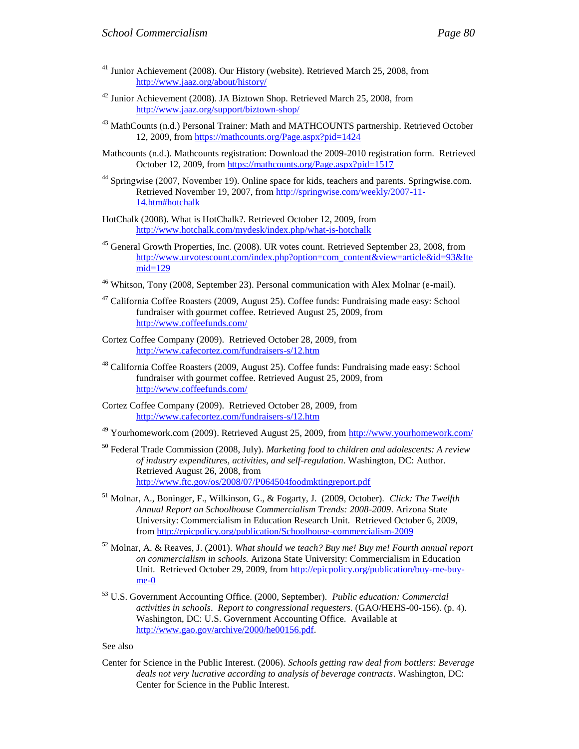[41] Junior Achievement (2008). Our History (website). Retrieved March 25, 2008, from http://www.jaaz.org/about/history/

[42] Junior Achievement (2008). JA Biztown Shop. Retrieved March 25, 2008, from http://www.jaaz.org/support/biztown-shop/

[43] MathCounts (n.d.) Personal Trainer: Math and MATHCOUNTS partnership. Retrieved October 12, 2009, from https://mathcounts.org/Page.aspx?pid=1424

Mathcounts (n.d.). Mathcounts registration: Download the 2009-2010 registration form. Retrieved October 12, 2009, from https://mathcounts.org/Page.aspx?pid=1517

[44] Springwise (2007, November 19). Online space for kids, teachers and parents. Springwise.com. Retrieved November 19, 2007, from http://springwise.com/weekly/2007-11-14.htm#hotchalk

HotChalk (2008). What is HotChalk?. Retrieved October 12, 2009, from http://www.hotchalk.com/mydesk/index.php/what-is-hotchalk

[45] General Growth Properties, Inc. (2008). UR votes count. Retrieved September 23, 2008, from http://www.urvotescount.com/index.php?option=com_content&view=article&id=93&Itemid=129

[46] Whitson, Tony (2008, September 23). Personal communication with Alex Molnar (e-mail).

[47] California Coffee Roasters (2009, August 25). Coffee funds: Fundraising made easy: School fundraiser with gourmet coffee. Retrieved August 25, 2009, from http://www.coffeefunds.com/

Cortez Coffee Company (2009). Retrieved October 28, 2009, from http://www.cafecortez.com/fundraisers-s/12.htm

[48] California Coffee Roasters (2009, August 25). Coffee funds: Fundraising made easy: School fundraiser with gourmet coffee. Retrieved August 25, 2009, from http://www.coffeefunds.com/

Cortez Coffee Company (2009). Retrieved October 28, 2009, from http://www.cafecortez.com/fundraisers-s/12.htm

[49] Yourhomework.com (2009). Retrieved August 25, 2009, from http://www.yourhomework.com/

[50] Federal Trade Commission (2008, July). *Marketing food to children and adolescents: A review of industry expenditures, activities, and self-regulation*. Washington, DC: Author. Retrieved August 26, 2008, from http://www.ftc.gov/os/2008/07/P064504foodmktingreport.pdf

[51] Molnar, A., Boninger, F., Wilkinson, G., & Fogarty, J. (2009, October). *Click: The Twelfth Annual Report on Schoolhouse Commercialism Trends: 2008-2009*. Arizona State University: Commercialism in Education Research Unit. Retrieved October 6, 2009, from http://epicpolicy.org/publication/Schoolhouse-commercialism-2009

[52] Molnar, A. & Reaves, J. (2001). *What should we teach? Buy me! Buy me! Fourth annual report on commercialism in schools.* Arizona State University: Commercialism in Education Unit. Retrieved October 29, 2009, from http://epicpolicy.org/publication/buy-me-buy-me-0

[53] U.S. Government Accounting Office. (2000, September). *Public education: Commercial activities in schools*. *Report to congressional requesters*. (GAO/HEHS-00-156). (p. 4). Washington, DC: U.S. Government Accounting Office. Available at http://www.gao.gov/archive/2000/he00156.pdf.

See also

Center for Science in the Public Interest. (2006). *Schools getting raw deal from bottlers: Beverage deals not very lucrative according to analysis of beverage contracts*. Washington, DC: Center for Science in the Public Interest.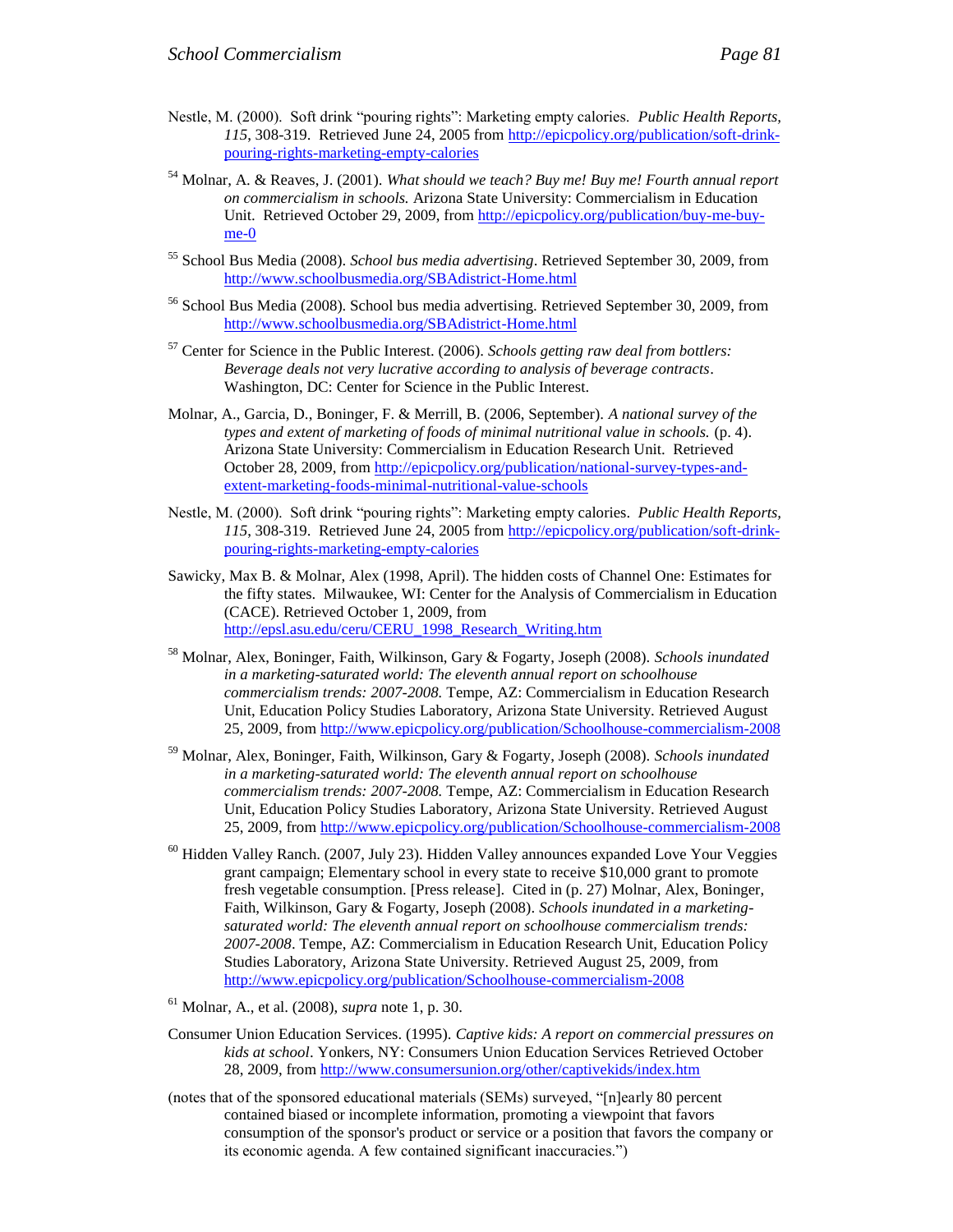Nestle, M. (2000). Soft drink “pouring rights”: Marketing empty calories. *Public Health Reports, 115*, 308-319. Retrieved June 24, 2005 from http://epicpolicy.org/publication/soft-drink-pouring-rights-marketing-empty-calories

[54] Molnar, A. & Reaves, J. (2001). *What should we teach? Buy me! Buy me! Fourth annual report on commercialism in schools.* Arizona State University: Commercialism in Education Unit. Retrieved October 29, 2009, from http://epicpolicy.org/publication/buy-me-buy-me-0

[55] School Bus Media (2008). *School bus media advertising*. Retrieved September 30, 2009, from http://www.schoolbusmedia.org/SBAdistrict-Home.html

[56] School Bus Media (2008). School bus media advertising. Retrieved September 30, 2009, from http://www.schoolbusmedia.org/SBAdistrict-Home.html

[57] Center for Science in the Public Interest. (2006). *Schools getting raw deal from bottlers: Beverage deals not very lucrative according to analysis of beverage contracts*. Washington, DC: Center for Science in the Public Interest.

Molnar, A., Garcia, D., Boninger, F. & Merrill, B. (2006, September). *A national survey of the types and extent of marketing of foods of minimal nutritional value in schools.* (p. 4). Arizona State University: Commercialism in Education Research Unit. Retrieved October 28, 2009, from http://epicpolicy.org/publication/national-survey-types-and-extent-marketing-foods-minimal-nutritional-value-schools

Nestle, M. (2000). Soft drink “pouring rights”: Marketing empty calories. *Public Health Reports, 115*, 308-319. Retrieved June 24, 2005 from http://epicpolicy.org/publication/soft-drink-pouring-rights-marketing-empty-calories

Sawicky, Max B. & Molnar, Alex (1998, April). The hidden costs of Channel One: Estimates for the fifty states. Milwaukee, WI: Center for the Analysis of Commercialism in Education (CACE). Retrieved October 1, 2009, from http://epsl.asu.edu/ceru/CERU_1998_Research_Writing.htm

[58] Molnar, Alex, Boninger, Faith, Wilkinson, Gary & Fogarty, Joseph (2008). *Schools inundated in a marketing-saturated world: The eleventh annual report on schoolhouse commercialism trends: 2007-2008.* Tempe, AZ: Commercialism in Education Research Unit, Education Policy Studies Laboratory, Arizona State University. Retrieved August 25, 2009, from http://www.epicpolicy.org/publication/Schoolhouse-commercialism-2008

[59] Molnar, Alex, Boninger, Faith, Wilkinson, Gary & Fogarty, Joseph (2008). *Schools inundated in a marketing-saturated world: The eleventh annual report on schoolhouse commercialism trends: 2007-2008.* Tempe, AZ: Commercialism in Education Research Unit, Education Policy Studies Laboratory, Arizona State University. Retrieved August 25, 2009, from http://www.epicpolicy.org/publication/Schoolhouse-commercialism-2008

[60] Hidden Valley Ranch. (2007, July 23). Hidden Valley announces expanded Love Your Veggies grant campaign; Elementary school in every state to receive $10,000 grant to promote fresh vegetable consumption. [Press release]. Cited in (p. 27) Molnar, Alex, Boninger, Faith, Wilkinson, Gary & Fogarty, Joseph (2008). *Schools inundated in a marketing-saturated world: The eleventh annual report on schoolhouse commercialism trends: 2007-2008*. Tempe, AZ: Commercialism in Education Research Unit, Education Policy Studies Laboratory, Arizona State University. Retrieved August 25, 2009, from http://www.epicpolicy.org/publication/Schoolhouse-commercialism-2008

[61] Molnar, A., et al. (2008), *supra* note 1, p. 30.

Consumer Union Education Services. (1995). *Captive kids: A report on commercial pressures on kids at school*. Yonkers, NY: Consumers Union Education Services Retrieved October 28, 2009, from http://www.consumersunion.org/other/captivekids/index.htm

(notes that of the sponsored educational materials (SEMs) surveyed, “[n]early 80 percent contained biased or incomplete information, promoting a viewpoint that favors consumption of the sponsor's product or service or a position that favors the company or its economic agenda. A few contained significant inaccuracies.”)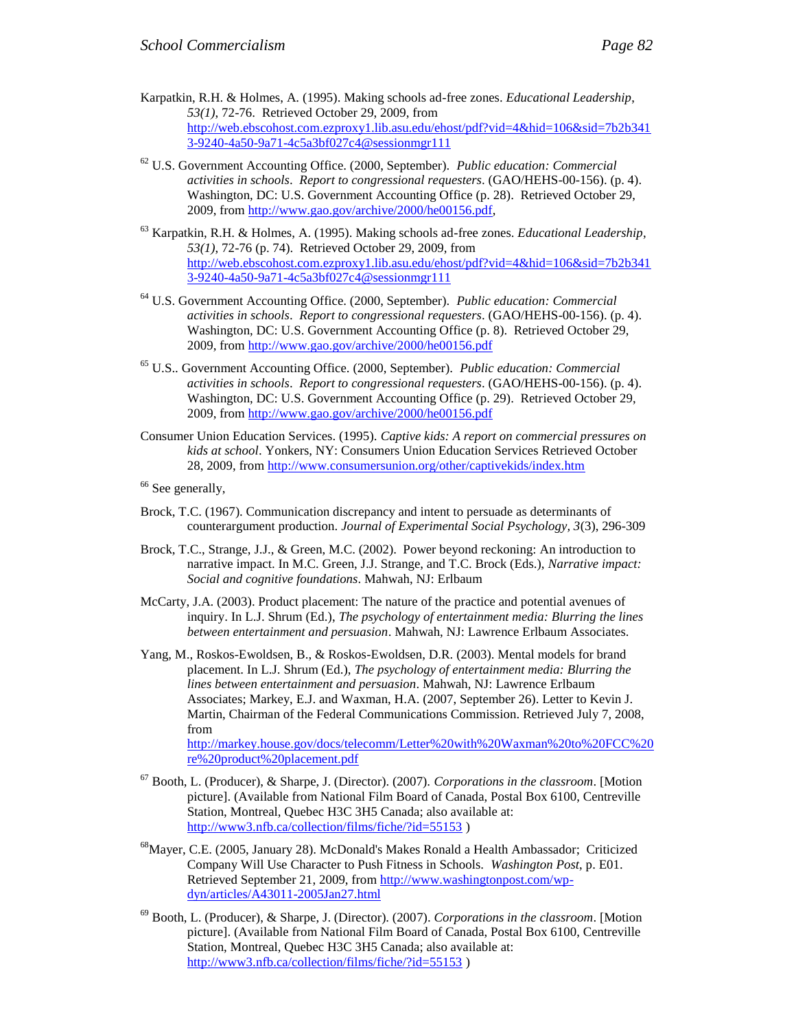Karpatkin, R.H. & Holmes, A. (1995). Making schools ad-free zones. *Educational Leadership, 53(1)*, 72-76. Retrieved October 29, 2009, from http://web.ebscohost.com.ezproxy1.lib.asu.edu/ehost/pdf?vid=4&hid=106&sid=7b2b3413-9240-4a50-9a71-4c5a3bf027c4@sessionmgr111

[62] U.S. Government Accounting Office. (2000, September). *Public education: Commercial activities in schools*. *Report to congressional requesters*. (GAO/HEHS-00-156). (p. 4). Washington, DC: U.S. Government Accounting Office (p. 28). Retrieved October 29, 2009, from http://www.gao.gov/archive/2000/he00156.pdf,

[63] Karpatkin, R.H. & Holmes, A. (1995). Making schools ad-free zones. *Educational Leadership, 53(1)*, 72-76 (p. 74). Retrieved October 29, 2009, from http://web.ebscohost.com.ezproxy1.lib.asu.edu/ehost/pdf?vid=4&hid=106&sid=7b2b3413-9240-4a50-9a71-4c5a3bf027c4@sessionmgr111

[64] U.S. Government Accounting Office. (2000, September). *Public education: Commercial activities in schools*. *Report to congressional requesters*. (GAO/HEHS-00-156). (p. 4). Washington, DC: U.S. Government Accounting Office (p. 8). Retrieved October 29, 2009, from http://www.gao.gov/archive/2000/he00156.pdf

[65] U.S.. Government Accounting Office. (2000, September). *Public education: Commercial activities in schools*. *Report to congressional requesters*. (GAO/HEHS-00-156). (p. 4). Washington, DC: U.S. Government Accounting Office (p. 29). Retrieved October 29, 2009, from http://www.gao.gov/archive/2000/he00156.pdf

Consumer Union Education Services. (1995). *Captive kids: A report on commercial pressures on kids at school*. Yonkers, NY: Consumers Union Education Services Retrieved October 28, 2009, from http://www.consumersunion.org/other/captivekids/index.htm

[66] See generally,

Brock, T.C. (1967). Communication discrepancy and intent to persuade as determinants of counterargument production. *Journal of Experimental Social Psychology, 3*(3), 296-309

Brock, T.C., Strange, J.J., & Green, M.C. (2002). Power beyond reckoning: An introduction to narrative impact. In M.C. Green, J.J. Strange, and T.C. Brock (Eds.), *Narrative impact: Social and cognitive foundations*. Mahwah, NJ: Erlbaum

McCarty, J.A. (2003). Product placement: The nature of the practice and potential avenues of inquiry. In L.J. Shrum (Ed.), *The psychology of entertainment media: Blurring the lines between entertainment and persuasion*. Mahwah, NJ: Lawrence Erlbaum Associates.

Yang, M., Roskos-Ewoldsen, B., & Roskos-Ewoldsen, D.R. (2003). Mental models for brand placement. In L.J. Shrum (Ed.), *The psychology of entertainment media: Blurring the lines between entertainment and persuasion*. Mahwah, NJ: Lawrence Erlbaum Associates; Markey, E.J. and Waxman, H.A. (2007, September 26). Letter to Kevin J. Martin, Chairman of the Federal Communications Commission. Retrieved July 7, 2008, from http://markey.house.gov/docs/telecomm/Letter%20with%20Waxman%20to%20FCC%20re%20product%20placement.pdf

[67] Booth, L. (Producer), & Sharpe, J. (Director). (2007). *Corporations in the classroom*. [Motion picture]. (Available from National Film Board of Canada, Postal Box 6100, Centreville Station, Montreal, Quebec H3C 3H5 Canada; also available at: http://www3.nfb.ca/collection/films/fiche/?id=55153 )

[68] Mayer, C.E. (2005, January 28). McDonald's Makes Ronald a Health Ambassador; Criticized Company Will Use Character to Push Fitness in Schools. *Washington Post*, p. E01. Retrieved September 21, 2009, from http://www.washingtonpost.com/wp-dyn/articles/A43011-2005Jan27.html

[69] Booth, L. (Producer), & Sharpe, J. (Director). (2007). *Corporations in the classroom*. [Motion picture]. (Available from National Film Board of Canada, Postal Box 6100, Centreville Station, Montreal, Quebec H3C 3H5 Canada; also available at: http://www3.nfb.ca/collection/films/fiche/?id=55153 )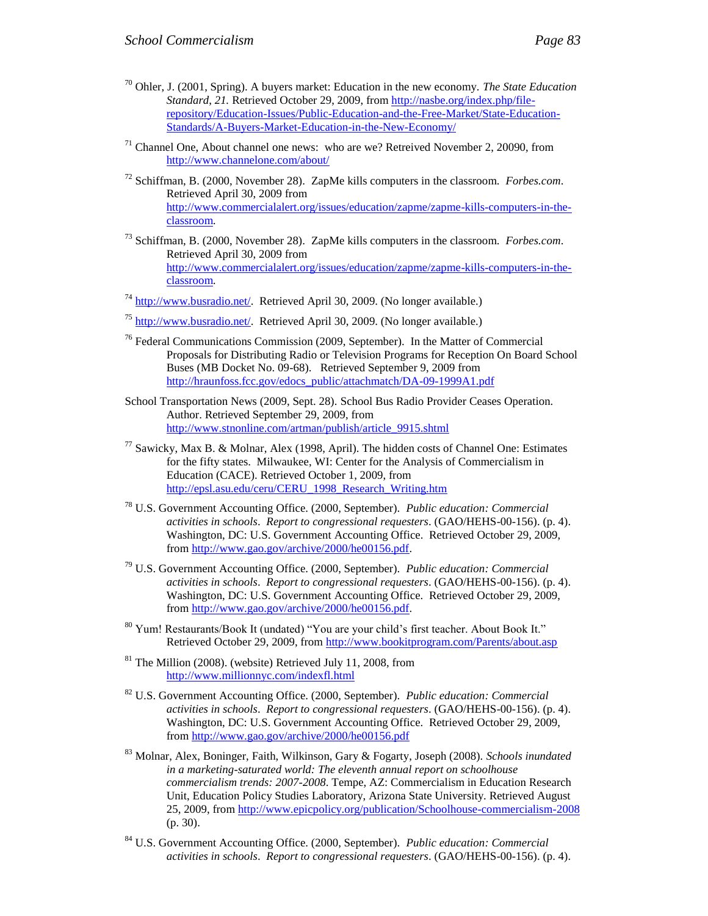[70] Ohler, J. (2001, Spring). A buyers market: Education in the new economy. *The State Education Standard*, *21.* Retrieved October 29, 2009, from http://nasbe.org/index.php/file-repository/Education-Issues/Public-Education-and-the-Free-Market/State-Education-Standards/A-Buyers-Market-Education-in-the-New-Economy/

[71] Channel One, About channel one news: who are we? Retreived November 2, 20090, from http://www.channelone.com/about/

[72] Schiffman, B. (2000, November 28). ZapMe kills computers in the classroom. *Forbes.com*. Retrieved April 30, 2009 from http://www.commercialalert.org/issues/education/zapme/zapme-kills-computers-in-the-classroom.

[73] Schiffman, B. (2000, November 28). ZapMe kills computers in the classroom. *Forbes.com*. Retrieved April 30, 2009 from http://www.commercialalert.org/issues/education/zapme/zapme-kills-computers-in-the-classroom.

[74] http://www.busradio.net/. Retrieved April 30, 2009. (No longer available.)

[75] http://www.busradio.net/. Retrieved April 30, 2009. (No longer available.)

[76] Federal Communications Commission (2009, September). In the Matter of Commercial Proposals for Distributing Radio or Television Programs for Reception On Board School Buses (MB Docket No. 09-68). Retrieved September 9, 2009 from http://hraunfoss.fcc.gov/edocs_public/attachmatch/DA-09-1999A1.pdf

School Transportation News (2009, Sept. 28). School Bus Radio Provider Ceases Operation. Author. Retrieved September 29, 2009, from http://www.stnonline.com/artman/publish/article_9915.shtml

[77] Sawicky, Max B. & Molnar, Alex (1998, April). The hidden costs of Channel One: Estimates for the fifty states. Milwaukee, WI: Center for the Analysis of Commercialism in Education (CACE). Retrieved October 1, 2009, from http://epsl.asu.edu/ceru/CERU_1998_Research_Writing.htm

[78] U.S. Government Accounting Office. (2000, September). *Public education: Commercial activities in schools*. *Report to congressional requesters*. (GAO/HEHS-00-156). (p. 4). Washington, DC: U.S. Government Accounting Office. Retrieved October 29, 2009, from http://www.gao.gov/archive/2000/he00156.pdf.

[79] U.S. Government Accounting Office. (2000, September). *Public education: Commercial activities in schools*. *Report to congressional requesters*. (GAO/HEHS-00-156). (p. 4). Washington, DC: U.S. Government Accounting Office. Retrieved October 29, 2009, from http://www.gao.gov/archive/2000/he00156.pdf.

[80] Yum! Restaurants/Book It (undated) "You are your child's first teacher. About Book It." Retrieved October 29, 2009, from http://www.bookitprogram.com/Parents/about.asp

[81] The Million (2008). (website) Retrieved July 11, 2008, from http://www.millionnyc.com/indexfl.html

[82] U.S. Government Accounting Office. (2000, September). *Public education: Commercial activities in schools*. *Report to congressional requesters*. (GAO/HEHS-00-156). (p. 4). Washington, DC: U.S. Government Accounting Office. Retrieved October 29, 2009, from http://www.gao.gov/archive/2000/he00156.pdf

[83] Molnar, Alex, Boninger, Faith, Wilkinson, Gary & Fogarty, Joseph (2008). *Schools inundated in a marketing-saturated world: The eleventh annual report on schoolhouse commercialism trends: 2007-2008*. Tempe, AZ: Commercialism in Education Research Unit, Education Policy Studies Laboratory, Arizona State University. Retrieved August 25, 2009, from http://www.epicpolicy.org/publication/Schoolhouse-commercialism-2008 (p. 30).

[84] U.S. Government Accounting Office. (2000, September). *Public education: Commercial activities in schools*. *Report to congressional requesters*. (GAO/HEHS-00-156). (p. 4).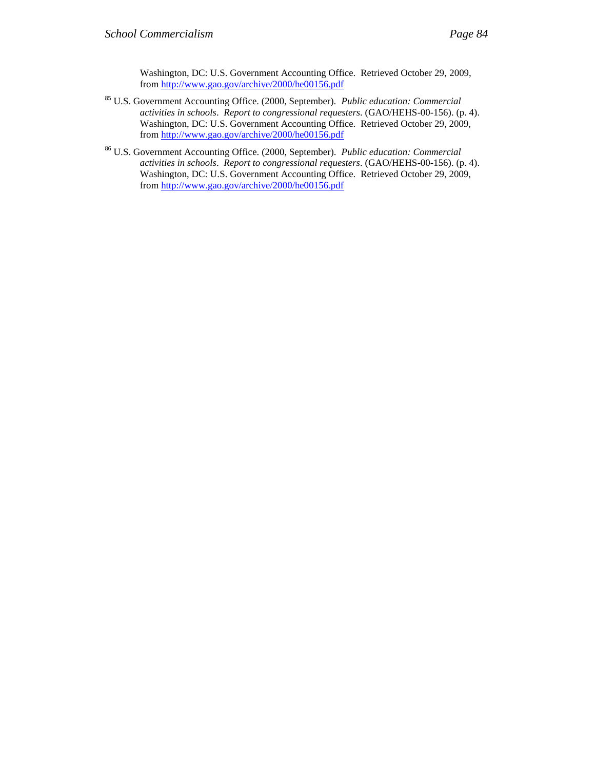Washington, DC: U.S. Government Accounting Office. Retrieved October 29, 2009, from http://www.gao.gov/archive/2000/he00156.pdf

[85] U.S. Government Accounting Office. (2000, September). *Public education: Commercial activities in schools*. *Report to congressional requesters*. (GAO/HEHS-00-156). (p. 4). Washington, DC: U.S. Government Accounting Office. Retrieved October 29, 2009, from http://www.gao.gov/archive/2000/he00156.pdf

[86] U.S. Government Accounting Office. (2000, September). *Public education: Commercial activities in schools*. *Report to congressional requesters*. (GAO/HEHS-00-156). (p. 4). Washington, DC: U.S. Government Accounting Office. Retrieved October 29, 2009, from http://www.gao.gov/archive/2000/he00156.pdf